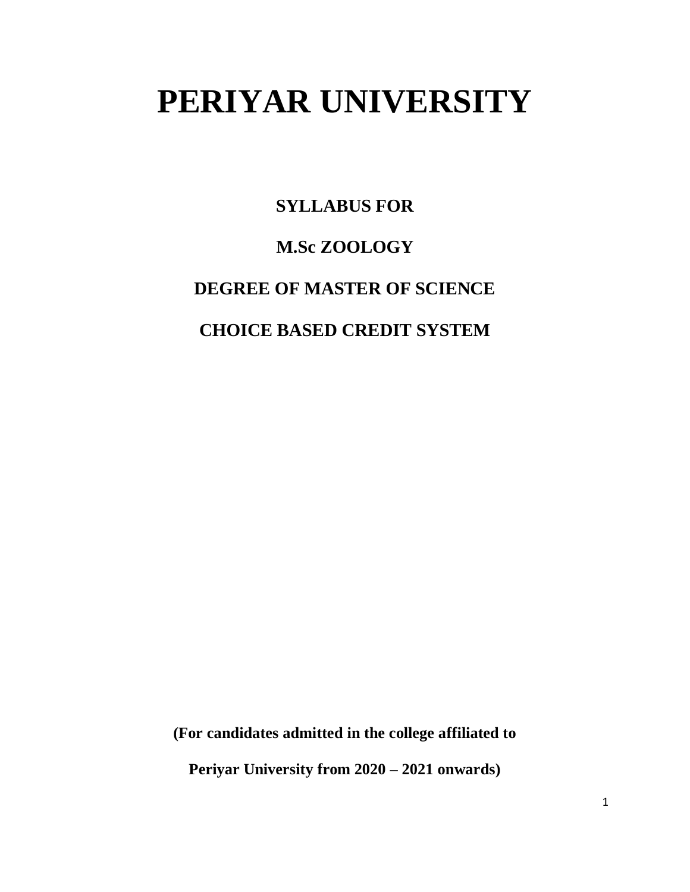# PERIYAR UNIVERSITY

## SYLLABUS FOR

## M.Sc ZOOLOGY

## DEGREE OF MASTER OF SCIENCE

## CHOICE BASED CREDIT SYSTEM

**(For candidates admitted in the college affiliated to**

**Periyar University from 2020 – 2021 onwards)**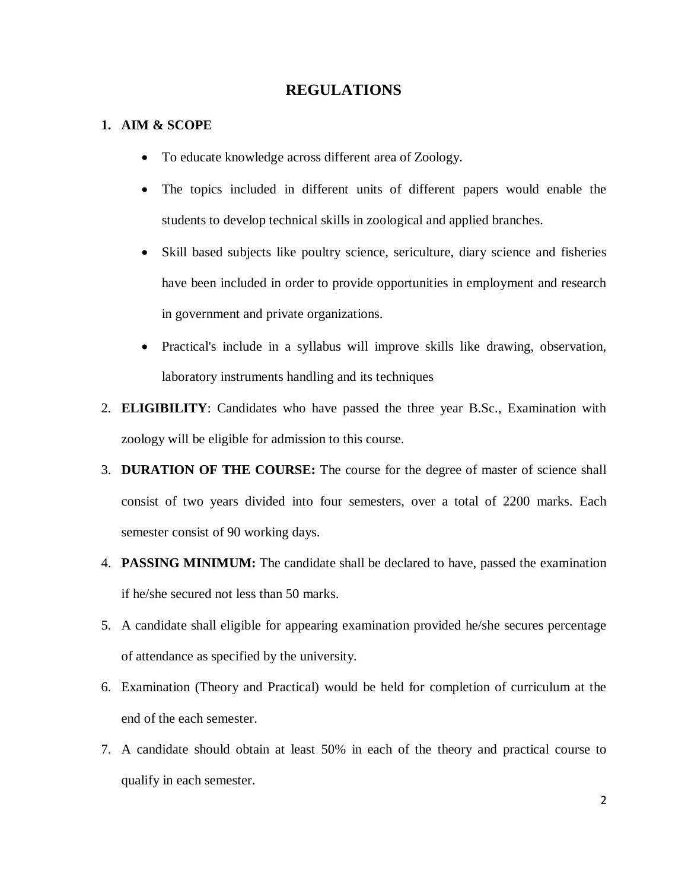# REGULATIONS

1. **AIM & SCOPE**

   - To educate knowledge across different area of Zoology.
   - The topics included in different units of different papers would enable the students to develop technical skills in zoological and applied branches.
   - Skill based subjects like poultry science, sericulture, diary science and fisheries have been included in order to provide opportunities in employment and research in government and private organizations.
   - Practical's include in a syllabus will improve skills like drawing, observation, laboratory instruments handling and its techniques

2. **ELIGIBILITY**: Candidates who have passed the three year B.Sc., Examination with zoology will be eligible for admission to this course.

3. **DURATION OF THE COURSE:** The course for the degree of master of science shall consist of two years divided into four semesters, over a total of 2200 marks. Each semester consist of 90 working days.

4. **PASSING MINIMUM:** The candidate shall be declared to have, passed the examination if he/she secured not less than 50 marks.

5. A candidate shall eligible for appearing examination provided he/she secures percentage of attendance as specified by the university.

6. Examination (Theory and Practical) would be held for completion of curriculum at the end of the each semester.

7. A candidate should obtain at least 50% in each of the theory and practical course to qualify in each semester.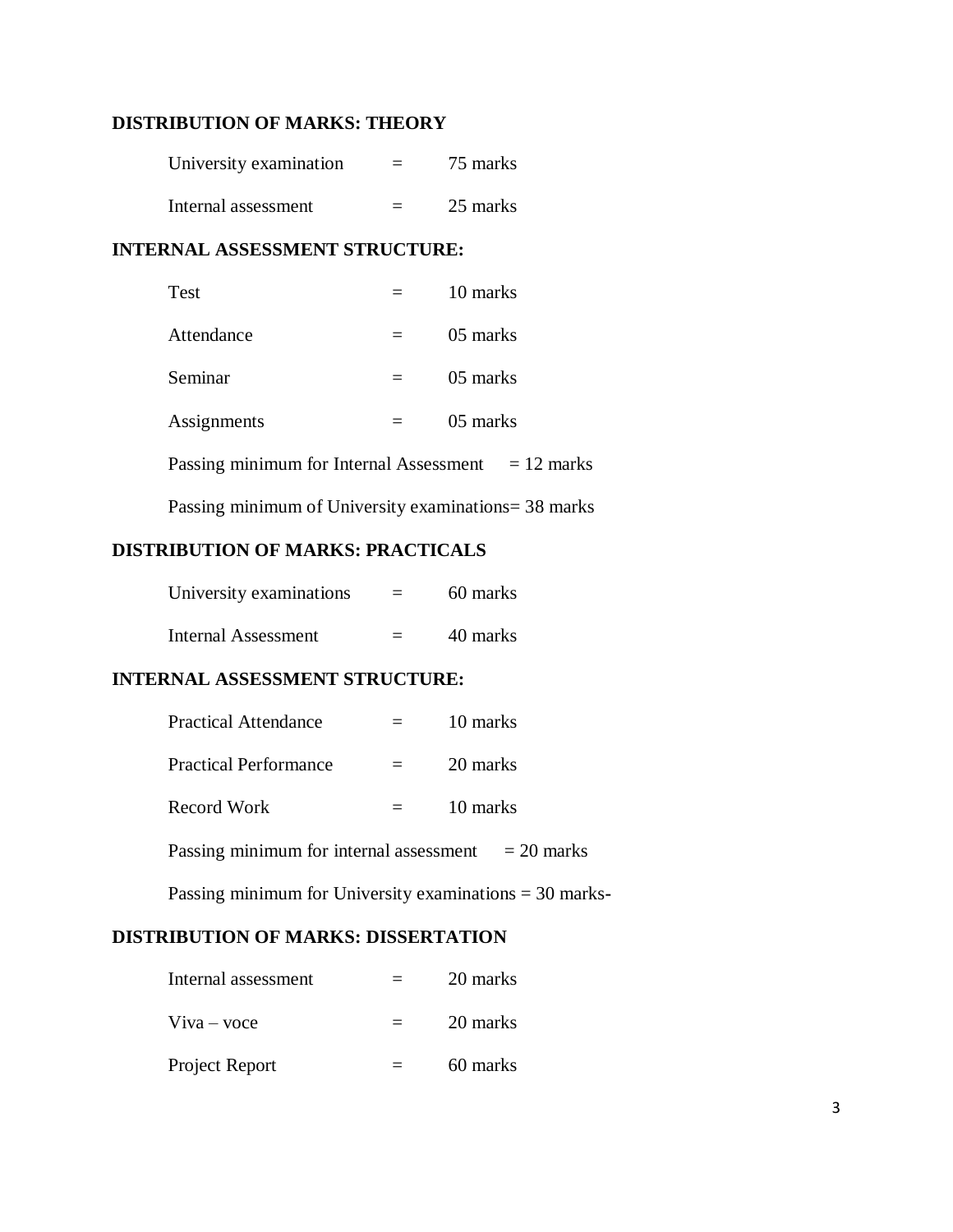**DISTRIBUTION OF MARKS: THEORY**

University examination = 75 marks

Internal assessment = 25 marks

**INTERNAL ASSESSMENT STRUCTURE:**

Test = 10 marks

Attendance = 05 marks

Seminar = 05 marks

Assignments = 05 marks

Passing minimum for Internal Assessment = 12 marks

Passing minimum of University examinations= 38 marks

**DISTRIBUTION OF MARKS: PRACTICALS**

University examinations = 60 marks

Internal Assessment = 40 marks

**INTERNAL ASSESSMENT STRUCTURE:**

Practical Attendance = 10 marks

Practical Performance = 20 marks

Record Work = 10 marks

Passing minimum for internal assessment = 20 marks

Passing minimum for University examinations = 30 marks-

**DISTRIBUTION OF MARKS: DISSERTATION**

Internal assessment = 20 marks

Viva – voce = 20 marks

Project Report = 60 marks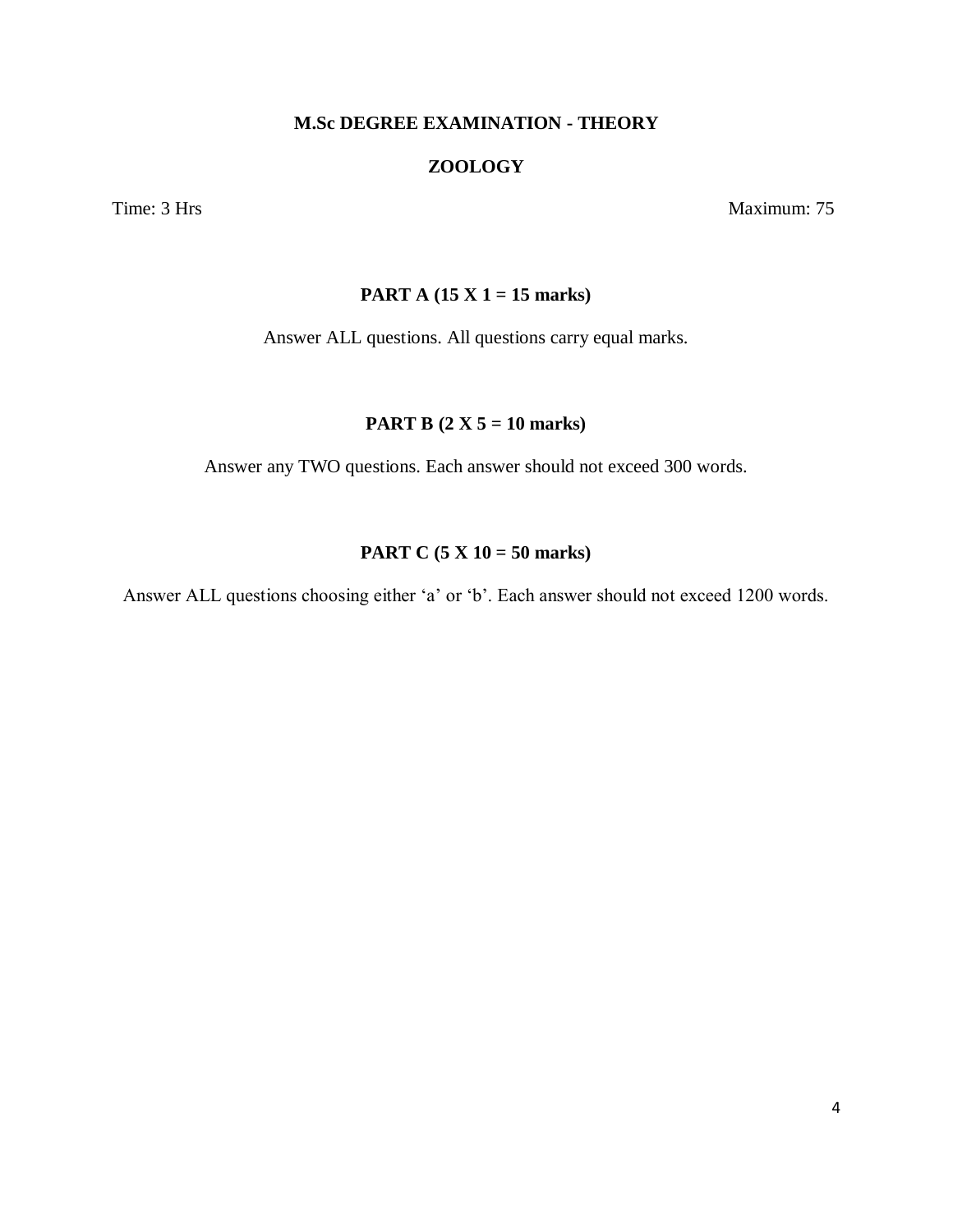**M.Sc DEGREE EXAMINATION - THEORY**

**ZOOLOGY**

Time: 3 Hrs Maximum: 75

**PART A (15 X 1 = 15 marks)**

Answer ALL questions. All questions carry equal marks.

**PART B (2 X 5 = 10 marks)**

Answer any TWO questions. Each answer should not exceed 300 words.

**PART C (5 X 10 = 50 marks)**

Answer ALL questions choosing either ‘a’ or ‘b’. Each answer should not exceed 1200 words.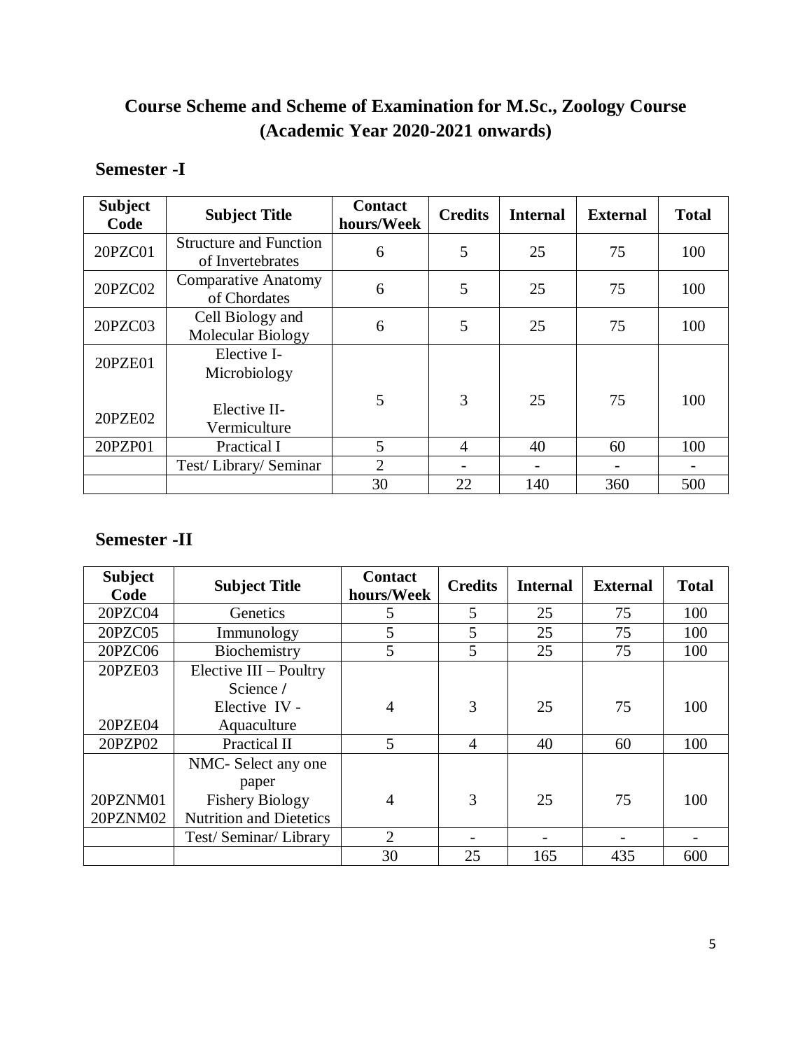# Course Scheme and Scheme of Examination for M.Sc., Zoology Course (Academic Year 2020-2021 onwards)

## Semester -I

| Subject Code | Subject Title | Contact hours/Week | Credits | Internal | External | Total |
|---|---|---|---|---|---|---|
| 20PZC01 | Structure and Function of Invertebrates | 6 | 5 | 25 | 75 | 100 |
| 20PZC02 | Comparative Anatomy of Chordates | 6 | 5 | 25 | 75 | 100 |
| 20PZC03 | Cell Biology and Molecular Biology | 6 | 5 | 25 | 75 | 100 |
| 20PZE01<br>20PZE02 | Elective I- Microbiology<br>Elective II- Vermiculture | 5 | 3 | 25 | 75 | 100 |
| 20PZP01 | Practical I | 5 | 4 | 40 | 60 | 100 |
| | Test/ Library/ Seminar | 2 | - | - | - | - |
| | | 30 | 22 | 140 | 360 | 500 |

## Semester -II

| Subject Code | Subject Title | Contact hours/Week | Credits | Internal | External | Total |
|---|---|---|---|---|---|---|
| 20PZC04 | Genetics | 5 | 5 | 25 | 75 | 100 |
| 20PZC05 | Immunology | 5 | 5 | 25 | 75 | 100 |
| 20PZC06 | Biochemistry | 5 | 5 | 25 | 75 | 100 |
| 20PZE03<br>20PZE04 | Elective III – Poultry Science /<br>Elective IV - Aquaculture | 4 | 3 | 25 | 75 | 100 |
| 20PZP02 | Practical II | 5 | 4 | 40 | 60 | 100 |
| 20PZNM01<br>20PZNM02 | NMC- Select any one paper<br>Fishery Biology<br>Nutrition and Dietetics | 4 | 3 | 25 | 75 | 100 |
| | Test/ Seminar/ Library | 2 | - | - | - | - |
| | | 30 | 25 | 165 | 435 | 600 |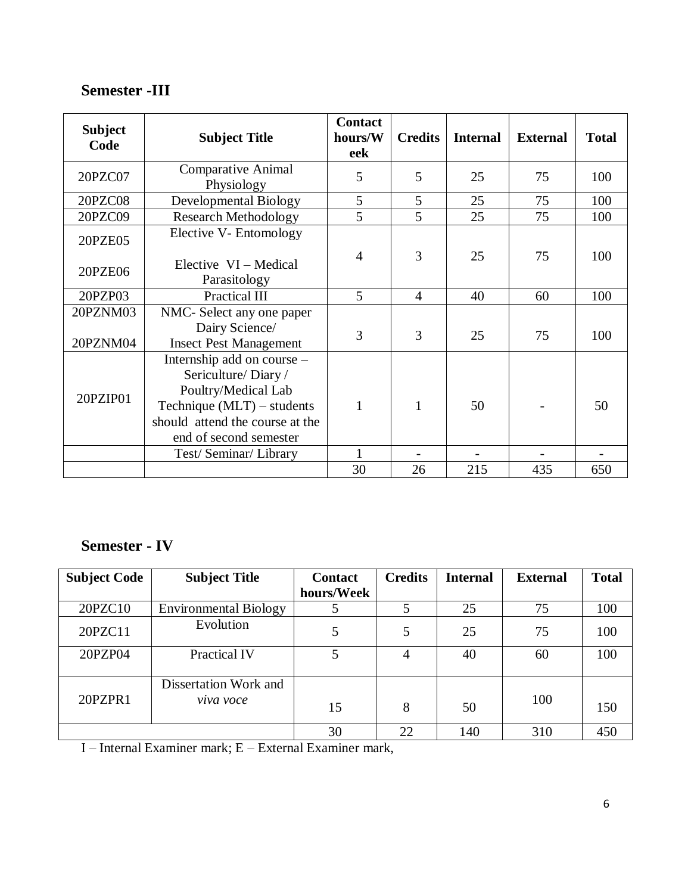## Semester -III

| Subject Code | Subject Title | Contact hours/Week | Credits | Internal | External | Total |
|---|---|---|---|---|---|---|
| 20PZC07 | Comparative Animal Physiology | 5 | 5 | 25 | 75 | 100 |
| 20PZC08 | Developmental Biology | 5 | 5 | 25 | 75 | 100 |
| 20PZC09 | Research Methodology | 5 | 5 | 25 | 75 | 100 |
| 20PZE05<br><br>20PZE06 | Elective V- Entomology<br><br>Elective VI – Medical Parasitology | 4 | 3 | 25 | 75 | 100 |
| 20PZP03 | Practical III | 5 | 4 | 40 | 60 | 100 |
| 20PZNM03<br><br>20PZNM04 | NMC- Select any one paper Dairy Science/ Insect Pest Management | 3 | 3 | 25 | 75 | 100 |
| 20PZIP01 | Internship add on course – Sericulture/ Diary / Poultry/Medical Lab Technique (MLT) – students should attend the course at the end of second semester | 1 | 1 | 50 | - | 50 |
| | Test/ Seminar/ Library | 1 | - | - | - | - |
| | | 30 | 26 | 215 | 435 | 650 |

## Semester - IV

| Subject Code | Subject Title | Contact hours/Week | Credits | Internal | External | Total |
|---|---|---|---|---|---|---|
| 20PZC10 | Environmental Biology | 5 | 5 | 25 | 75 | 100 |
| 20PZC11 | Evolution | 5 | 5 | 25 | 75 | 100 |
| 20PZP04 | Practical IV | 5 | 4 | 40 | 60 | 100 |
| 20PZPR1 | Dissertation Work and *viva voce* | 15 | 8 | 50 | 100 | 150 |
| | | 30 | 22 | 140 | 310 | 450 |

I – Internal Examiner mark; E – External Examiner mark,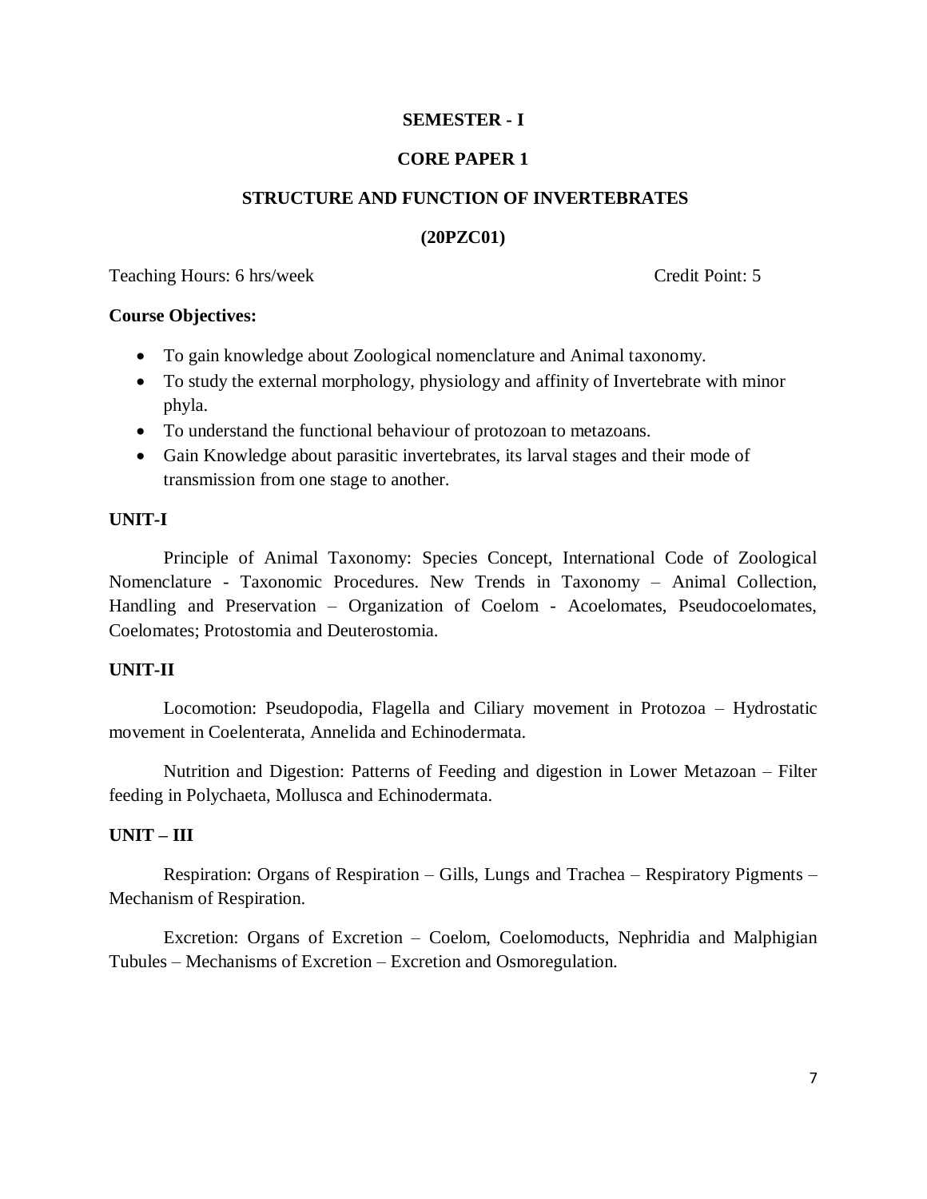**SEMESTER - I**

**CORE PAPER 1**

**STRUCTURE AND FUNCTION OF INVERTEBRATES**

**(20PZC01)**

Teaching Hours: 6 hrs/week Credit Point: 5

**Course Objectives:**

- To gain knowledge about Zoological nomenclature and Animal taxonomy.
- To study the external morphology, physiology and affinity of Invertebrate with minor phyla.
- To understand the functional behaviour of protozoan to metazoans.
- Gain Knowledge about parasitic invertebrates, its larval stages and their mode of transmission from one stage to another.

**UNIT-I**

Principle of Animal Taxonomy: Species Concept, International Code of Zoological Nomenclature - Taxonomic Procedures. New Trends in Taxonomy – Animal Collection, Handling and Preservation – Organization of Coelom - Acoelomates, Pseudocoelomates, Coelomates; Protostomia and Deuterostomia.

**UNIT-II**

Locomotion: Pseudopodia, Flagella and Ciliary movement in Protozoa – Hydrostatic movement in Coelenterata, Annelida and Echinodermata.

Nutrition and Digestion: Patterns of Feeding and digestion in Lower Metazoan – Filter feeding in Polychaeta, Mollusca and Echinodermata.

**UNIT – III**

Respiration: Organs of Respiration – Gills, Lungs and Trachea – Respiratory Pigments – Mechanism of Respiration.

Excretion: Organs of Excretion – Coelom, Coelomoducts, Nephridia and Malphigian Tubules – Mechanisms of Excretion – Excretion and Osmoregulation.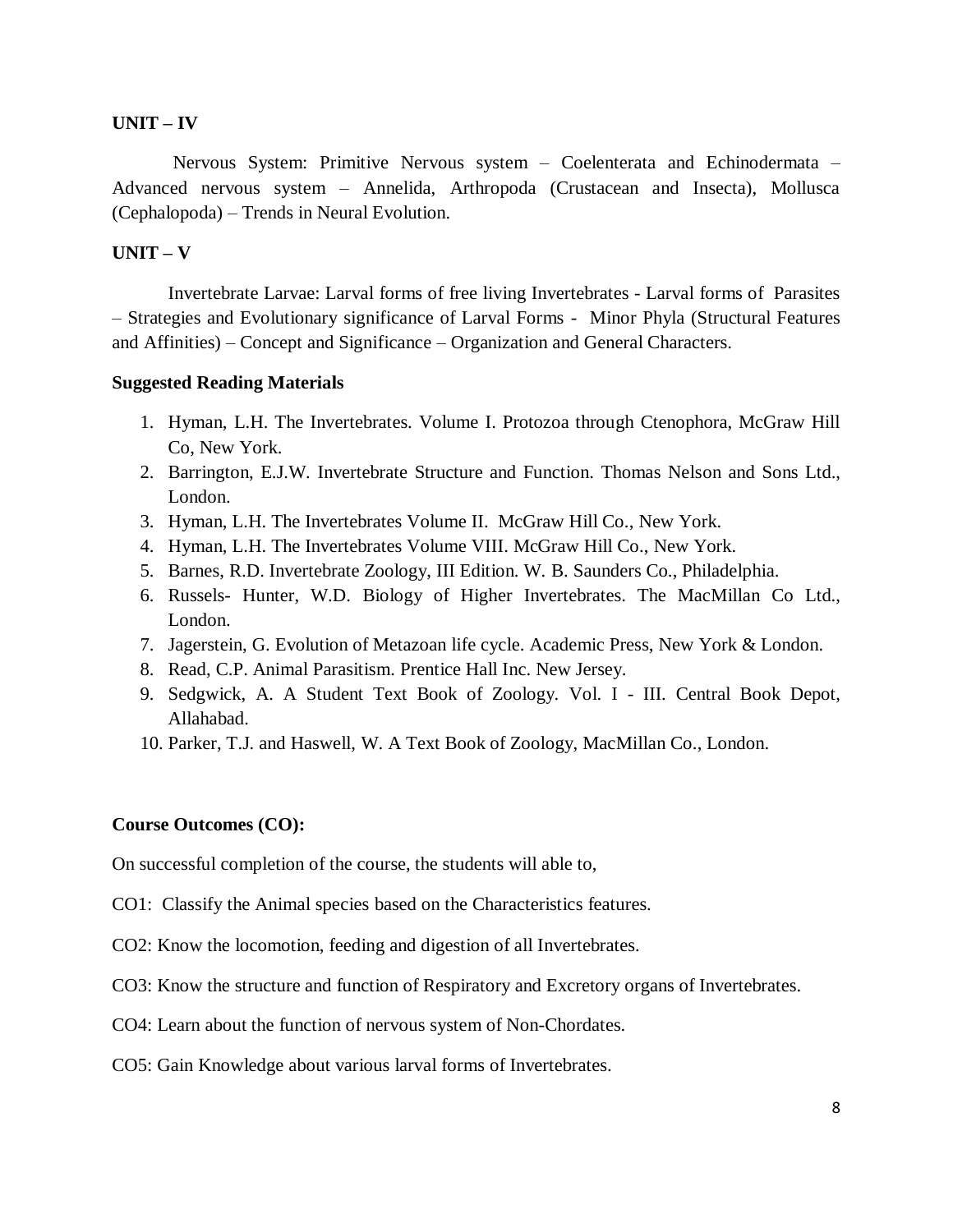**UNIT – IV**

Nervous System: Primitive Nervous system – Coelenterata and Echinodermata – Advanced nervous system – Annelida, Arthropoda (Crustacean and Insecta), Mollusca (Cephalopoda) – Trends in Neural Evolution.

**UNIT – V**

Invertebrate Larvae: Larval forms of free living Invertebrates - Larval forms of Parasites – Strategies and Evolutionary significance of Larval Forms - Minor Phyla (Structural Features and Affinities) – Concept and Significance – Organization and General Characters.

**Suggested Reading Materials**

1. Hyman, L.H. The Invertebrates. Volume I. Protozoa through Ctenophora, McGraw Hill Co, New York.
2. Barrington, E.J.W. Invertebrate Structure and Function. Thomas Nelson and Sons Ltd., London.
3. Hyman, L.H. The Invertebrates Volume II. McGraw Hill Co., New York.
4. Hyman, L.H. The Invertebrates Volume VIII. McGraw Hill Co., New York.
5. Barnes, R.D. Invertebrate Zoology, III Edition. W. B. Saunders Co., Philadelphia.
6. Russels- Hunter, W.D. Biology of Higher Invertebrates. The MacMillan Co Ltd., London.
7. Jagerstein, G. Evolution of Metazoan life cycle. Academic Press, New York & London.
8. Read, C.P. Animal Parasitism. Prentice Hall Inc. New Jersey.
9. Sedgwick, A. A Student Text Book of Zoology. Vol. I - III. Central Book Depot, Allahabad.
10. Parker, T.J. and Haswell, W. A Text Book of Zoology, MacMillan Co., London.

**Course Outcomes (CO):**

On successful completion of the course, the students will able to,

CO1: Classify the Animal species based on the Characteristics features.

CO2: Know the locomotion, feeding and digestion of all Invertebrates.

CO3: Know the structure and function of Respiratory and Excretory organs of Invertebrates.

CO4: Learn about the function of nervous system of Non-Chordates.

CO5: Gain Knowledge about various larval forms of Invertebrates.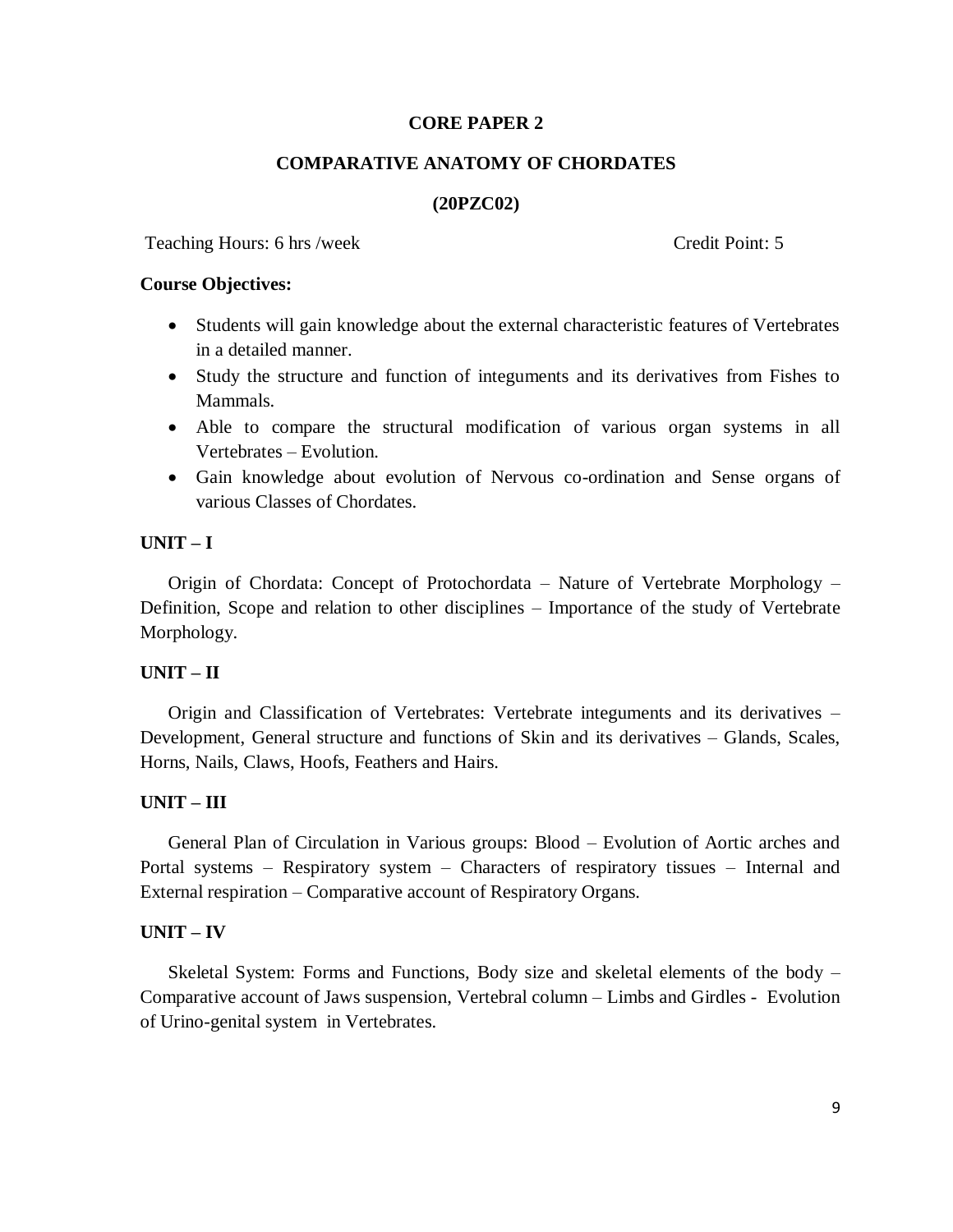## CORE PAPER 2

## COMPARATIVE ANATOMY OF CHORDATES

## (20PZC02)

Teaching Hours: 6 hrs /week Credit Point: 5

**Course Objectives:**

- Students will gain knowledge about the external characteristic features of Vertebrates in a detailed manner.
- Study the structure and function of integuments and its derivatives from Fishes to Mammals.
- Able to compare the structural modification of various organ systems in all Vertebrates – Evolution.
- Gain knowledge about evolution of Nervous co-ordination and Sense organs of various Classes of Chordates.

**UNIT – I**

Origin of Chordata: Concept of Protochordata – Nature of Vertebrate Morphology – Definition, Scope and relation to other disciplines – Importance of the study of Vertebrate Morphology.

**UNIT – II**

Origin and Classification of Vertebrates: Vertebrate integuments and its derivatives – Development, General structure and functions of Skin and its derivatives – Glands, Scales, Horns, Nails, Claws, Hoofs, Feathers and Hairs.

**UNIT – III**

General Plan of Circulation in Various groups: Blood – Evolution of Aortic arches and Portal systems – Respiratory system – Characters of respiratory tissues – Internal and External respiration – Comparative account of Respiratory Organs.

**UNIT – IV**

Skeletal System: Forms and Functions, Body size and skeletal elements of the body – Comparative account of Jaws suspension, Vertebral column – Limbs and Girdles - Evolution of Urino-genital system in Vertebrates.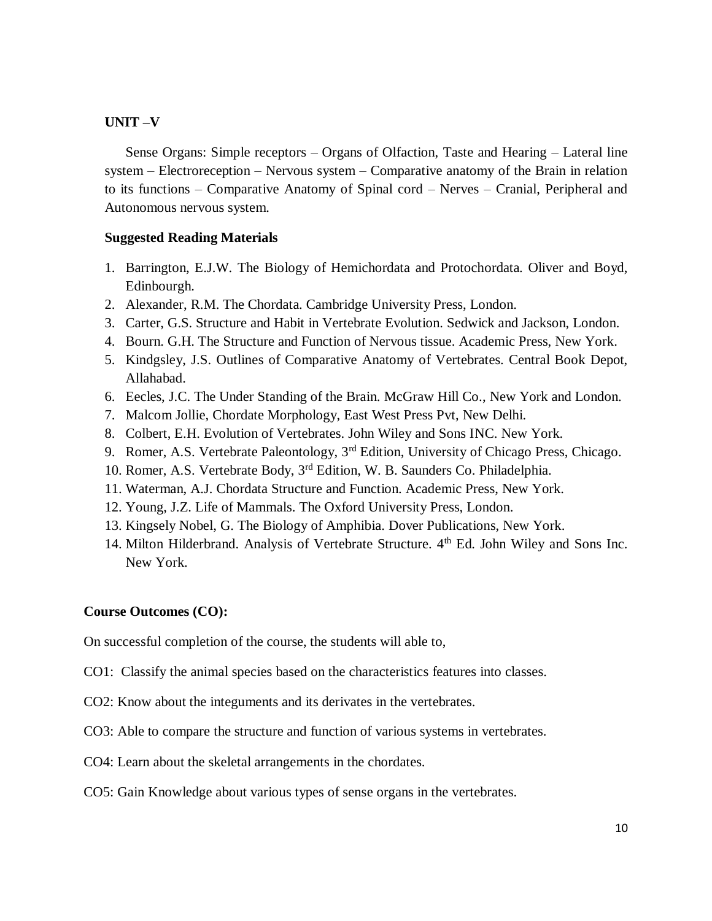**UNIT –V**

Sense Organs: Simple receptors – Organs of Olfaction, Taste and Hearing – Lateral line system – Electroreception – Nervous system – Comparative anatomy of the Brain in relation to its functions – Comparative Anatomy of Spinal cord – Nerves – Cranial, Peripheral and Autonomous nervous system.

**Suggested Reading Materials**

1. Barrington, E.J.W. The Biology of Hemichordata and Protochordata. Oliver and Boyd, Edinbourgh.
2. Alexander, R.M. The Chordata. Cambridge University Press, London.
3. Carter, G.S. Structure and Habit in Vertebrate Evolution. Sedwick and Jackson, London.
4. Bourn. G.H. The Structure and Function of Nervous tissue. Academic Press, New York.
5. Kindgsley, J.S. Outlines of Comparative Anatomy of Vertebrates. Central Book Depot, Allahabad.
6. Eecles, J.C. The Under Standing of the Brain. McGraw Hill Co., New York and London.
7. Malcom Jollie, Chordate Morphology, East West Press Pvt, New Delhi.
8. Colbert, E.H. Evolution of Vertebrates. John Wiley and Sons INC. New York.
9. Romer, A.S. Vertebrate Paleontology, 3rd Edition, University of Chicago Press, Chicago.
10. Romer, A.S. Vertebrate Body, 3rd Edition, W. B. Saunders Co. Philadelphia.
11. Waterman, A.J. Chordata Structure and Function. Academic Press, New York.
12. Young, J.Z. Life of Mammals. The Oxford University Press, London.
13. Kingsely Nobel, G. The Biology of Amphibia. Dover Publications, New York.
14. Milton Hilderbrand. Analysis of Vertebrate Structure. 4th Ed. John Wiley and Sons Inc. New York.

**Course Outcomes (CO):**

On successful completion of the course, the students will able to,

CO1: Classify the animal species based on the characteristics features into classes.

CO2: Know about the integuments and its derivates in the vertebrates.

CO3: Able to compare the structure and function of various systems in vertebrates.

CO4: Learn about the skeletal arrangements in the chordates.

CO5: Gain Knowledge about various types of sense organs in the vertebrates.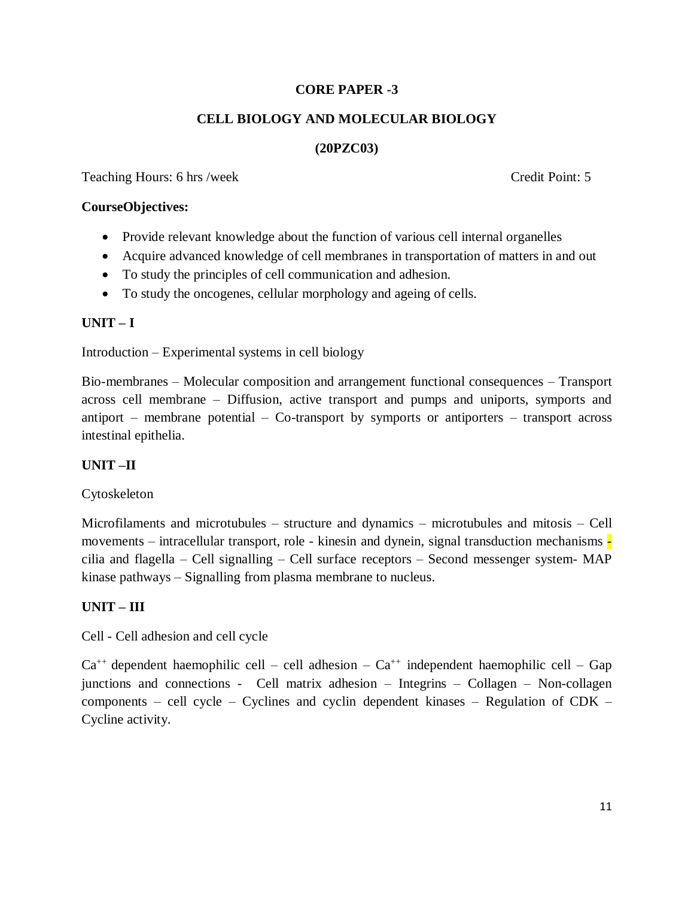**CORE PAPER -3**

**CELL BIOLOGY AND MOLECULAR BIOLOGY**

**(20PZC03)**

Teaching Hours: 6 hrs /week Credit Point: 5

**CourseObjectives:**

- Provide relevant knowledge about the function of various cell internal organelles
- Acquire advanced knowledge of cell membranes in transportation of matters in and out
- To study the principles of cell communication and adhesion.
- To study the oncogenes, cellular morphology and ageing of cells.

**UNIT – I**

Introduction – Experimental systems in cell biology

Bio-membranes – Molecular composition and arrangement functional consequences – Transport across cell membrane – Diffusion, active transport and pumps and uniports, symports and antiport – membrane potential – Co-transport by symports or antiporters – transport across intestinal epithelia.

**UNIT –II**

Cytoskeleton

Microfilaments and microtubules – structure and dynamics – microtubules and mitosis – Cell movements – intracellular transport, role - kinesin and dynein, signal transduction mechanisms - cilia and flagella – Cell signalling – Cell surface receptors – Second messenger system- MAP kinase pathways – Signalling from plasma membrane to nucleus.

**UNIT – III**

Cell - Cell adhesion and cell cycle

$Ca^{++}$ dependent haemophilic cell – cell adhesion – $Ca^{++}$ independent haemophilic cell – Gap junctions and connections - Cell matrix adhesion – Integrins – Collagen – Non-collagen components – cell cycle – Cyclines and cyclin dependent kinases – Regulation of CDK – Cycline activity.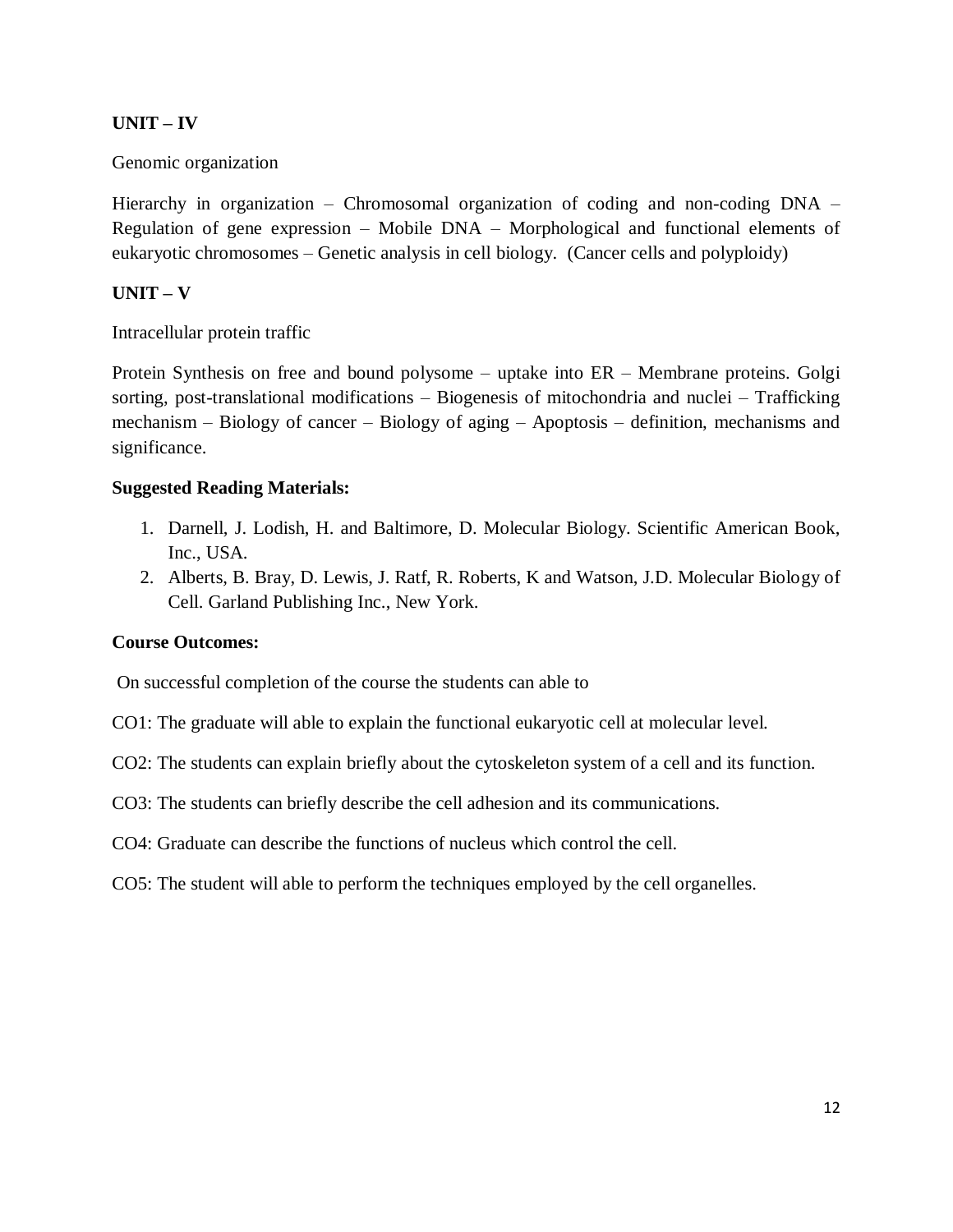**UNIT – IV**

Genomic organization

Hierarchy in organization – Chromosomal organization of coding and non-coding DNA – Regulation of gene expression – Mobile DNA – Morphological and functional elements of eukaryotic chromosomes – Genetic analysis in cell biology. (Cancer cells and polyploidy)

**UNIT – V**

Intracellular protein traffic

Protein Synthesis on free and bound polysome – uptake into ER – Membrane proteins. Golgi sorting, post-translational modifications – Biogenesis of mitochondria and nuclei – Trafficking mechanism – Biology of cancer – Biology of aging – Apoptosis – definition, mechanisms and significance.

**Suggested Reading Materials:**

1. Darnell, J. Lodish, H. and Baltimore, D. Molecular Biology. Scientific American Book, Inc., USA.
2. Alberts, B. Bray, D. Lewis, J. Ratf, R. Roberts, K and Watson, J.D. Molecular Biology of Cell. Garland Publishing Inc., New York.

**Course Outcomes:**

On successful completion of the course the students can able to

CO1: The graduate will able to explain the functional eukaryotic cell at molecular level.

CO2: The students can explain briefly about the cytoskeleton system of a cell and its function.

CO3: The students can briefly describe the cell adhesion and its communications.

CO4: Graduate can describe the functions of nucleus which control the cell.

CO5: The student will able to perform the techniques employed by the cell organelles.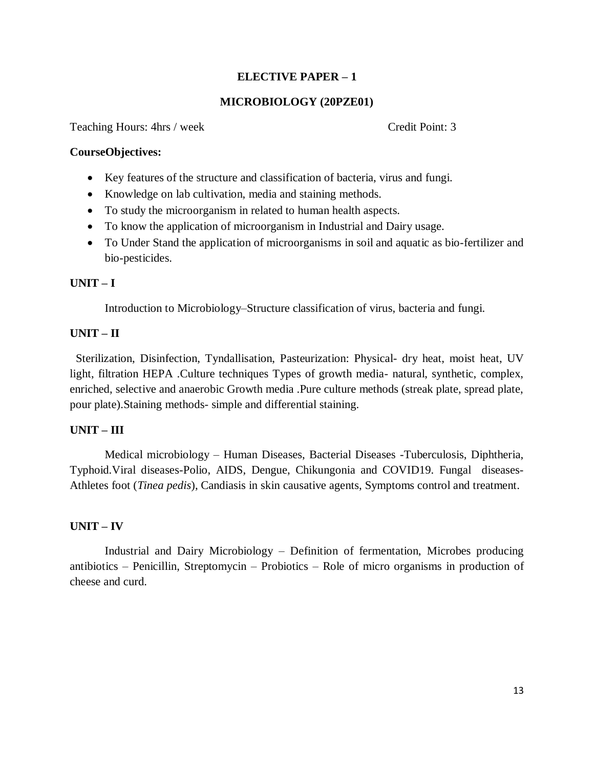## ELECTIVE PAPER – 1

## MICROBIOLOGY (20PZE01)

Teaching Hours: 4hrs / week Credit Point: 3

**CourseObjectives:**

- Key features of the structure and classification of bacteria, virus and fungi.
- Knowledge on lab cultivation, media and staining methods.
- To study the microorganism in related to human health aspects.
- To know the application of microorganism in Industrial and Dairy usage.
- To Under Stand the application of microorganisms in soil and aquatic as bio-fertilizer and bio-pesticides.

**UNIT – I**

Introduction to Microbiology–Structure classification of virus, bacteria and fungi.

**UNIT – II**

Sterilization, Disinfection, Tyndallisation, Pasteurization: Physical- dry heat, moist heat, UV light, filtration HEPA .Culture techniques Types of growth media- natural, synthetic, complex, enriched, selective and anaerobic Growth media .Pure culture methods (streak plate, spread plate, pour plate).Staining methods- simple and differential staining.

**UNIT – III**

Medical microbiology – Human Diseases, Bacterial Diseases -Tuberculosis, Diphtheria, Typhoid.Viral diseases-Polio, AIDS, Dengue, Chikungonia and COVID19. Fungal diseases- Athletes foot (*Tinea pedis*), Candiasis in skin causative agents, Symptoms control and treatment.

**UNIT – IV**

Industrial and Dairy Microbiology – Definition of fermentation, Microbes producing antibiotics – Penicillin, Streptomycin – Probiotics – Role of micro organisms in production of cheese and curd.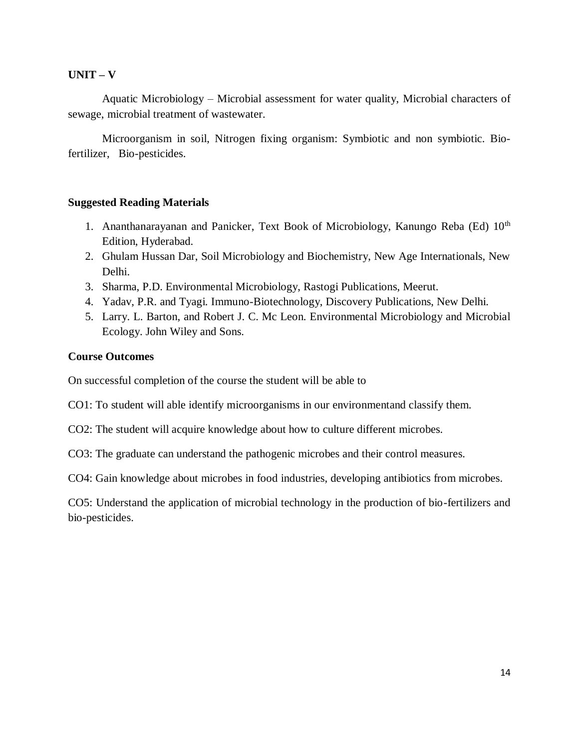**UNIT – V**

Aquatic Microbiology – Microbial assessment for water quality, Microbial characters of sewage, microbial treatment of wastewater.

Microorganism in soil, Nitrogen fixing organism: Symbiotic and non symbiotic. Bio-fertilizer, Bio-pesticides.

**Suggested Reading Materials**

1. Ananthanarayanan and Panicker, Text Book of Microbiology, Kanungo Reba (Ed) 10th Edition, Hyderabad.
2. Ghulam Hussan Dar, Soil Microbiology and Biochemistry, New Age Internationals, New Delhi.
3. Sharma, P.D. Environmental Microbiology, Rastogi Publications, Meerut.
4. Yadav, P.R. and Tyagi. Immuno-Biotechnology, Discovery Publications, New Delhi.
5. Larry. L. Barton, and Robert J. C. Mc Leon. Environmental Microbiology and Microbial Ecology. John Wiley and Sons.

**Course Outcomes**

On successful completion of the course the student will be able to

CO1: To student will able identify microorganisms in our environmentand classify them.

CO2: The student will acquire knowledge about how to culture different microbes.

CO3: The graduate can understand the pathogenic microbes and their control measures.

CO4: Gain knowledge about microbes in food industries, developing antibiotics from microbes.

CO5: Understand the application of microbial technology in the production of bio-fertilizers and bio-pesticides.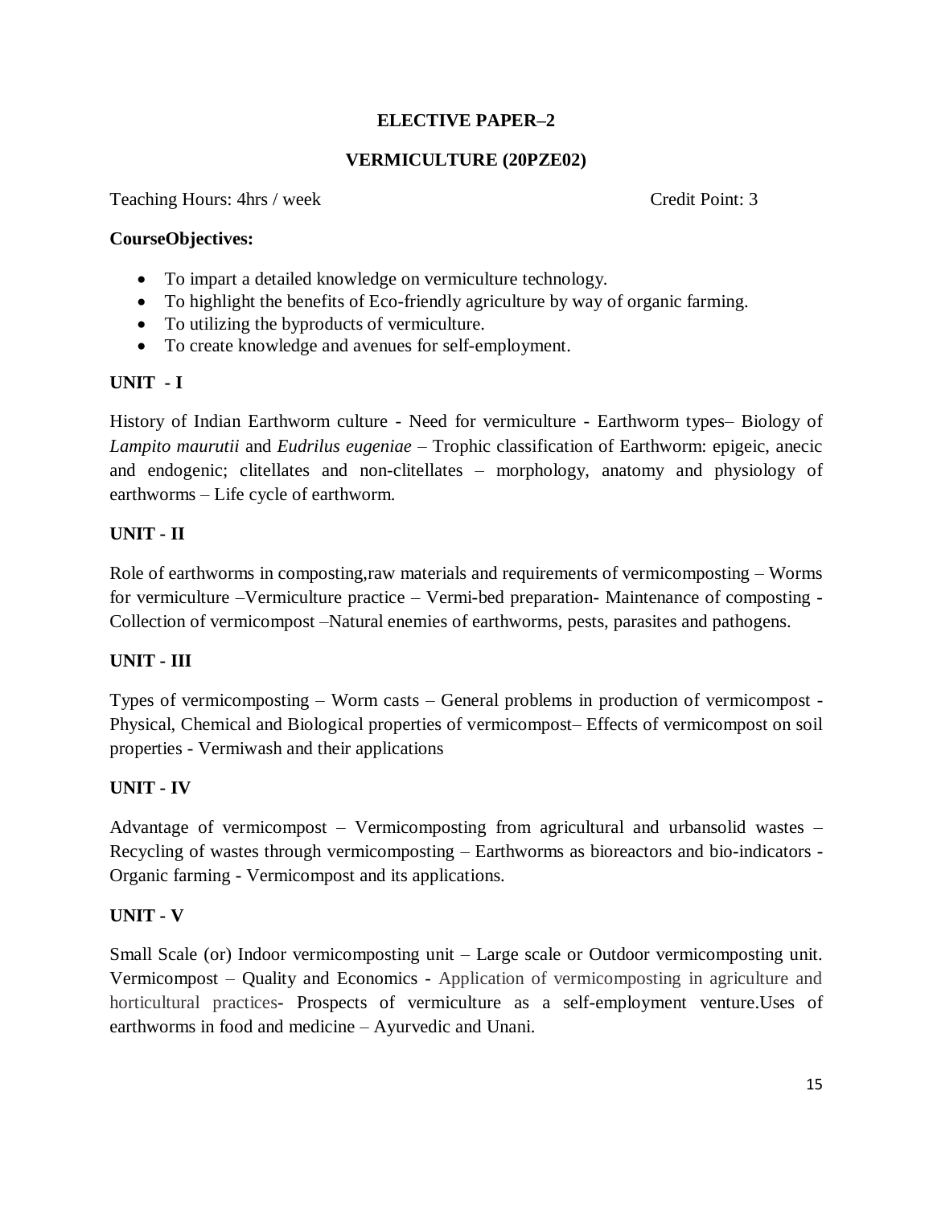# ELECTIVE PAPER–2

## VERMICULTURE (20PZE02)

Teaching Hours: 4hrs / week Credit Point: 3

**CourseObjectives:**

- To impart a detailed knowledge on vermiculture technology.
- To highlight the benefits of Eco-friendly agriculture by way of organic farming.
- To utilizing the byproducts of vermiculture.
- To create knowledge and avenues for self-employment.

### UNIT - I

History of Indian Earthworm culture - Need for vermiculture - Earthworm types– Biology of *Lampito maurutii* and *Eudrilus eugeniae* – Trophic classification of Earthworm: epigeic, anecic and endogenic; clitellates and non-clitellates – morphology, anatomy and physiology of earthworms – Life cycle of earthworm.

### UNIT - II

Role of earthworms in composting,raw materials and requirements of vermicomposting – Worms for vermiculture –Vermiculture practice – Vermi-bed preparation- Maintenance of composting - Collection of vermicompost –Natural enemies of earthworms, pests, parasites and pathogens.

### UNIT - III

Types of vermicomposting – Worm casts – General problems in production of vermicompost - Physical, Chemical and Biological properties of vermicompost– Effects of vermicompost on soil properties - Vermiwash and their applications

### UNIT - IV

Advantage of vermicompost – Vermicomposting from agricultural and urbansolid wastes – Recycling of wastes through vermicomposting – Earthworms as bioreactors and bio-indicators - Organic farming - Vermicompost and its applications.

### UNIT - V

Small Scale (or) Indoor vermicomposting unit – Large scale or Outdoor vermicomposting unit. Vermicompost – Quality and Economics - Application of vermicomposting in agriculture and horticultural practices- Prospects of vermiculture as a self-employment venture.Uses of earthworms in food and medicine – Ayurvedic and Unani.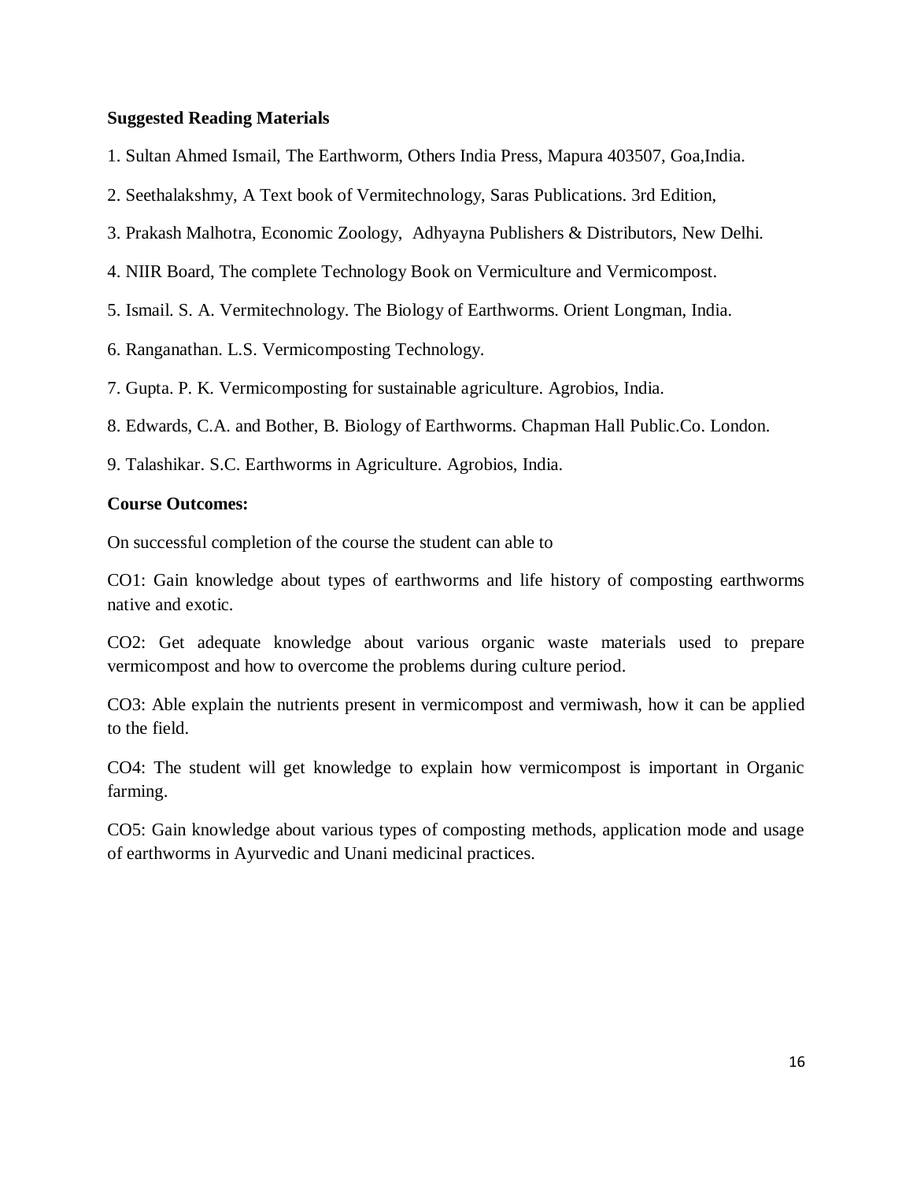**Suggested Reading Materials**

1. Sultan Ahmed Ismail, The Earthworm, Others India Press, Mapura 403507, Goa,India.

2. Seethalakshmy, A Text book of Vermitechnology, Saras Publications. 3rd Edition,

3. Prakash Malhotra, Economic Zoology, Adhyayna Publishers & Distributors, New Delhi.

4. NIIR Board, The complete Technology Book on Vermiculture and Vermicompost.

5. Ismail. S. A. Vermitechnology. The Biology of Earthworms. Orient Longman, India.

6. Ranganathan. L.S. Vermicomposting Technology.

7. Gupta. P. K. Vermicomposting for sustainable agriculture. Agrobios, India.

8. Edwards, C.A. and Bother, B. Biology of Earthworms. Chapman Hall Public.Co. London.

9. Talashikar. S.C. Earthworms in Agriculture. Agrobios, India.

**Course Outcomes:**

On successful completion of the course the student can able to

CO1: Gain knowledge about types of earthworms and life history of composting earthworms native and exotic.

CO2: Get adequate knowledge about various organic waste materials used to prepare vermicompost and how to overcome the problems during culture period.

CO3: Able explain the nutrients present in vermicompost and vermiwash, how it can be applied to the field.

CO4: The student will get knowledge to explain how vermicompost is important in Organic farming.

CO5: Gain knowledge about various types of composting methods, application mode and usage of earthworms in Ayurvedic and Unani medicinal practices.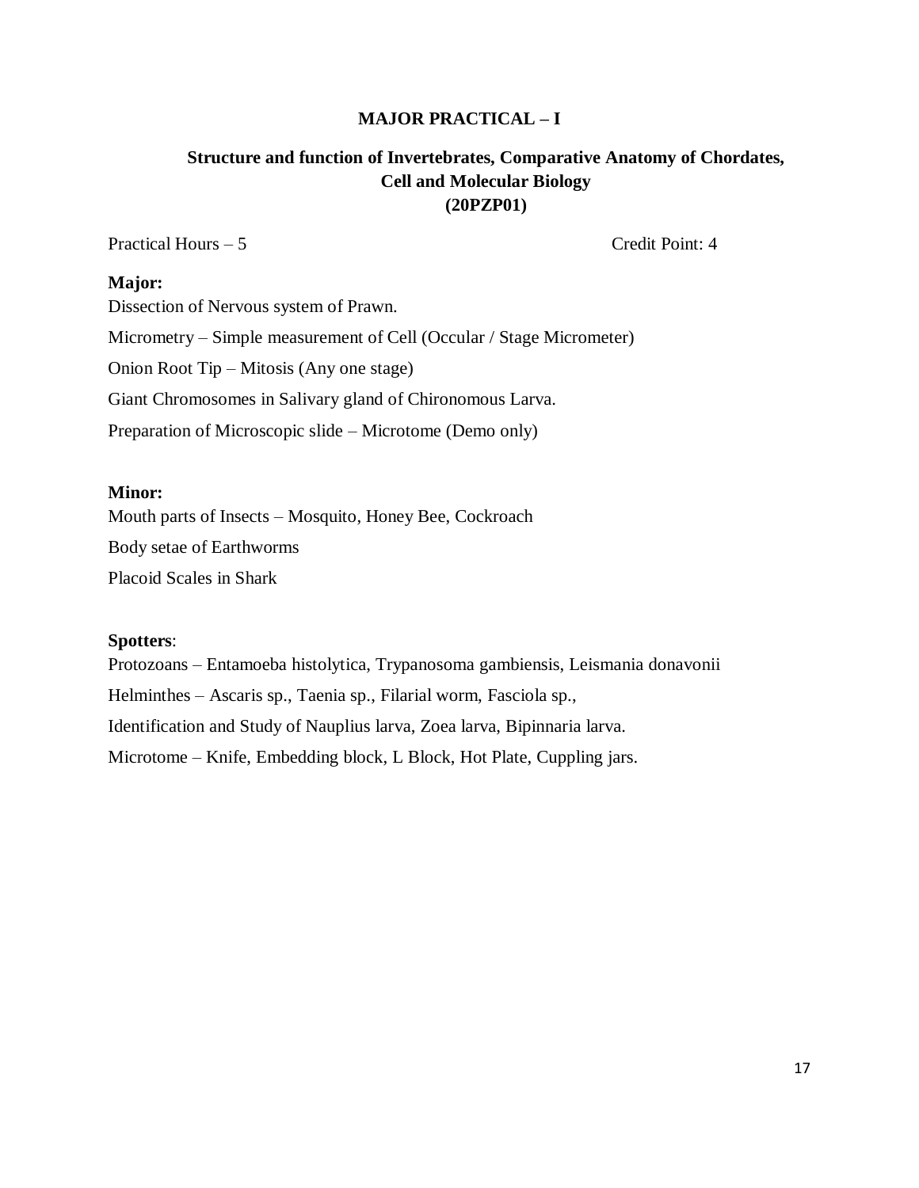## MAJOR PRACTICAL – I

### Structure and function of Invertebrates, Comparative Anatomy of Chordates, Cell and Molecular Biology (20PZP01)

Practical Hours – 5 Credit Point: 4

**Major:**

Dissection of Nervous system of Prawn.

Micrometry – Simple measurement of Cell (Occular / Stage Micrometer)

Onion Root Tip – Mitosis (Any one stage)

Giant Chromosomes in Salivary gland of Chironomous Larva.

Preparation of Microscopic slide – Microtome (Demo only)

**Minor:**

Mouth parts of Insects – Mosquito, Honey Bee, Cockroach

Body setae of Earthworms

Placoid Scales in Shark

**Spotters**:

Protozoans – Entamoeba histolytica, Trypanosoma gambiensis, Leismania donavonii

Helminthes – Ascaris sp., Taenia sp., Filarial worm, Fasciola sp.,

Identification and Study of Nauplius larva, Zoea larva, Bipinnaria larva.

Microtome – Knife, Embedding block, L Block, Hot Plate, Cuppling jars.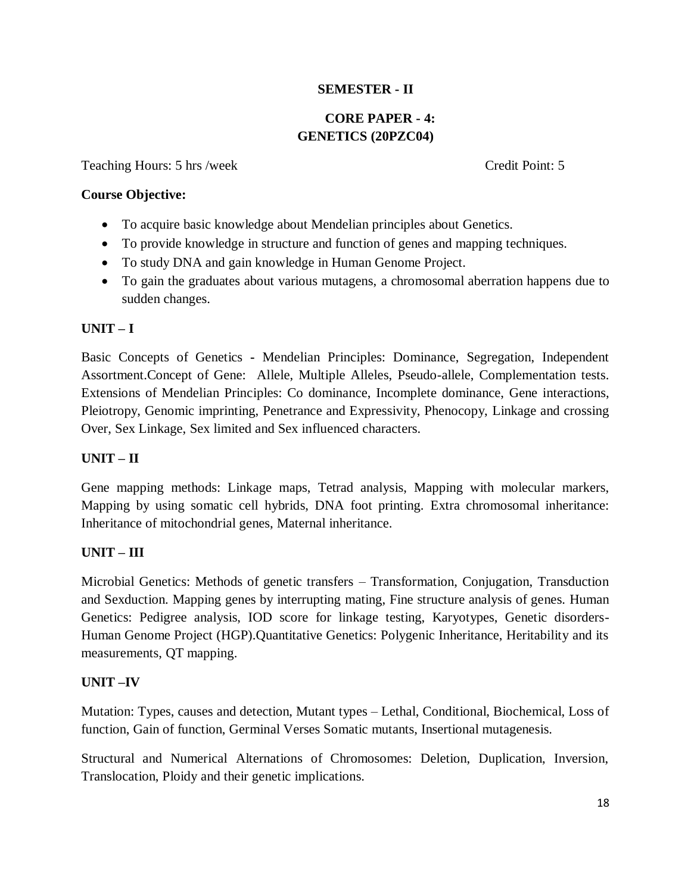**SEMESTER - II**

**CORE PAPER - 4:**
**GENETICS (20PZC04)**

Teaching Hours: 5 hrs /week Credit Point: 5

**Course Objective:**

- To acquire basic knowledge about Mendelian principles about Genetics.
- To provide knowledge in structure and function of genes and mapping techniques.
- To study DNA and gain knowledge in Human Genome Project.
- To gain the graduates about various mutagens, a chromosomal aberration happens due to sudden changes.

**UNIT – I**

Basic Concepts of Genetics - Mendelian Principles: Dominance, Segregation, Independent Assortment.Concept of Gene: Allele, Multiple Alleles, Pseudo-allele, Complementation tests. Extensions of Mendelian Principles: Co dominance, Incomplete dominance, Gene interactions, Pleiotropy, Genomic imprinting, Penetrance and Expressivity, Phenocopy, Linkage and crossing Over, Sex Linkage, Sex limited and Sex influenced characters.

**UNIT – II**

Gene mapping methods: Linkage maps, Tetrad analysis, Mapping with molecular markers, Mapping by using somatic cell hybrids, DNA foot printing. Extra chromosomal inheritance: Inheritance of mitochondrial genes, Maternal inheritance.

**UNIT – III**

Microbial Genetics: Methods of genetic transfers – Transformation, Conjugation, Transduction and Sexduction. Mapping genes by interrupting mating, Fine structure analysis of genes. Human Genetics: Pedigree analysis, IOD score for linkage testing, Karyotypes, Genetic disorders-Human Genome Project (HGP).Quantitative Genetics: Polygenic Inheritance, Heritability and its measurements, QT mapping.

**UNIT –IV**

Mutation: Types, causes and detection, Mutant types – Lethal, Conditional, Biochemical, Loss of function, Gain of function, Germinal Verses Somatic mutants, Insertional mutagenesis.

Structural and Numerical Alternations of Chromosomes: Deletion, Duplication, Inversion, Translocation, Ploidy and their genetic implications.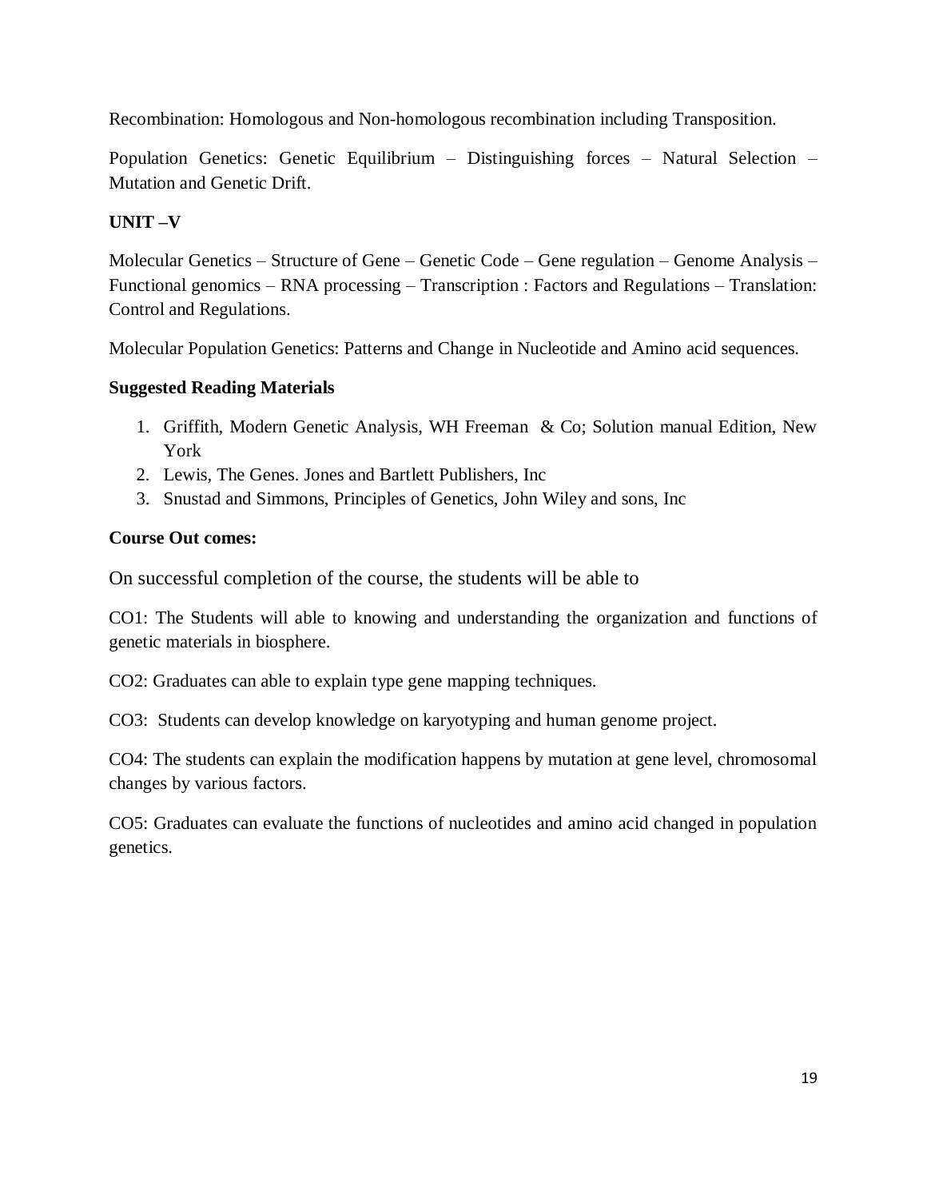Recombination: Homologous and Non-homologous recombination including Transposition.

Population Genetics: Genetic Equilibrium – Distinguishing forces – Natural Selection – Mutation and Genetic Drift.

**UNIT –V**

Molecular Genetics – Structure of Gene – Genetic Code – Gene regulation – Genome Analysis – Functional genomics – RNA processing – Transcription : Factors and Regulations – Translation: Control and Regulations.

Molecular Population Genetics: Patterns and Change in Nucleotide and Amino acid sequences.

**Suggested Reading Materials**

1. Griffith, Modern Genetic Analysis, WH Freeman & Co; Solution manual Edition, New York
2. Lewis, The Genes. Jones and Bartlett Publishers, Inc
3. Snustad and Simmons, Principles of Genetics, John Wiley and sons, Inc

**Course Out comes:**

On successful completion of the course, the students will be able to

CO1: The Students will able to knowing and understanding the organization and functions of genetic materials in biosphere.

CO2: Graduates can able to explain type gene mapping techniques.

CO3: Students can develop knowledge on karyotyping and human genome project.

CO4: The students can explain the modification happens by mutation at gene level, chromosomal changes by various factors.

CO5: Graduates can evaluate the functions of nucleotides and amino acid changed in population genetics.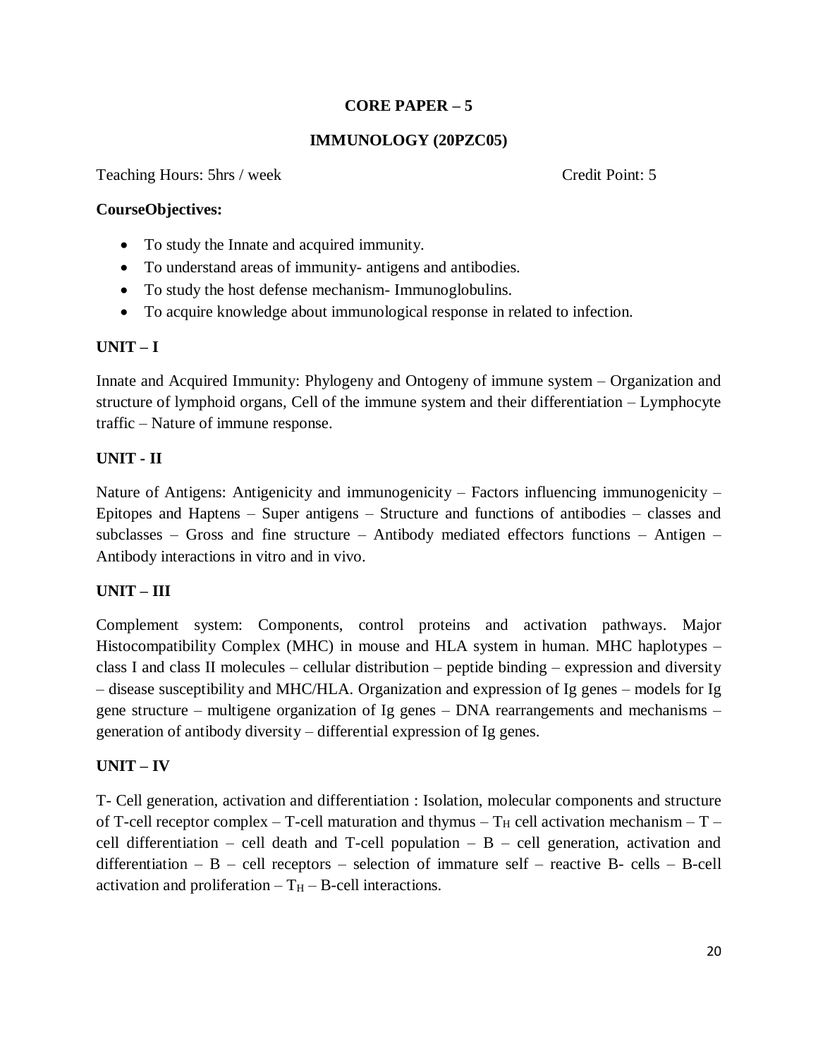## CORE PAPER – 5

## IMMUNOLOGY (20PZC05)

Teaching Hours: 5hrs / week Credit Point: 5

**CourseObjectives:**

- To study the Innate and acquired immunity.
- To understand areas of immunity- antigens and antibodies.
- To study the host defense mechanism- Immunoglobulins.
- To acquire knowledge about immunological response in related to infection.

### UNIT – I

Innate and Acquired Immunity: Phylogeny and Ontogeny of immune system – Organization and structure of lymphoid organs, Cell of the immune system and their differentiation – Lymphocyte traffic – Nature of immune response.

### UNIT - II

Nature of Antigens: Antigenicity and immunogenicity – Factors influencing immunogenicity – Epitopes and Haptens – Super antigens – Structure and functions of antibodies – classes and subclasses – Gross and fine structure – Antibody mediated effectors functions – Antigen – Antibody interactions in vitro and in vivo.

### UNIT – III

Complement system: Components, control proteins and activation pathways. Major Histocompatibility Complex (MHC) in mouse and HLA system in human. MHC haplotypes – class I and class II molecules – cellular distribution – peptide binding – expression and diversity – disease susceptibility and MHC/HLA. Organization and expression of Ig genes – models for Ig gene structure – multigene organization of Ig genes – DNA rearrangements and mechanisms – generation of antibody diversity – differential expression of Ig genes.

### UNIT – IV

T- Cell generation, activation and differentiation : Isolation, molecular components and structure of T-cell receptor complex – T-cell maturation and thymus – $T_H$ cell activation mechanism – T – cell differentiation – cell death and T-cell population – B – cell generation, activation and differentiation – B – cell receptors – selection of immature self – reactive B- cells – B-cell activation and proliferation – $T_H$ – B-cell interactions.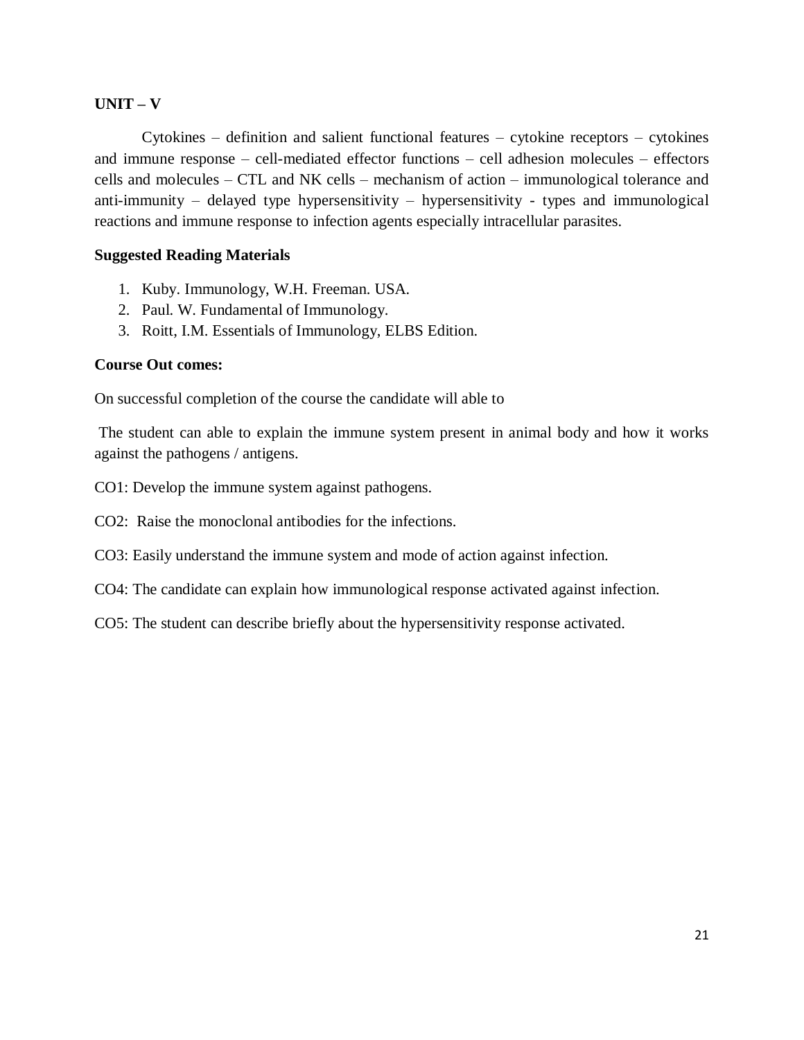**UNIT – V**

Cytokines – definition and salient functional features – cytokine receptors – cytokines and immune response – cell-mediated effector functions – cell adhesion molecules – effectors cells and molecules – CTL and NK cells – mechanism of action – immunological tolerance and anti-immunity – delayed type hypersensitivity – hypersensitivity - types and immunological reactions and immune response to infection agents especially intracellular parasites.

**Suggested Reading Materials**

1. Kuby. Immunology, W.H. Freeman. USA.
2. Paul. W. Fundamental of Immunology.
3. Roitt, I.M. Essentials of Immunology, ELBS Edition.

**Course Out comes:**

On successful completion of the course the candidate will able to

The student can able to explain the immune system present in animal body and how it works against the pathogens / antigens.

CO1: Develop the immune system against pathogens.

CO2: Raise the monoclonal antibodies for the infections.

CO3: Easily understand the immune system and mode of action against infection.

CO4: The candidate can explain how immunological response activated against infection.

CO5: The student can describe briefly about the hypersensitivity response activated.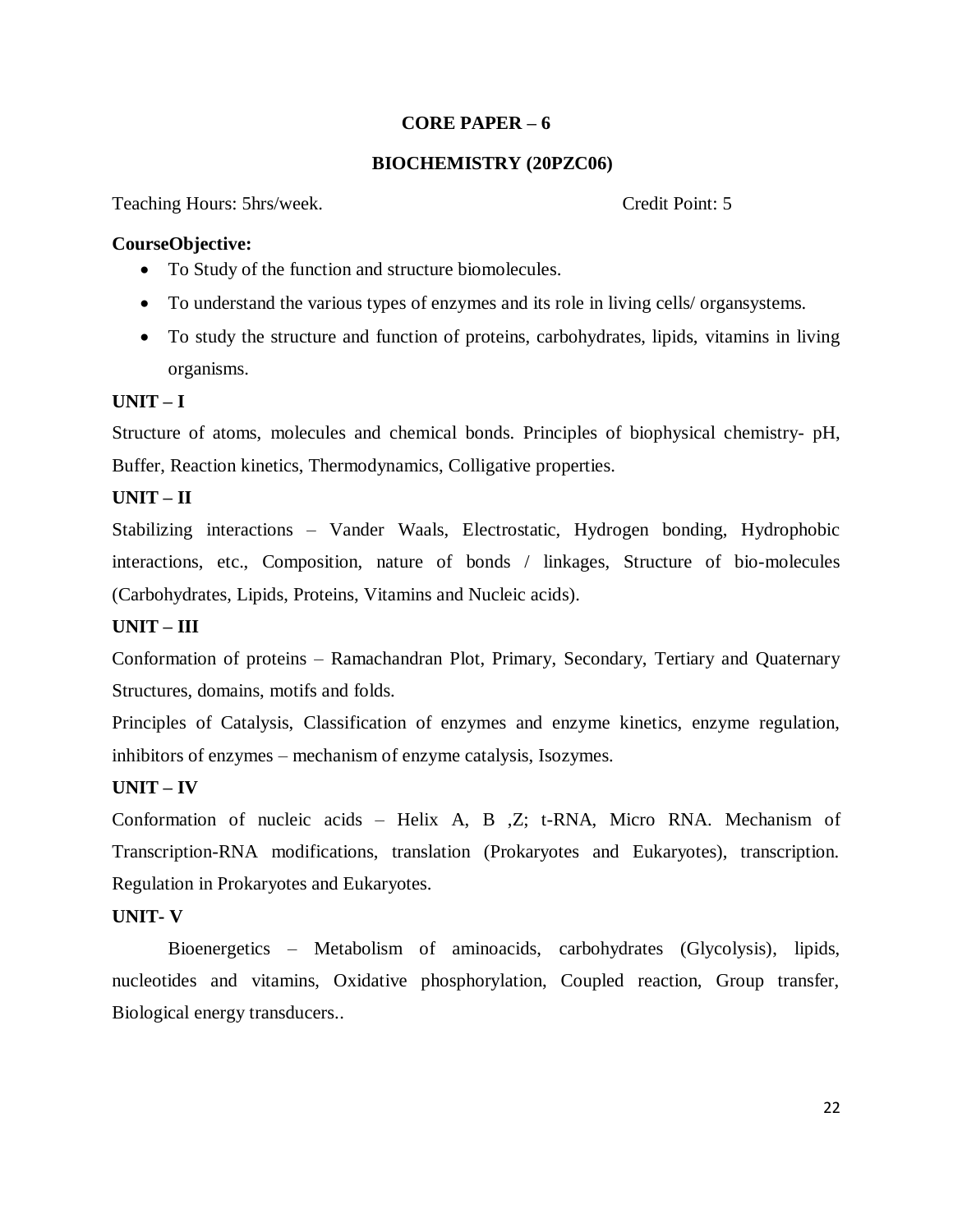## CORE PAPER – 6

## BIOCHEMISTRY (20PZC06)

Teaching Hours: 5hrs/week. Credit Point: 5

**CourseObjective:**

- To Study of the function and structure biomolecules.
- To understand the various types of enzymes and its role in living cells/ organsystems.
- To study the structure and function of proteins, carbohydrates, lipids, vitamins in living organisms.

**UNIT – I**

Structure of atoms, molecules and chemical bonds. Principles of biophysical chemistry- pH, Buffer, Reaction kinetics, Thermodynamics, Colligative properties.

**UNIT – II**

Stabilizing interactions – Vander Waals, Electrostatic, Hydrogen bonding, Hydrophobic interactions, etc., Composition, nature of bonds / linkages, Structure of bio-molecules (Carbohydrates, Lipids, Proteins, Vitamins and Nucleic acids).

**UNIT – III**

Conformation of proteins – Ramachandran Plot, Primary, Secondary, Tertiary and Quaternary Structures, domains, motifs and folds.

Principles of Catalysis, Classification of enzymes and enzyme kinetics, enzyme regulation, inhibitors of enzymes – mechanism of enzyme catalysis, Isozymes.

**UNIT – IV**

Conformation of nucleic acids – Helix A, B ,Z; t-RNA, Micro RNA. Mechanism of Transcription-RNA modifications, translation (Prokaryotes and Eukaryotes), transcription. Regulation in Prokaryotes and Eukaryotes.

**UNIT- V**

Bioenergetics – Metabolism of aminoacids, carbohydrates (Glycolysis), lipids, nucleotides and vitamins, Oxidative phosphorylation, Coupled reaction, Group transfer, Biological energy transducers..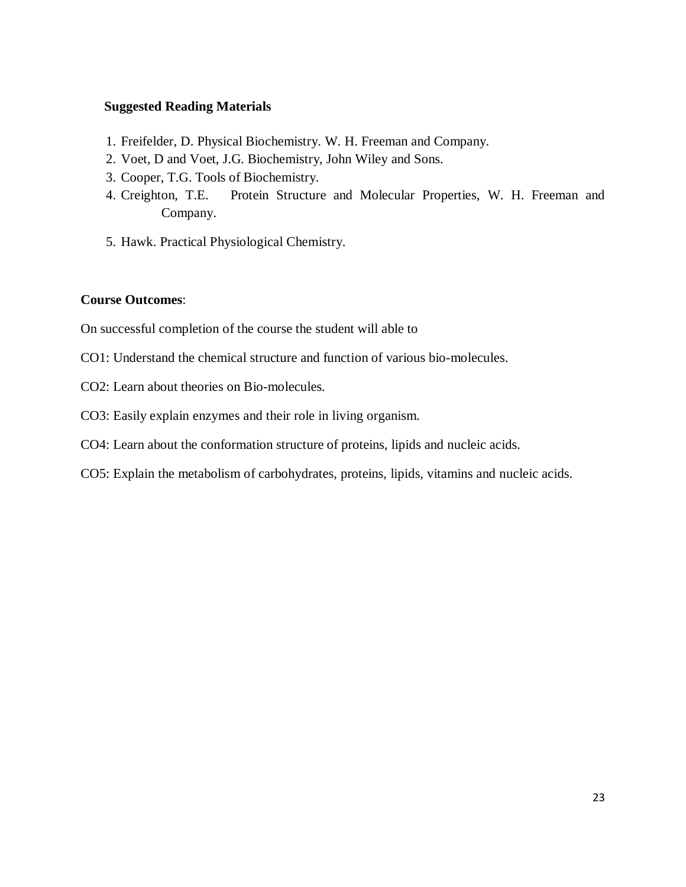**Suggested Reading Materials**

1. Freifelder, D. Physical Biochemistry. W. H. Freeman and Company.
2. Voet, D and Voet, J.G. Biochemistry, John Wiley and Sons.
3. Cooper, T.G. Tools of Biochemistry.
4. Creighton, T.E. Protein Structure and Molecular Properties, W. H. Freeman and Company.
5. Hawk. Practical Physiological Chemistry.

**Course Outcomes**:

On successful completion of the course the student will able to

CO1: Understand the chemical structure and function of various bio-molecules.

CO2: Learn about theories on Bio-molecules.

CO3: Easily explain enzymes and their role in living organism.

CO4: Learn about the conformation structure of proteins, lipids and nucleic acids.

CO5: Explain the metabolism of carbohydrates, proteins, lipids, vitamins and nucleic acids.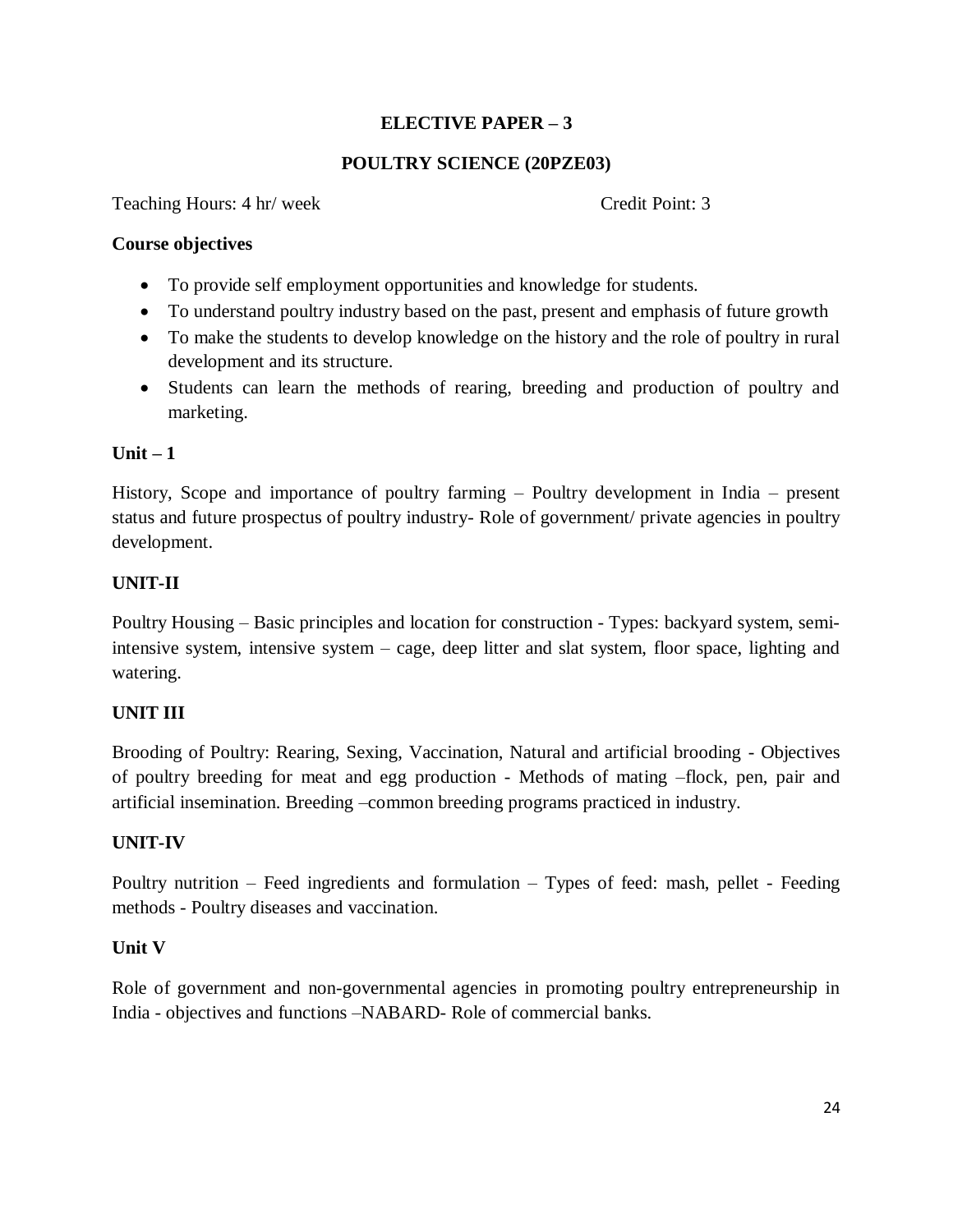## ELECTIVE PAPER – 3

## POULTRY SCIENCE (20PZE03)

Teaching Hours: 4 hr/ week Credit Point: 3

**Course objectives**

- To provide self employment opportunities and knowledge for students.
- To understand poultry industry based on the past, present and emphasis of future growth
- To make the students to develop knowledge on the history and the role of poultry in rural development and its structure.
- Students can learn the methods of rearing, breeding and production of poultry and marketing.

**Unit – 1**

History, Scope and importance of poultry farming – Poultry development in India – present status and future prospectus of poultry industry- Role of government/ private agencies in poultry development.

**UNIT-II**

Poultry Housing – Basic principles and location for construction - Types: backyard system, semi-intensive system, intensive system – cage, deep litter and slat system, floor space, lighting and watering.

**UNIT III**

Brooding of Poultry: Rearing, Sexing, Vaccination, Natural and artificial brooding - Objectives of poultry breeding for meat and egg production - Methods of mating –flock, pen, pair and artificial insemination. Breeding –common breeding programs practiced in industry.

**UNIT-IV**

Poultry nutrition – Feed ingredients and formulation – Types of feed: mash, pellet - Feeding methods - Poultry diseases and vaccination.

**Unit V**

Role of government and non-governmental agencies in promoting poultry entrepreneurship in India - objectives and functions –NABARD- Role of commercial banks.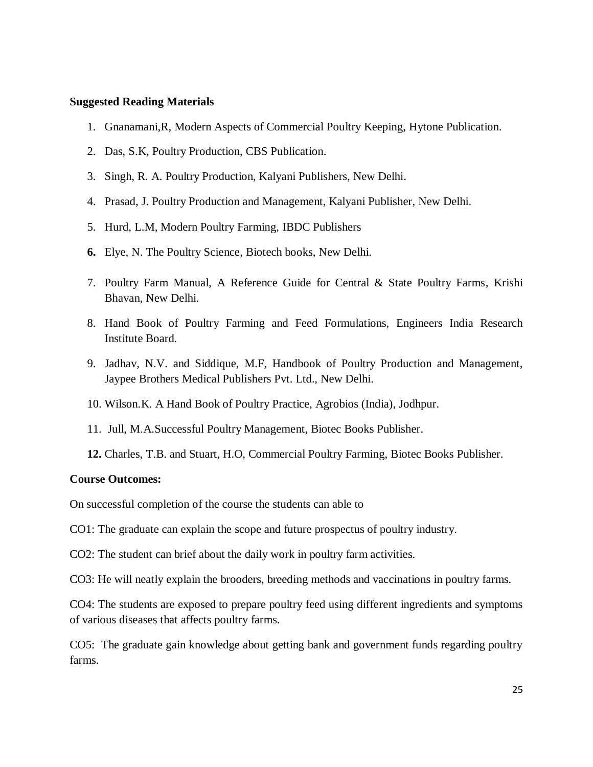**Suggested Reading Materials**

1. Gnanamani,R, Modern Aspects of Commercial Poultry Keeping, Hytone Publication.
2. Das, S.K, Poultry Production, CBS Publication.
3. Singh, R. A. Poultry Production, Kalyani Publishers, New Delhi.
4. Prasad, J. Poultry Production and Management, Kalyani Publisher, New Delhi.
5. Hurd, L.M, Modern Poultry Farming, IBDC Publishers
6. Elye, N. The Poultry Science, Biotech books, New Delhi.
7. Poultry Farm Manual, A Reference Guide for Central & State Poultry Farms, Krishi Bhavan, New Delhi.
8. Hand Book of Poultry Farming and Feed Formulations, Engineers India Research Institute Board.
9. Jadhav, N.V. and Siddique, M.F, Handbook of Poultry Production and Management, Jaypee Brothers Medical Publishers Pvt. Ltd., New Delhi.
10. Wilson.K. A Hand Book of Poultry Practice, Agrobios (India), Jodhpur.
11. Jull, M.A.Successful Poultry Management, Biotec Books Publisher.
12. Charles, T.B. and Stuart, H.O, Commercial Poultry Farming, Biotec Books Publisher.

**Course Outcomes:**

On successful completion of the course the students can able to

CO1: The graduate can explain the scope and future prospectus of poultry industry.

CO2: The student can brief about the daily work in poultry farm activities.

CO3: He will neatly explain the brooders, breeding methods and vaccinations in poultry farms.

CO4: The students are exposed to prepare poultry feed using different ingredients and symptoms of various diseases that affects poultry farms.

CO5: The graduate gain knowledge about getting bank and government funds regarding poultry farms.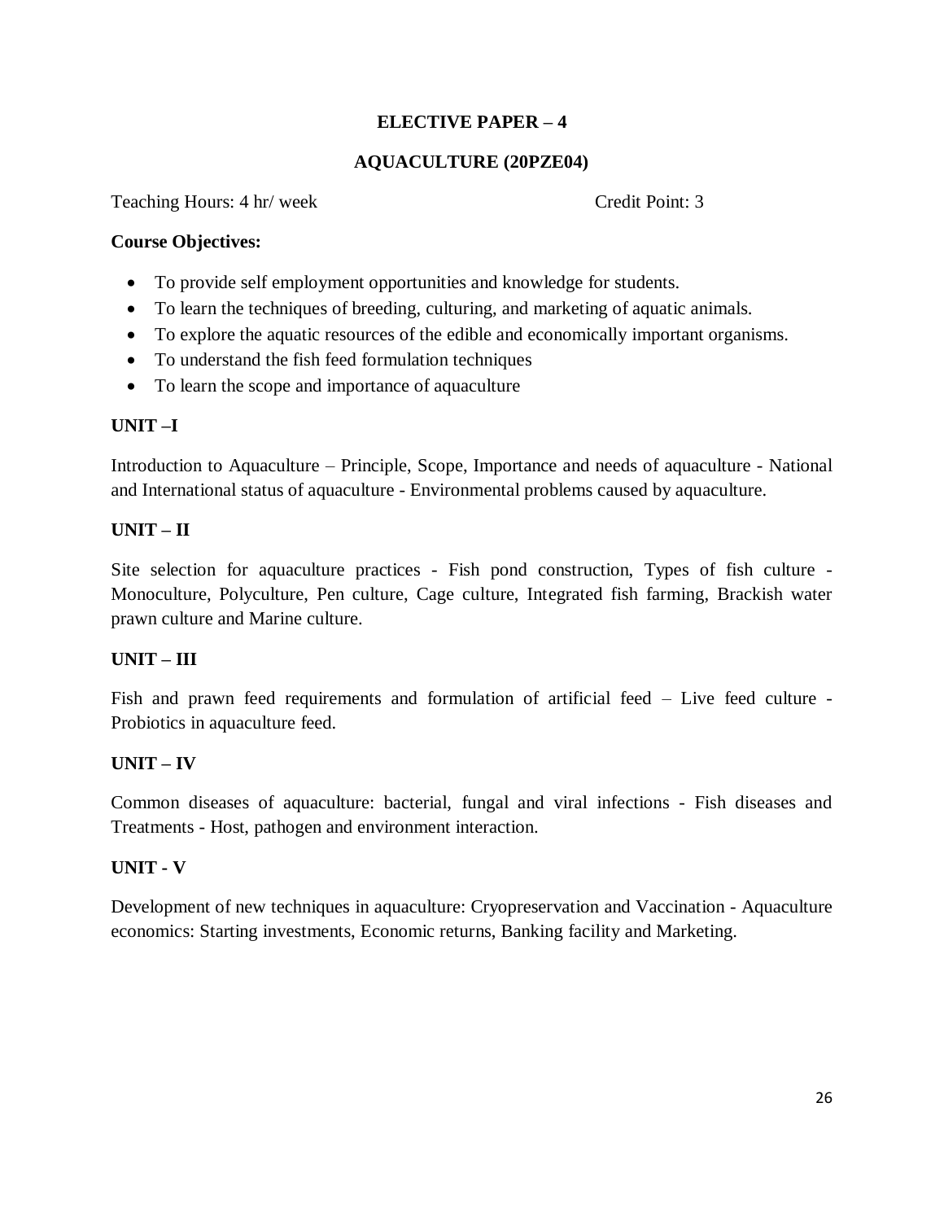## ELECTIVE PAPER – 4

## AQUACULTURE (20PZE04)

Teaching Hours: 4 hr/ week                                        Credit Point: 3

**Course Objectives:**

- To provide self employment opportunities and knowledge for students.
- To learn the techniques of breeding, culturing, and marketing of aquatic animals.
- To explore the aquatic resources of the edible and economically important organisms.
- To understand the fish feed formulation techniques
- To learn the scope and importance of aquaculture

**UNIT –I**

Introduction to Aquaculture – Principle, Scope, Importance and needs of aquaculture - National and International status of aquaculture - Environmental problems caused by aquaculture.

**UNIT – II**

Site selection for aquaculture practices - Fish pond construction, Types of fish culture - Monoculture, Polyculture, Pen culture, Cage culture, Integrated fish farming, Brackish water prawn culture and Marine culture.

**UNIT – III**

Fish and prawn feed requirements and formulation of artificial feed – Live feed culture - Probiotics in aquaculture feed.

**UNIT – IV**

Common diseases of aquaculture: bacterial, fungal and viral infections - Fish diseases and Treatments - Host, pathogen and environment interaction.

**UNIT - V**

Development of new techniques in aquaculture: Cryopreservation and Vaccination - Aquaculture economics: Starting investments, Economic returns, Banking facility and Marketing.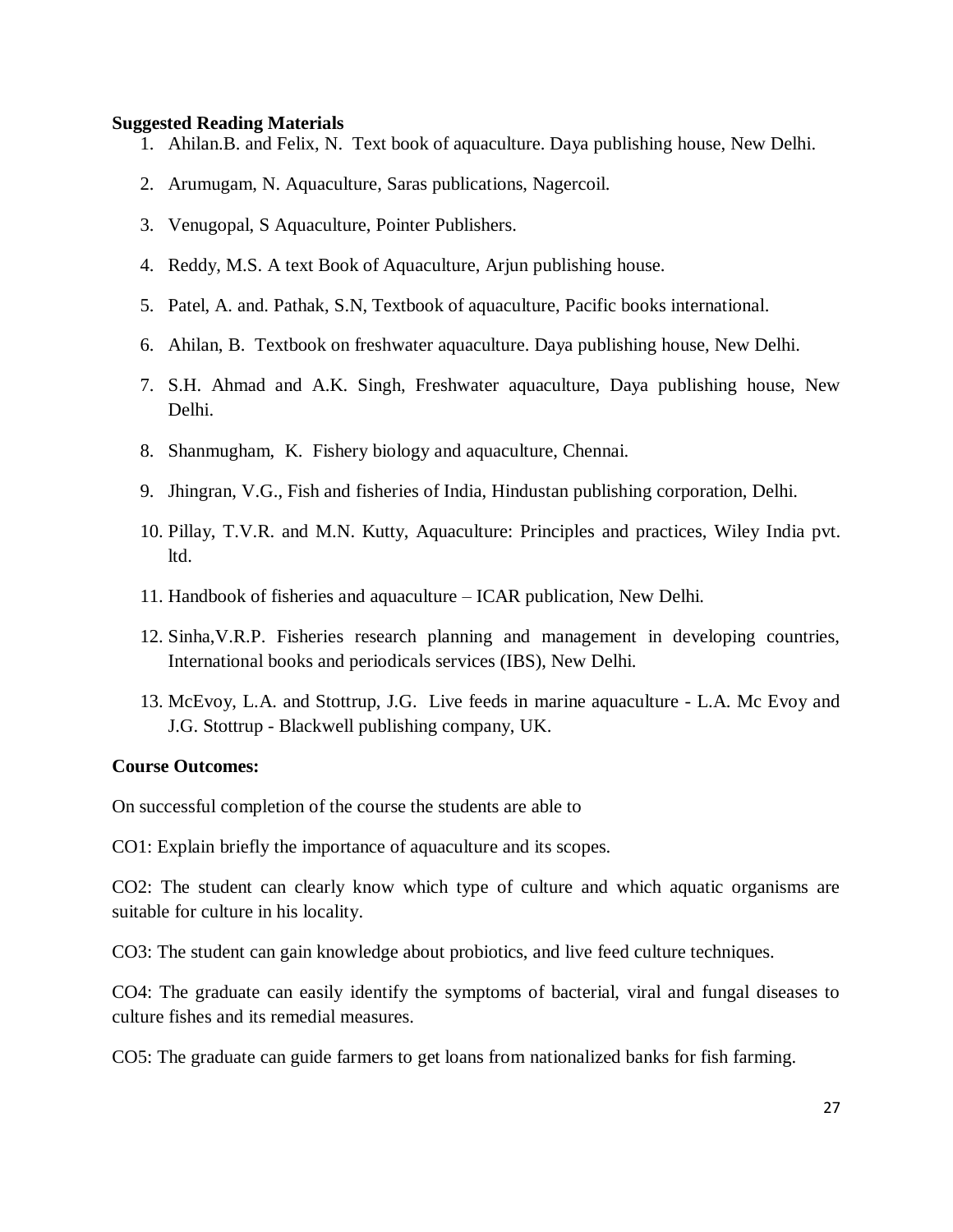**Suggested Reading Materials**

1. Ahilan.B. and Felix, N. Text book of aquaculture. Daya publishing house, New Delhi.
2. Arumugam, N. Aquaculture, Saras publications, Nagercoil.
3. Venugopal, S Aquaculture, Pointer Publishers.
4. Reddy, M.S. A text Book of Aquaculture, Arjun publishing house.
5. Patel, A. and. Pathak, S.N, Textbook of aquaculture, Pacific books international.
6. Ahilan, B. Textbook on freshwater aquaculture. Daya publishing house, New Delhi.
7. S.H. Ahmad and A.K. Singh, Freshwater aquaculture, Daya publishing house, New Delhi.
8. Shanmugham, K. Fishery biology and aquaculture, Chennai.
9. Jhingran, V.G., Fish and fisheries of India, Hindustan publishing corporation, Delhi.
10. Pillay, T.V.R. and M.N. Kutty, Aquaculture: Principles and practices, Wiley India pvt. ltd.
11. Handbook of fisheries and aquaculture – ICAR publication, New Delhi.
12. Sinha,V.R.P. Fisheries research planning and management in developing countries, International books and periodicals services (IBS), New Delhi.
13. McEvoy, L.A. and Stottrup, J.G. Live feeds in marine aquaculture - L.A. Mc Evoy and J.G. Stottrup - Blackwell publishing company, UK.

**Course Outcomes:**

On successful completion of the course the students are able to

CO1: Explain briefly the importance of aquaculture and its scopes.

CO2: The student can clearly know which type of culture and which aquatic organisms are suitable for culture in his locality.

CO3: The student can gain knowledge about probiotics, and live feed culture techniques.

CO4: The graduate can easily identify the symptoms of bacterial, viral and fungal diseases to culture fishes and its remedial measures.

CO5: The graduate can guide farmers to get loans from nationalized banks for fish farming.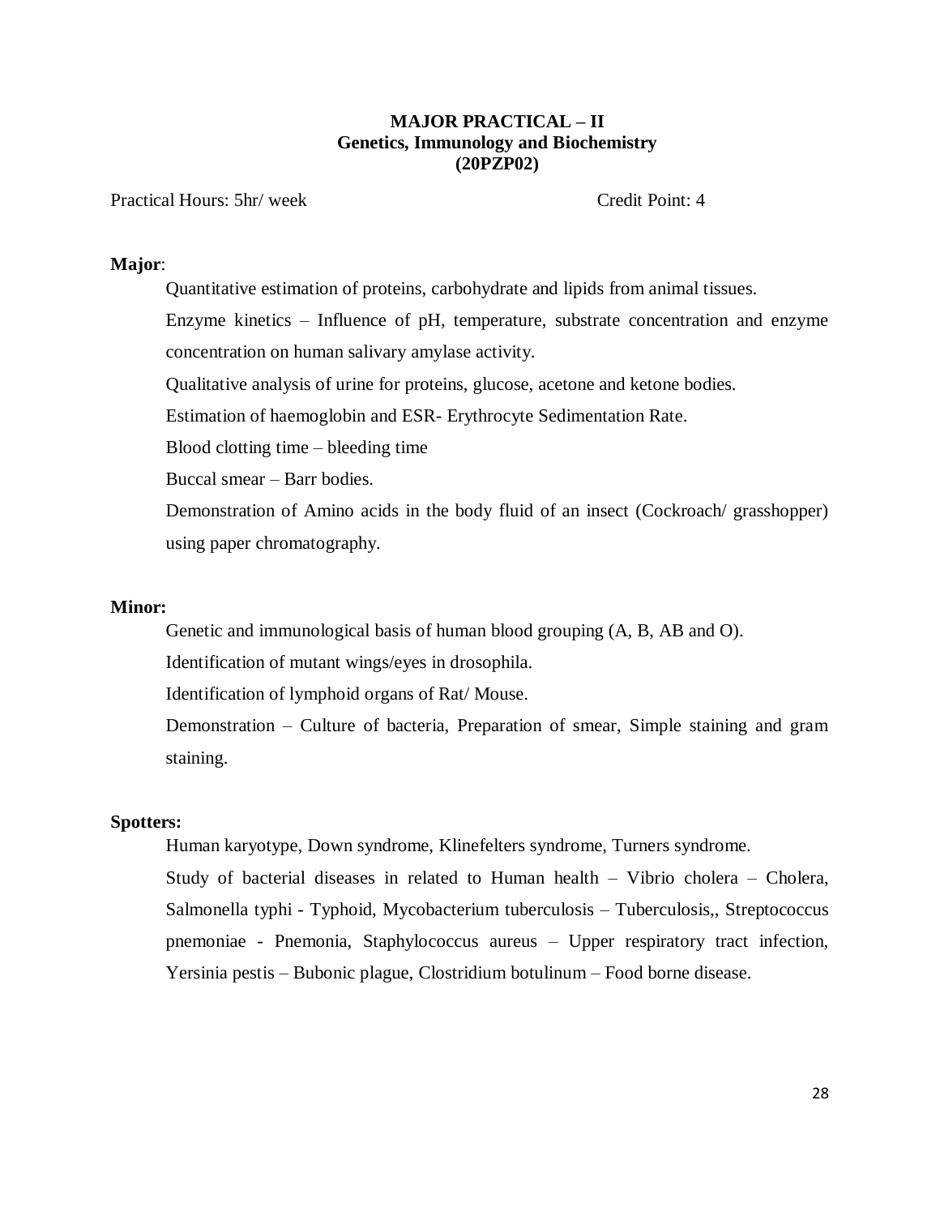**MAJOR PRACTICAL – II**
**Genetics, Immunology and Biochemistry**
**(20PZP02)**

Practical Hours: 5hr/ week Credit Point: 4

**Major**:

Quantitative estimation of proteins, carbohydrate and lipids from animal tissues.

Enzyme kinetics – Influence of pH, temperature, substrate concentration and enzyme concentration on human salivary amylase activity.

Qualitative analysis of urine for proteins, glucose, acetone and ketone bodies.

Estimation of haemoglobin and ESR- Erythrocyte Sedimentation Rate.

Blood clotting time – bleeding time

Buccal smear – Barr bodies.

Demonstration of Amino acids in the body fluid of an insect (Cockroach/ grasshopper) using paper chromatography.

**Minor:**

Genetic and immunological basis of human blood grouping (A, B, AB and O).

Identification of mutant wings/eyes in drosophila.

Identification of lymphoid organs of Rat/ Mouse.

Demonstration – Culture of bacteria, Preparation of smear, Simple staining and gram staining.

**Spotters:**

Human karyotype, Down syndrome, Klinefelters syndrome, Turners syndrome.

Study of bacterial diseases in related to Human health – Vibrio cholera – Cholera, Salmonella typhi - Typhoid, Mycobacterium tuberculosis – Tuberculosis,, Streptococcus pnemoniae - Pnemonia, Staphylococcus aureus – Upper respiratory tract infection, Yersinia pestis – Bubonic plague, Clostridium botulinum – Food borne disease.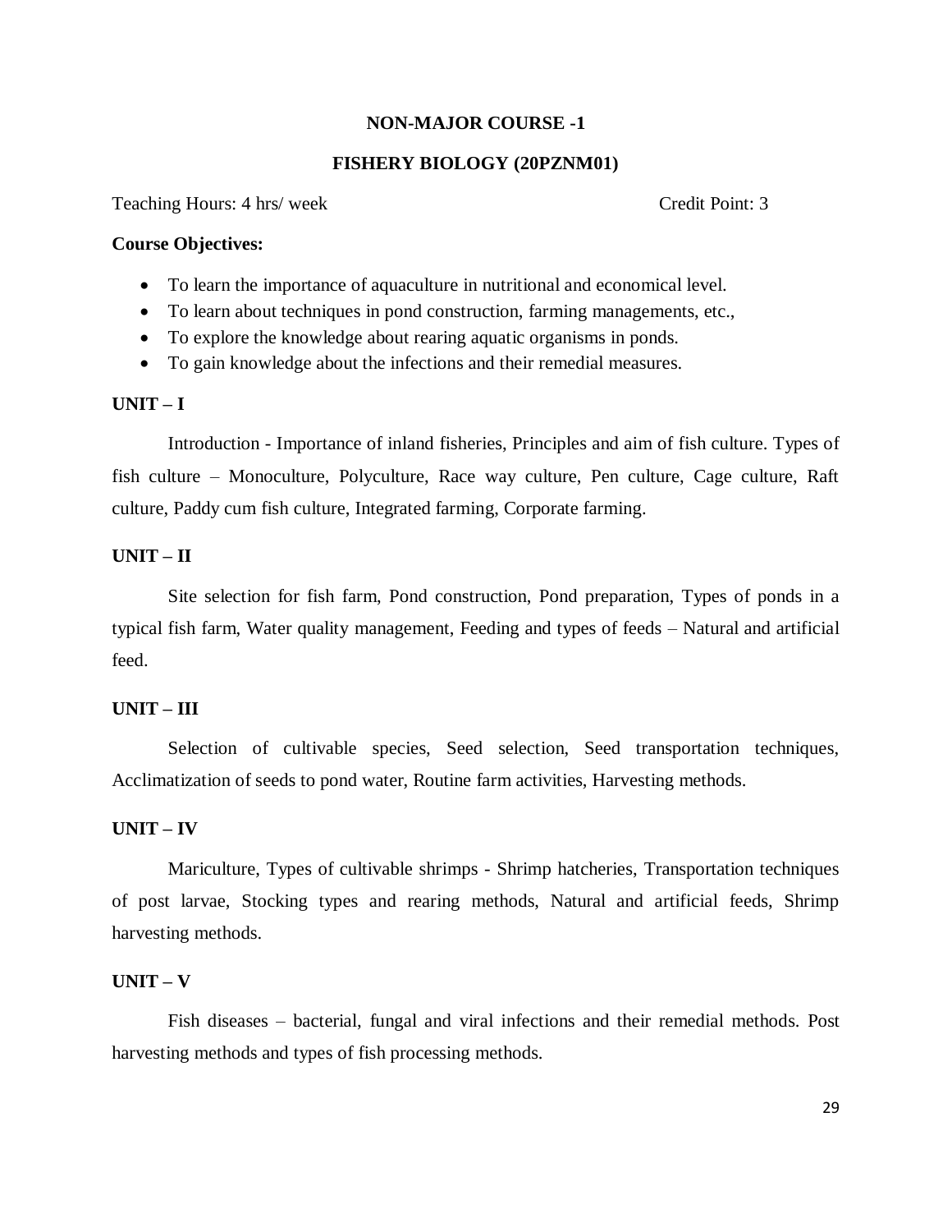## NON-MAJOR COURSE -1

## FISHERY BIOLOGY (20PZNM01)

Teaching Hours: 4 hrs/ week                                                                 Credit Point: 3

**Course Objectives:**

- To learn the importance of aquaculture in nutritional and economical level.
- To learn about techniques in pond construction, farming managements, etc.,
- To explore the knowledge about rearing aquatic organisms in ponds.
- To gain knowledge about the infections and their remedial measures.

**UNIT – I**

Introduction - Importance of inland fisheries, Principles and aim of fish culture. Types of fish culture – Monoculture, Polyculture, Race way culture, Pen culture, Cage culture, Raft culture, Paddy cum fish culture, Integrated farming, Corporate farming.

**UNIT – II**

Site selection for fish farm, Pond construction, Pond preparation, Types of ponds in a typical fish farm, Water quality management, Feeding and types of feeds – Natural and artificial feed.

**UNIT – III**

Selection of cultivable species, Seed selection, Seed transportation techniques, Acclimatization of seeds to pond water, Routine farm activities, Harvesting methods.

**UNIT – IV**

Mariculture, Types of cultivable shrimps - Shrimp hatcheries, Transportation techniques of post larvae, Stocking types and rearing methods, Natural and artificial feeds, Shrimp harvesting methods.

**UNIT – V**

Fish diseases – bacterial, fungal and viral infections and their remedial methods. Post harvesting methods and types of fish processing methods.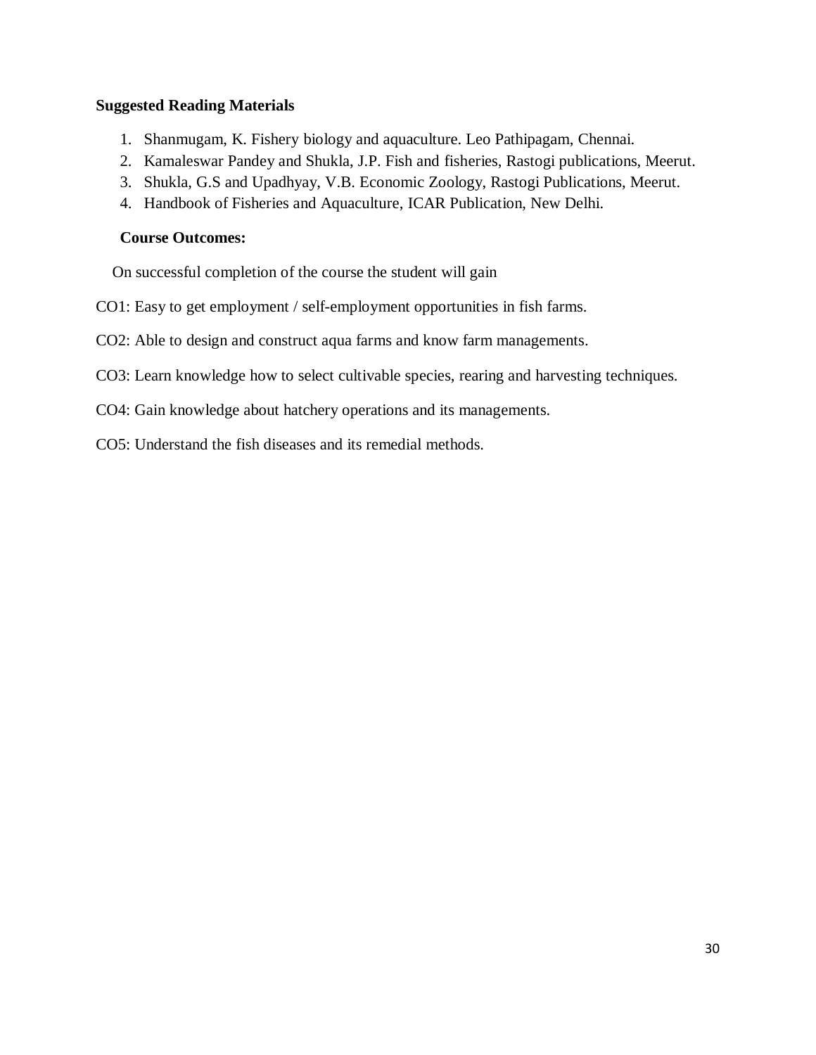**Suggested Reading Materials**

1. Shanmugam, K. Fishery biology and aquaculture. Leo Pathipagam, Chennai.
2. Kamaleswar Pandey and Shukla, J.P. Fish and fisheries, Rastogi publications, Meerut.
3. Shukla, G.S and Upadhyay, V.B. Economic Zoology, Rastogi Publications, Meerut.
4. Handbook of Fisheries and Aquaculture, ICAR Publication, New Delhi.

**Course Outcomes:**

On successful completion of the course the student will gain

CO1: Easy to get employment / self-employment opportunities in fish farms.

CO2: Able to design and construct aqua farms and know farm managements.

CO3: Learn knowledge how to select cultivable species, rearing and harvesting techniques.

CO4: Gain knowledge about hatchery operations and its managements.

CO5: Understand the fish diseases and its remedial methods.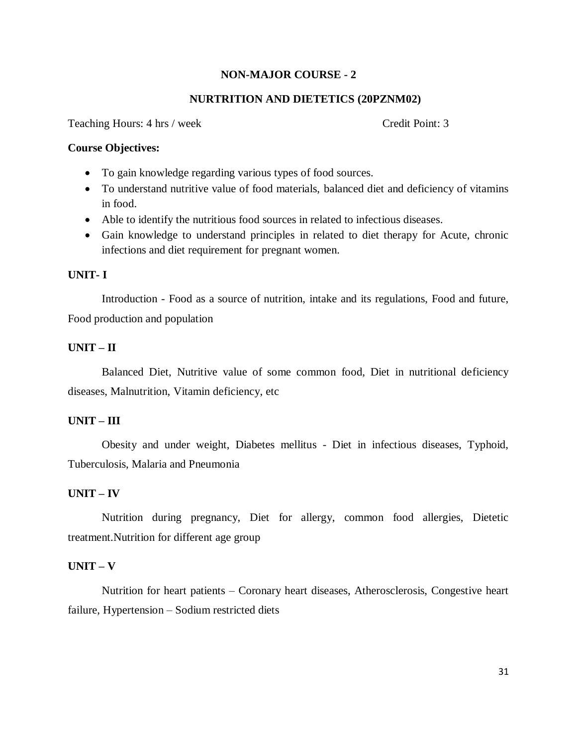## NON-MAJOR COURSE - 2

## NURTRITION AND DIETETICS (20PZNM02)

Teaching Hours: 4 hrs / week Credit Point: 3

**Course Objectives:**

- To gain knowledge regarding various types of food sources.
- To understand nutritive value of food materials, balanced diet and deficiency of vitamins in food.
- Able to identify the nutritious food sources in related to infectious diseases.
- Gain knowledge to understand principles in related to diet therapy for Acute, chronic infections and diet requirement for pregnant women.

**UNIT- I**

Introduction - Food as a source of nutrition, intake and its regulations, Food and future, Food production and population

**UNIT – II**

Balanced Diet, Nutritive value of some common food, Diet in nutritional deficiency diseases, Malnutrition, Vitamin deficiency, etc

**UNIT – III**

Obesity and under weight, Diabetes mellitus - Diet in infectious diseases, Typhoid, Tuberculosis, Malaria and Pneumonia

**UNIT – IV**

Nutrition during pregnancy, Diet for allergy, common food allergies, Dietetic treatment.Nutrition for different age group

**UNIT – V**

Nutrition for heart patients – Coronary heart diseases, Atherosclerosis, Congestive heart failure, Hypertension – Sodium restricted diets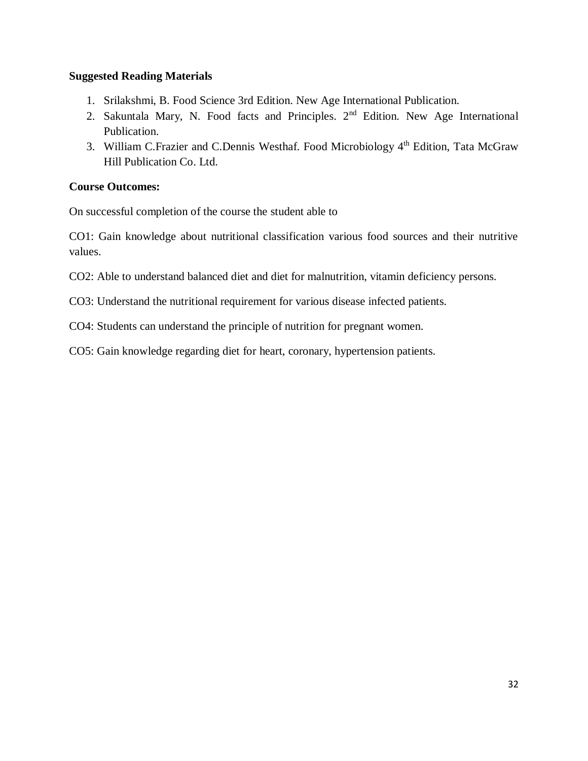**Suggested Reading Materials**

1. Srilakshmi, B. Food Science 3rd Edition. New Age International Publication.
2. Sakuntala Mary, N. Food facts and Principles. 2nd Edition. New Age International Publication.
3. William C.Frazier and C.Dennis Westhaf. Food Microbiology 4th Edition, Tata McGraw Hill Publication Co. Ltd.

**Course Outcomes:**

On successful completion of the course the student able to

CO1: Gain knowledge about nutritional classification various food sources and their nutritive values.

CO2: Able to understand balanced diet and diet for malnutrition, vitamin deficiency persons.

CO3: Understand the nutritional requirement for various disease infected patients.

CO4: Students can understand the principle of nutrition for pregnant women.

CO5: Gain knowledge regarding diet for heart, coronary, hypertension patients.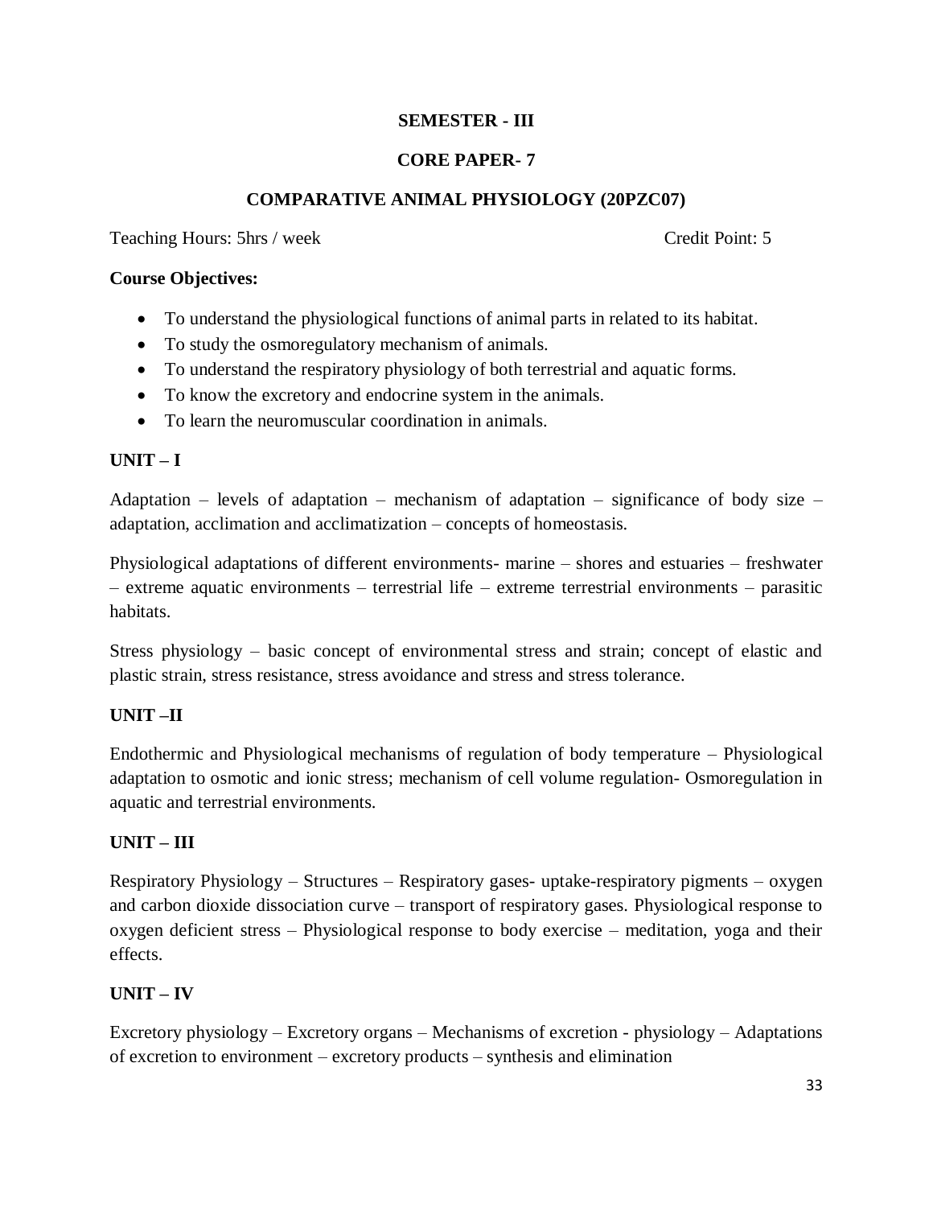**SEMESTER - III**

**CORE PAPER- 7**

**COMPARATIVE ANIMAL PHYSIOLOGY (20PZC07)**

Teaching Hours: 5hrs / week                                                                 Credit Point: 5

**Course Objectives:**

- To understand the physiological functions of animal parts in related to its habitat.
- To study the osmoregulatory mechanism of animals.
- To understand the respiratory physiology of both terrestrial and aquatic forms.
- To know the excretory and endocrine system in the animals.
- To learn the neuromuscular coordination in animals.

**UNIT – I**

Adaptation – levels of adaptation – mechanism of adaptation – significance of body size – adaptation, acclimation and acclimatization – concepts of homeostasis.

Physiological adaptations of different environments- marine – shores and estuaries – freshwater – extreme aquatic environments – terrestrial life – extreme terrestrial environments – parasitic habitats.

Stress physiology – basic concept of environmental stress and strain; concept of elastic and plastic strain, stress resistance, stress avoidance and stress and stress tolerance.

**UNIT –II**

Endothermic and Physiological mechanisms of regulation of body temperature – Physiological adaptation to osmotic and ionic stress; mechanism of cell volume regulation- Osmoregulation in aquatic and terrestrial environments.

**UNIT – III**

Respiratory Physiology – Structures – Respiratory gases- uptake-respiratory pigments – oxygen and carbon dioxide dissociation curve – transport of respiratory gases. Physiological response to oxygen deficient stress – Physiological response to body exercise – meditation, yoga and their effects.

**UNIT – IV**

Excretory physiology – Excretory organs – Mechanisms of excretion - physiology – Adaptations of excretion to environment – excretory products – synthesis and elimination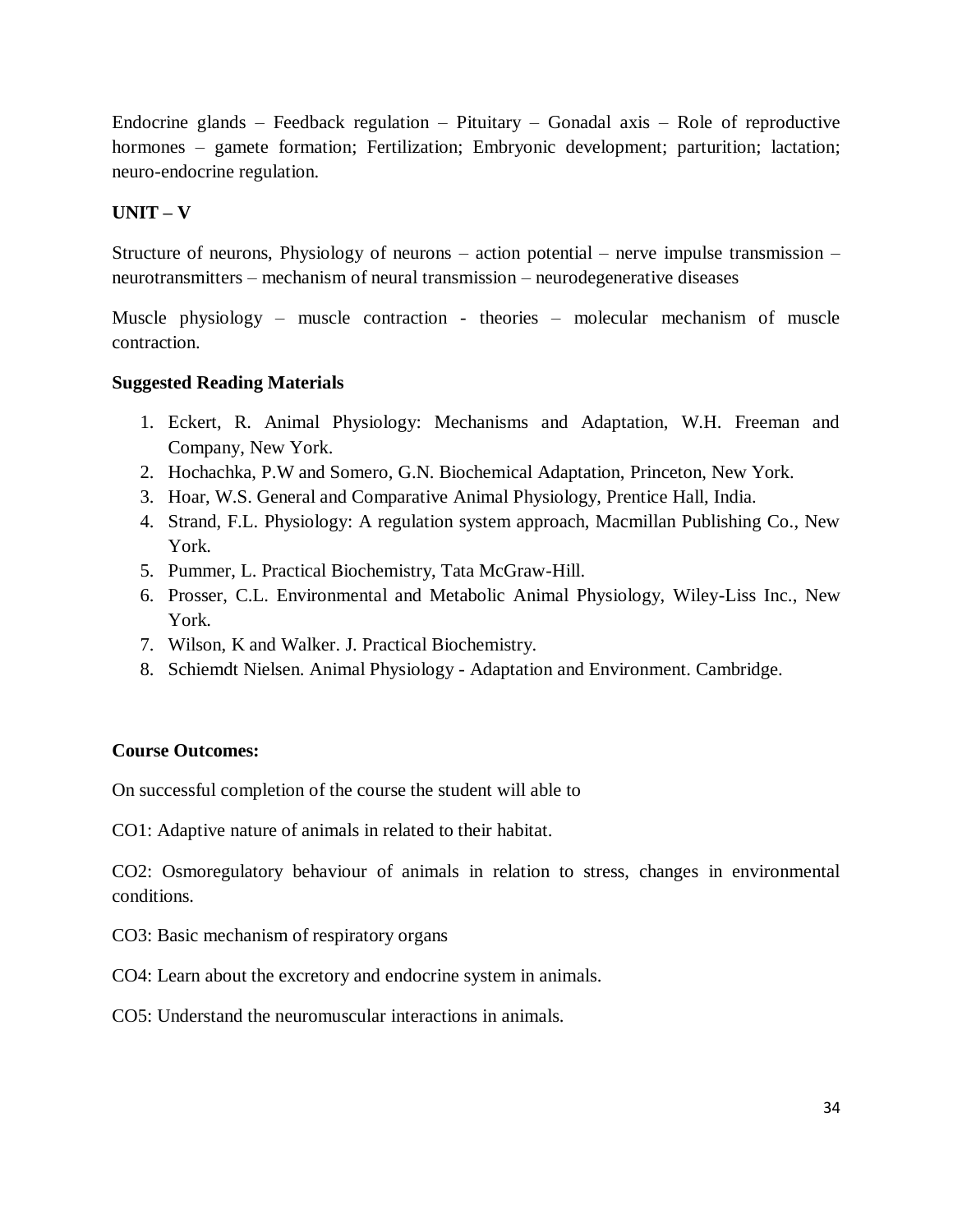Endocrine glands – Feedback regulation – Pituitary – Gonadal axis – Role of reproductive hormones – gamete formation; Fertilization; Embryonic development; parturition; lactation; neuro-endocrine regulation.

**UNIT – V**

Structure of neurons, Physiology of neurons – action potential – nerve impulse transmission – neurotransmitters – mechanism of neural transmission – neurodegenerative diseases

Muscle physiology – muscle contraction - theories – molecular mechanism of muscle contraction.

**Suggested Reading Materials**

1. Eckert, R. Animal Physiology: Mechanisms and Adaptation, W.H. Freeman and Company, New York.
2. Hochachka, P.W and Somero, G.N. Biochemical Adaptation, Princeton, New York.
3. Hoar, W.S. General and Comparative Animal Physiology, Prentice Hall, India.
4. Strand, F.L. Physiology: A regulation system approach, Macmillan Publishing Co., New York.
5. Pummer, L. Practical Biochemistry, Tata McGraw-Hill.
6. Prosser, C.L. Environmental and Metabolic Animal Physiology, Wiley-Liss Inc., New York.
7. Wilson, K and Walker. J. Practical Biochemistry.
8. Schiemdt Nielsen. Animal Physiology - Adaptation and Environment. Cambridge.

**Course Outcomes:**

On successful completion of the course the student will able to

CO1: Adaptive nature of animals in related to their habitat.

CO2: Osmoregulatory behaviour of animals in relation to stress, changes in environmental conditions.

CO3: Basic mechanism of respiratory organs

CO4: Learn about the excretory and endocrine system in animals.

CO5: Understand the neuromuscular interactions in animals.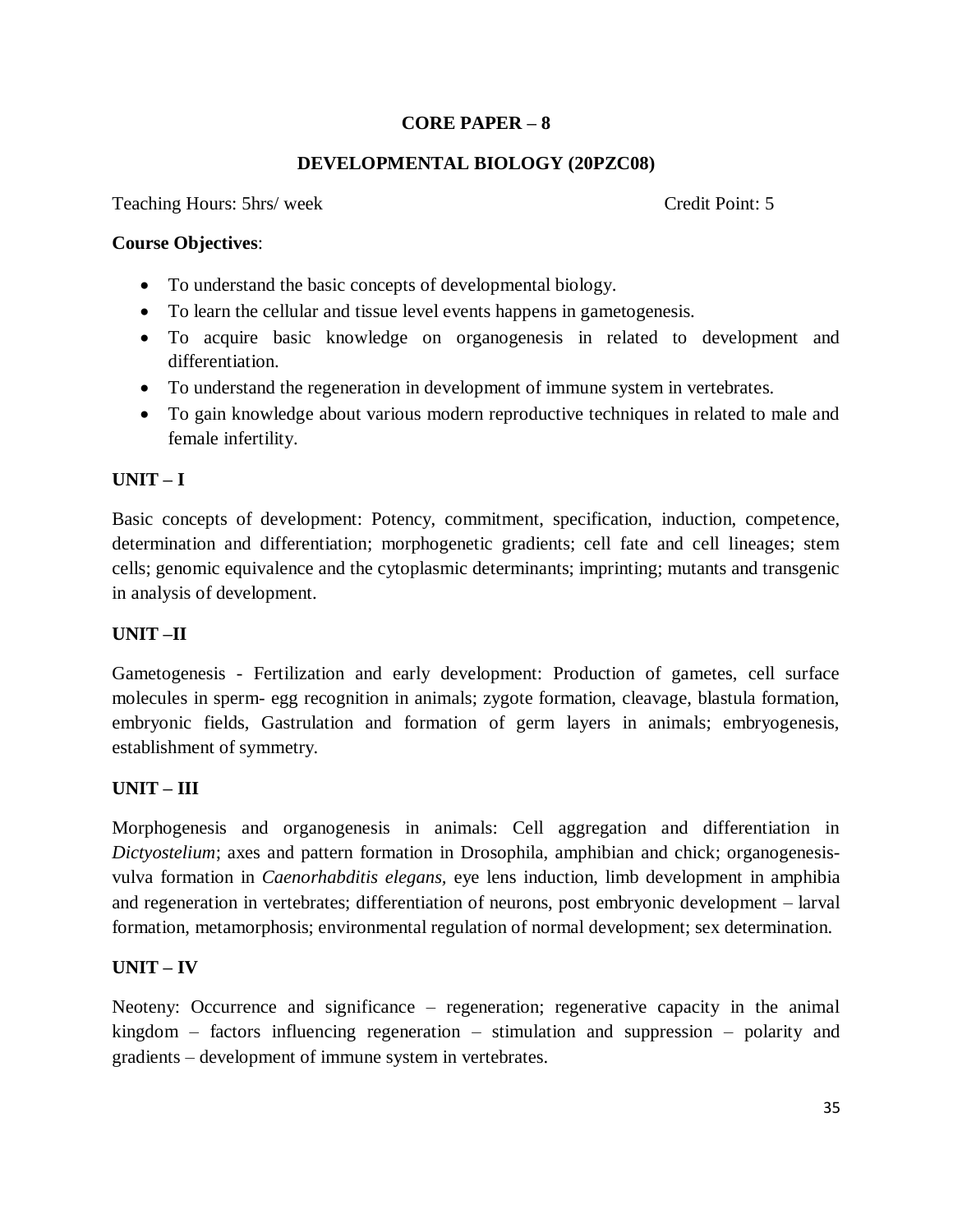## CORE PAPER – 8

## DEVELOPMENTAL BIOLOGY (20PZC08)

Teaching Hours: 5hrs/ week                                                                 Credit Point: 5

**Course Objectives**:

- To understand the basic concepts of developmental biology.
- To learn the cellular and tissue level events happens in gametogenesis.
- To acquire basic knowledge on organogenesis in related to development and differentiation.
- To understand the regeneration in development of immune system in vertebrates.
- To gain knowledge about various modern reproductive techniques in related to male and female infertility.

### UNIT – I

Basic concepts of development: Potency, commitment, specification, induction, competence, determination and differentiation; morphogenetic gradients; cell fate and cell lineages; stem cells; genomic equivalence and the cytoplasmic determinants; imprinting; mutants and transgenic in analysis of development.

### UNIT –II

Gametogenesis - Fertilization and early development: Production of gametes, cell surface molecules in sperm- egg recognition in animals; zygote formation, cleavage, blastula formation, embryonic fields, Gastrulation and formation of germ layers in animals; embryogenesis, establishment of symmetry.

### UNIT – III

Morphogenesis and organogenesis in animals: Cell aggregation and differentiation in *Dictyostelium*; axes and pattern formation in Drosophila, amphibian and chick; organogenesis-vulva formation in *Caenorhabditis elegans,* eye lens induction, limb development in amphibia and regeneration in vertebrates; differentiation of neurons, post embryonic development – larval formation, metamorphosis; environmental regulation of normal development; sex determination.

### UNIT – IV

Neoteny: Occurrence and significance – regeneration; regenerative capacity in the animal kingdom – factors influencing regeneration – stimulation and suppression – polarity and gradients – development of immune system in vertebrates.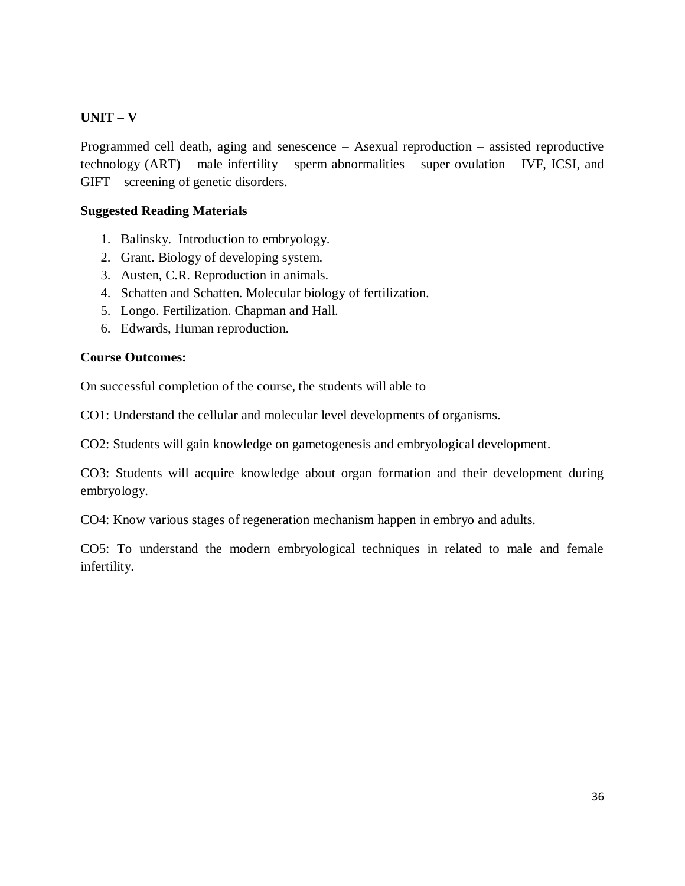**UNIT – V**

Programmed cell death, aging and senescence – Asexual reproduction – assisted reproductive technology (ART) – male infertility – sperm abnormalities – super ovulation – IVF, ICSI, and GIFT – screening of genetic disorders.

**Suggested Reading Materials**

1. Balinsky. Introduction to embryology.
2. Grant. Biology of developing system.
3. Austen, C.R. Reproduction in animals.
4. Schatten and Schatten. Molecular biology of fertilization.
5. Longo. Fertilization. Chapman and Hall.
6. Edwards, Human reproduction.

**Course Outcomes:**

On successful completion of the course, the students will able to

CO1: Understand the cellular and molecular level developments of organisms.

CO2: Students will gain knowledge on gametogenesis and embryological development.

CO3: Students will acquire knowledge about organ formation and their development during embryology.

CO4: Know various stages of regeneration mechanism happen in embryo and adults.

CO5: To understand the modern embryological techniques in related to male and female infertility.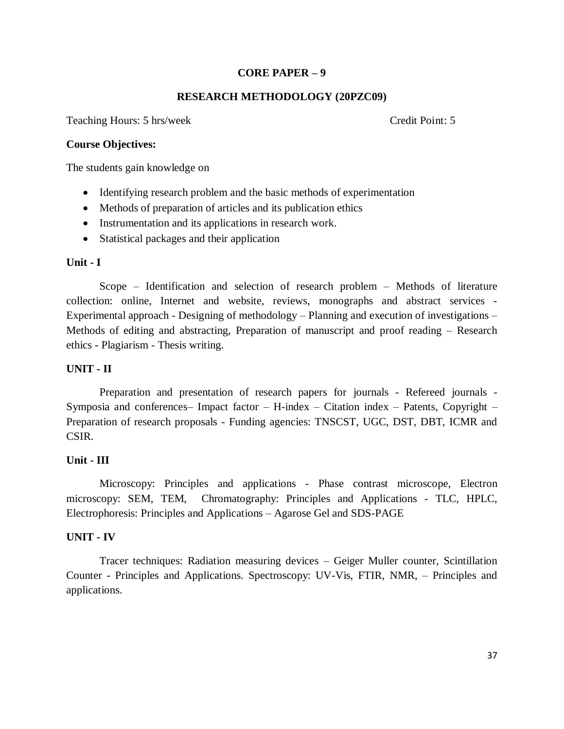## CORE PAPER – 9

## RESEARCH METHODOLOGY (20PZC09)

Teaching Hours: 5 hrs/week    Credit Point: 5

**Course Objectives:**

The students gain knowledge on

- Identifying research problem and the basic methods of experimentation
- Methods of preparation of articles and its publication ethics
- Instrumentation and its applications in research work.
- Statistical packages and their application

**Unit - I**

Scope – Identification and selection of research problem – Methods of literature collection: online, Internet and website, reviews, monographs and abstract services - Experimental approach - Designing of methodology – Planning and execution of investigations – Methods of editing and abstracting, Preparation of manuscript and proof reading – Research ethics - Plagiarism - Thesis writing.

**UNIT - II**

Preparation and presentation of research papers for journals - Refereed journals - Symposia and conferences– Impact factor – H-index – Citation index – Patents, Copyright – Preparation of research proposals - Funding agencies: TNSCST, UGC, DST, DBT, ICMR and CSIR.

**Unit - III**

Microscopy: Principles and applications - Phase contrast microscope, Electron microscopy: SEM, TEM, Chromatography: Principles and Applications - TLC, HPLC, Electrophoresis: Principles and Applications – Agarose Gel and SDS-PAGE

**UNIT - IV**

Tracer techniques: Radiation measuring devices – Geiger Muller counter, Scintillation Counter - Principles and Applications. Spectroscopy: UV-Vis, FTIR, NMR, – Principles and applications.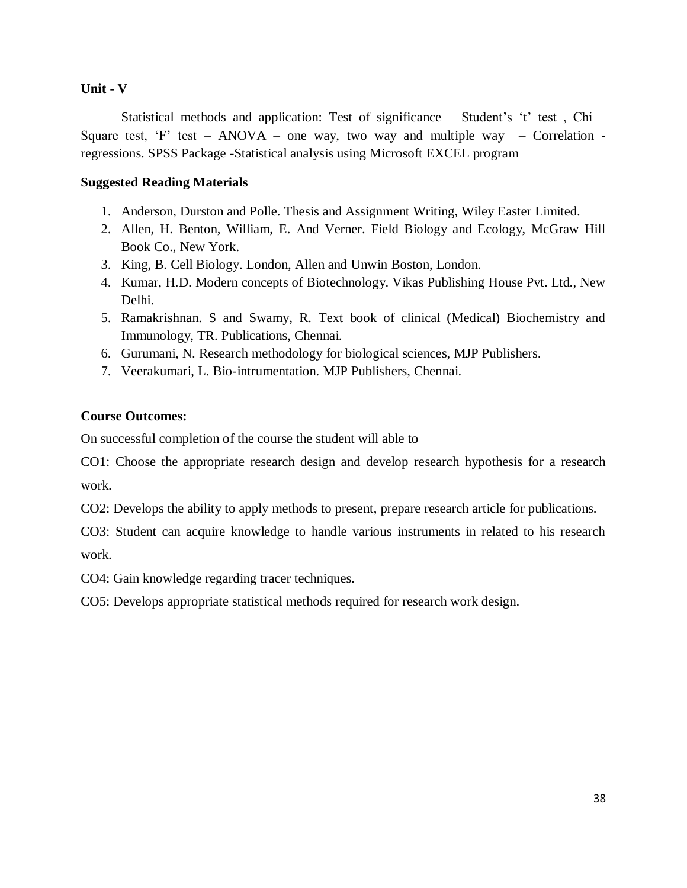**Unit - V**

Statistical methods and application:–Test of significance – Student's 't' test , Chi – Square test, 'F' test – ANOVA – one way, two way and multiple way – Correlation - regressions. SPSS Package -Statistical analysis using Microsoft EXCEL program

**Suggested Reading Materials**

1. Anderson, Durston and Polle. Thesis and Assignment Writing, Wiley Easter Limited.
2. Allen, H. Benton, William, E. And Verner. Field Biology and Ecology, McGraw Hill Book Co., New York.
3. King, B. Cell Biology. London, Allen and Unwin Boston, London.
4. Kumar, H.D. Modern concepts of Biotechnology. Vikas Publishing House Pvt. Ltd., New Delhi.
5. Ramakrishnan. S and Swamy, R. Text book of clinical (Medical) Biochemistry and Immunology, TR. Publications, Chennai.
6. Gurumani, N. Research methodology for biological sciences, MJP Publishers.
7. Veerakumari, L. Bio-intrumentation. MJP Publishers, Chennai.

**Course Outcomes:**

On successful completion of the course the student will able to

CO1: Choose the appropriate research design and develop research hypothesis for a research work.

CO2: Develops the ability to apply methods to present, prepare research article for publications.

CO3: Student can acquire knowledge to handle various instruments in related to his research work.

CO4: Gain knowledge regarding tracer techniques.

CO5: Develops appropriate statistical methods required for research work design.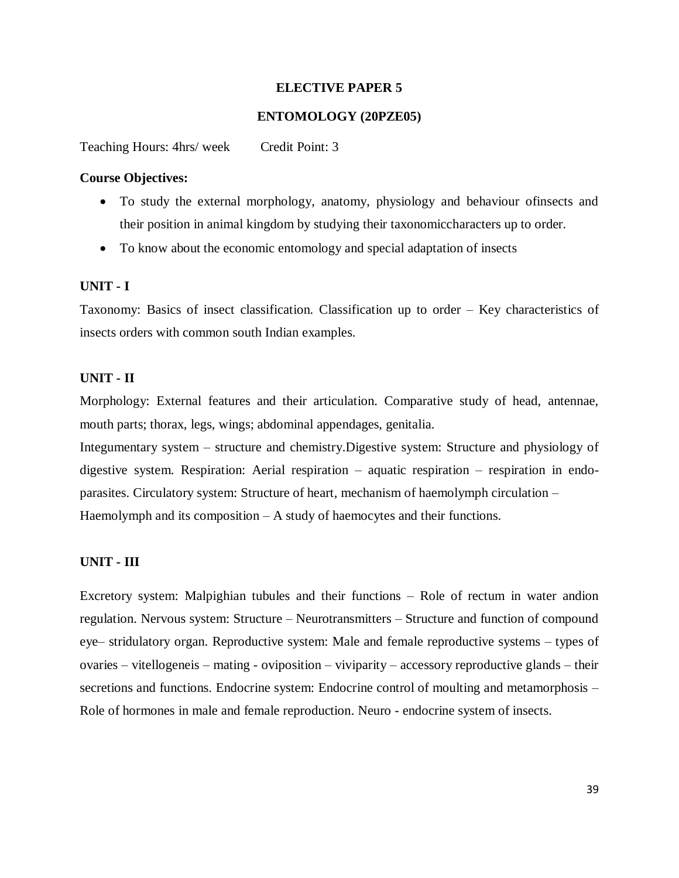**ELECTIVE PAPER 5**

**ENTOMOLOGY (20PZE05)**

Teaching Hours: 4hrs/ week     Credit Point: 3

**Course Objectives:**

- To study the external morphology, anatomy, physiology and behaviour ofinsects and their position in animal kingdom by studying their taxonomiccharacters up to order.
- To know about the economic entomology and special adaptation of insects

**UNIT - I**

Taxonomy: Basics of insect classification. Classification up to order – Key characteristics of insects orders with common south Indian examples.

**UNIT - II**

Morphology: External features and their articulation. Comparative study of head, antennae, mouth parts; thorax, legs, wings; abdominal appendages, genitalia.

Integumentary system – structure and chemistry.Digestive system: Structure and physiology of digestive system. Respiration: Aerial respiration – aquatic respiration – respiration in endo-parasites. Circulatory system: Structure of heart, mechanism of haemolymph circulation – Haemolymph and its composition – A study of haemocytes and their functions.

**UNIT - III**

Excretory system: Malpighian tubules and their functions – Role of rectum in water andion regulation. Nervous system: Structure – Neurotransmitters – Structure and function of compound eye– stridulatory organ. Reproductive system: Male and female reproductive systems – types of ovaries – vitellogeneis – mating - oviposition – viviparity – accessory reproductive glands – their secretions and functions. Endocrine system: Endocrine control of moulting and metamorphosis – Role of hormones in male and female reproduction. Neuro - endocrine system of insects.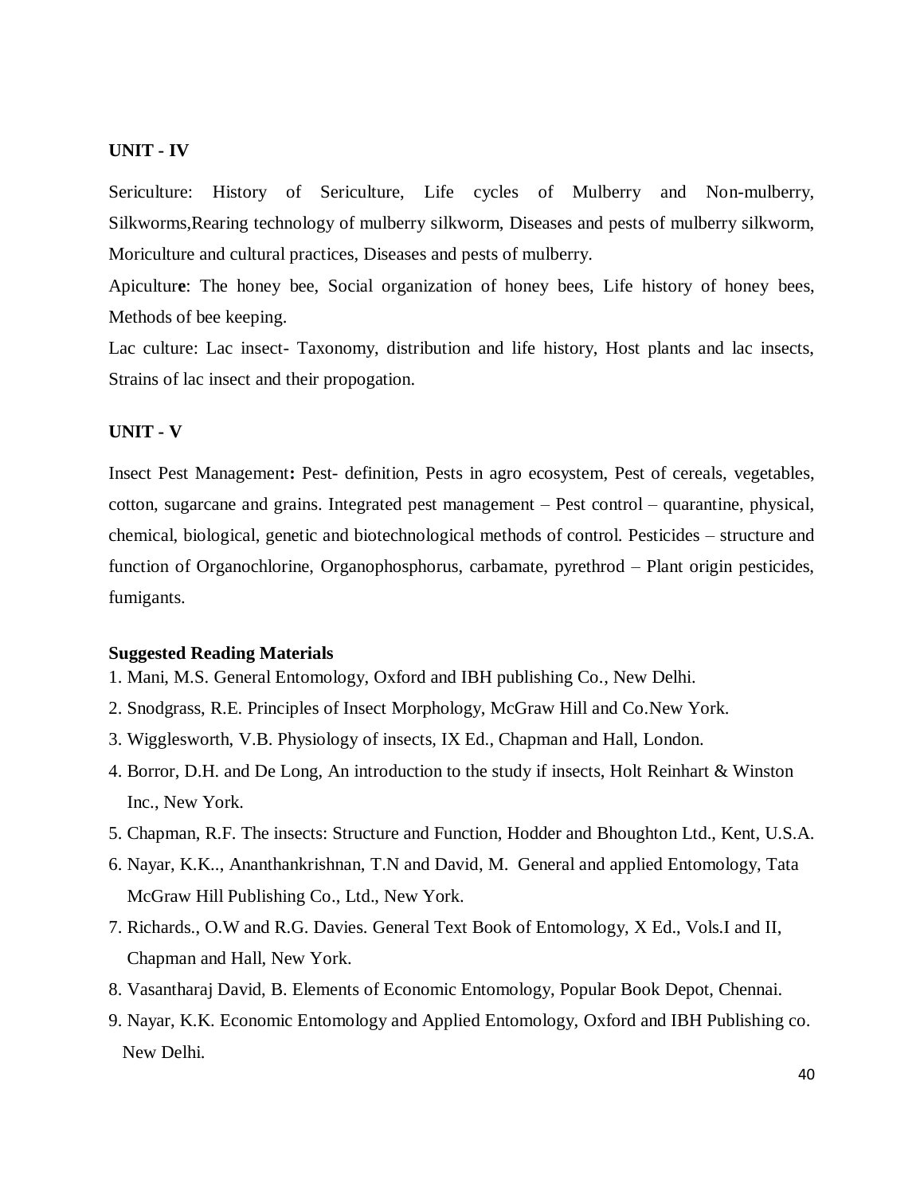## UNIT - IV

Sericulture: History of Sericulture, Life cycles of Mulberry and Non-mulberry, Silkworms,Rearing technology of mulberry silkworm, Diseases and pests of mulberry silkworm, Moriculture and cultural practices, Diseases and pests of mulberry.

Apicultur**e**: The honey bee, Social organization of honey bees, Life history of honey bees, Methods of bee keeping.

Lac culture: Lac insect- Taxonomy, distribution and life history, Host plants and lac insects, Strains of lac insect and their propogation.

## UNIT - V

Insect Pest Management**:** Pest- definition, Pests in agro ecosystem, Pest of cereals, vegetables, cotton, sugarcane and grains. Integrated pest management – Pest control – quarantine, physical, chemical, biological, genetic and biotechnological methods of control. Pesticides – structure and function of Organochlorine, Organophosphorus, carbamate, pyrethrod – Plant origin pesticides, fumigants.

### Suggested Reading Materials

1. Mani, M.S. General Entomology, Oxford and IBH publishing Co., New Delhi.
2. Snodgrass, R.E. Principles of Insect Morphology, McGraw Hill and Co.New York.
3. Wigglesworth, V.B. Physiology of insects, IX Ed., Chapman and Hall, London.
4. Borror, D.H. and De Long, An introduction to the study if insects, Holt Reinhart & Winston Inc., New York.
5. Chapman, R.F. The insects: Structure and Function, Hodder and Bhoughton Ltd., Kent, U.S.A.
6. Nayar, K.K.., Ananthankrishnan, T.N and David, M. General and applied Entomology, Tata McGraw Hill Publishing Co., Ltd., New York.
7. Richards., O.W and R.G. Davies. General Text Book of Entomology, X Ed., Vols.I and II, Chapman and Hall, New York.
8. Vasantharaj David, B. Elements of Economic Entomology, Popular Book Depot, Chennai.
9. Nayar, K.K. Economic Entomology and Applied Entomology, Oxford and IBH Publishing co. New Delhi.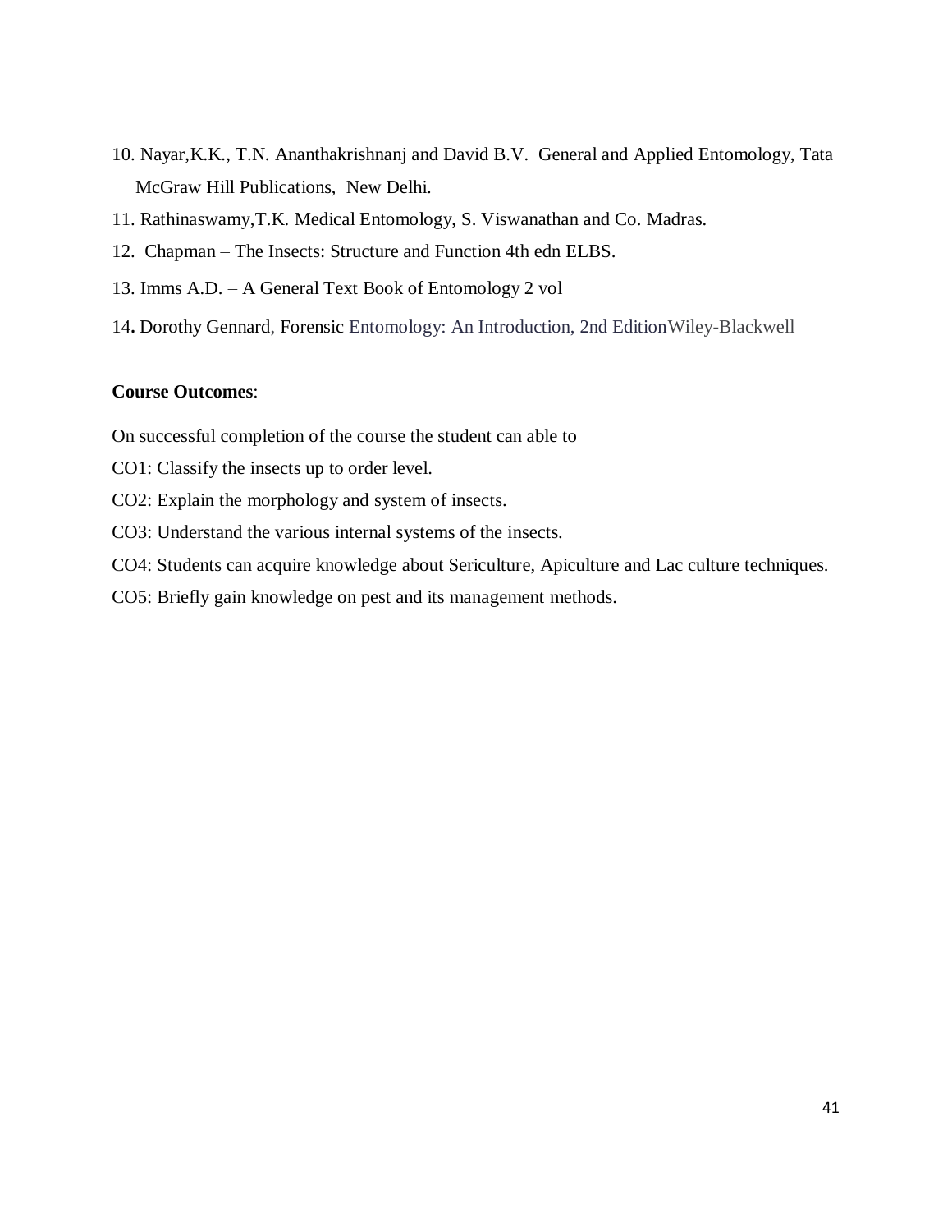10. Nayar,K.K., T.N. Ananthakrishnanj and David B.V. General and Applied Entomology, Tata McGraw Hill Publications, New Delhi.
11. Rathinaswamy,T.K. Medical Entomology, S. Viswanathan and Co. Madras.
12. Chapman – The Insects: Structure and Function 4th edn ELBS.
13. Imms A.D. – A General Text Book of Entomology 2 vol
14. Dorothy Gennard, Forensic Entomology: An Introduction, 2nd EditionWiley-Blackwell

**Course Outcomes**:

On successful completion of the course the student can able to

CO1: Classify the insects up to order level.

CO2: Explain the morphology and system of insects.

CO3: Understand the various internal systems of the insects.

CO4: Students can acquire knowledge about Sericulture, Apiculture and Lac culture techniques.

CO5: Briefly gain knowledge on pest and its management methods.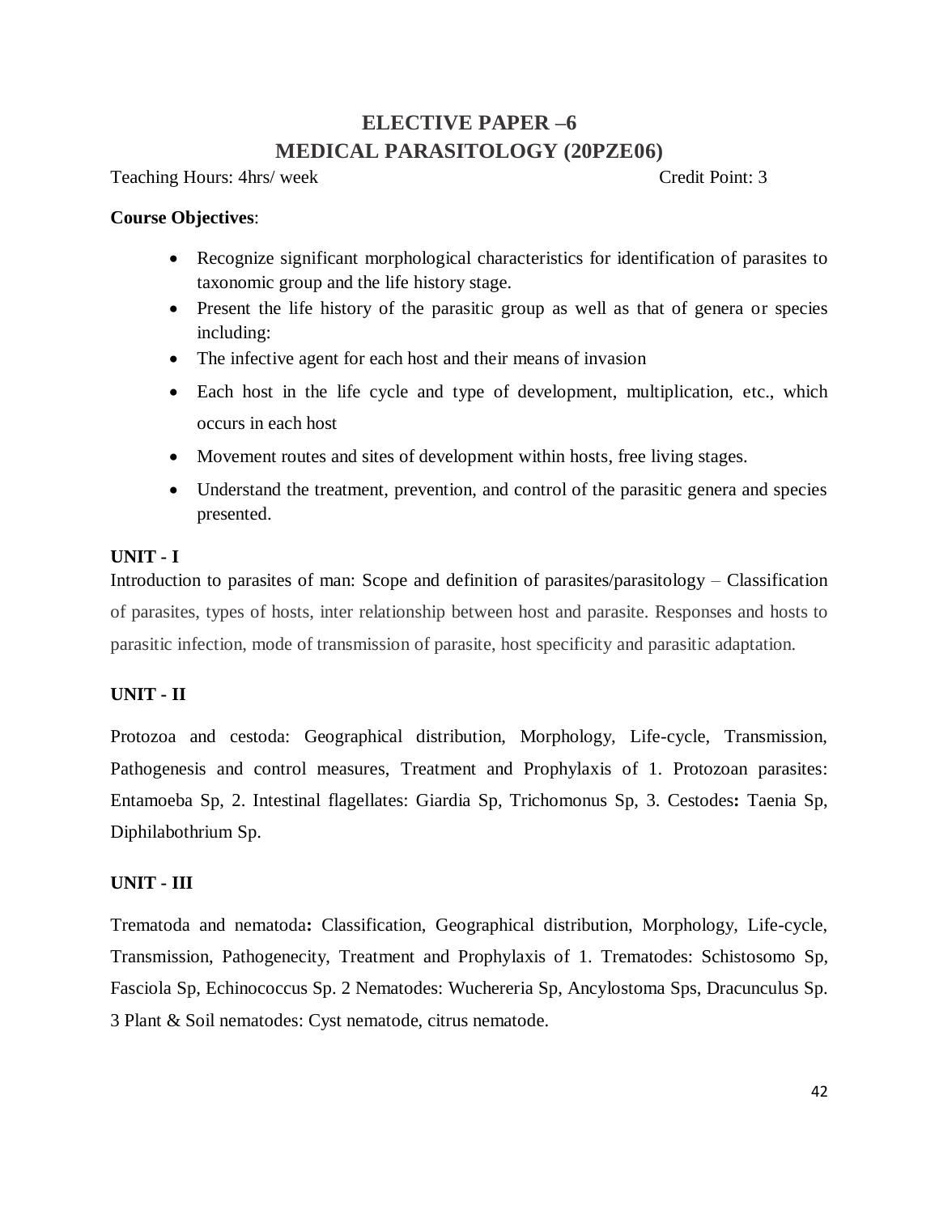# ELECTIVE PAPER –6
# MEDICAL PARASITOLOGY (20PZE06)

Teaching Hours: 4hrs/ week Credit Point: 3

**Course Objectives**:

- Recognize significant morphological characteristics for identification of parasites to taxonomic group and the life history stage.
- Present the life history of the parasitic group as well as that of genera or species including:
- The infective agent for each host and their means of invasion
- Each host in the life cycle and type of development, multiplication, etc., which occurs in each host
- Movement routes and sites of development within hosts, free living stages.
- Understand the treatment, prevention, and control of the parasitic genera and species presented.

**UNIT - I**

Introduction to parasites of man: Scope and definition of parasites/parasitology – Classification of parasites, types of hosts, inter relationship between host and parasite. Responses and hosts to parasitic infection, mode of transmission of parasite, host specificity and parasitic adaptation.

**UNIT - II**

Protozoa and cestoda: Geographical distribution, Morphology, Life-cycle, Transmission, Pathogenesis and control measures, Treatment and Prophylaxis of 1. Protozoan parasites: Entamoeba Sp, 2. Intestinal flagellates: Giardia Sp, Trichomonus Sp, 3. Cestodes**:** Taenia Sp, Diphilabothrium Sp.

**UNIT - III**

Trematoda and nematoda**:** Classification, Geographical distribution, Morphology, Life-cycle, Transmission, Pathogenecity, Treatment and Prophylaxis of 1. Trematodes: Schistosomo Sp, Fasciola Sp, Echinococcus Sp. 2 Nematodes: Wuchereria Sp, Ancylostoma Sps, Dracunculus Sp. 3 Plant & Soil nematodes: Cyst nematode, citrus nematode.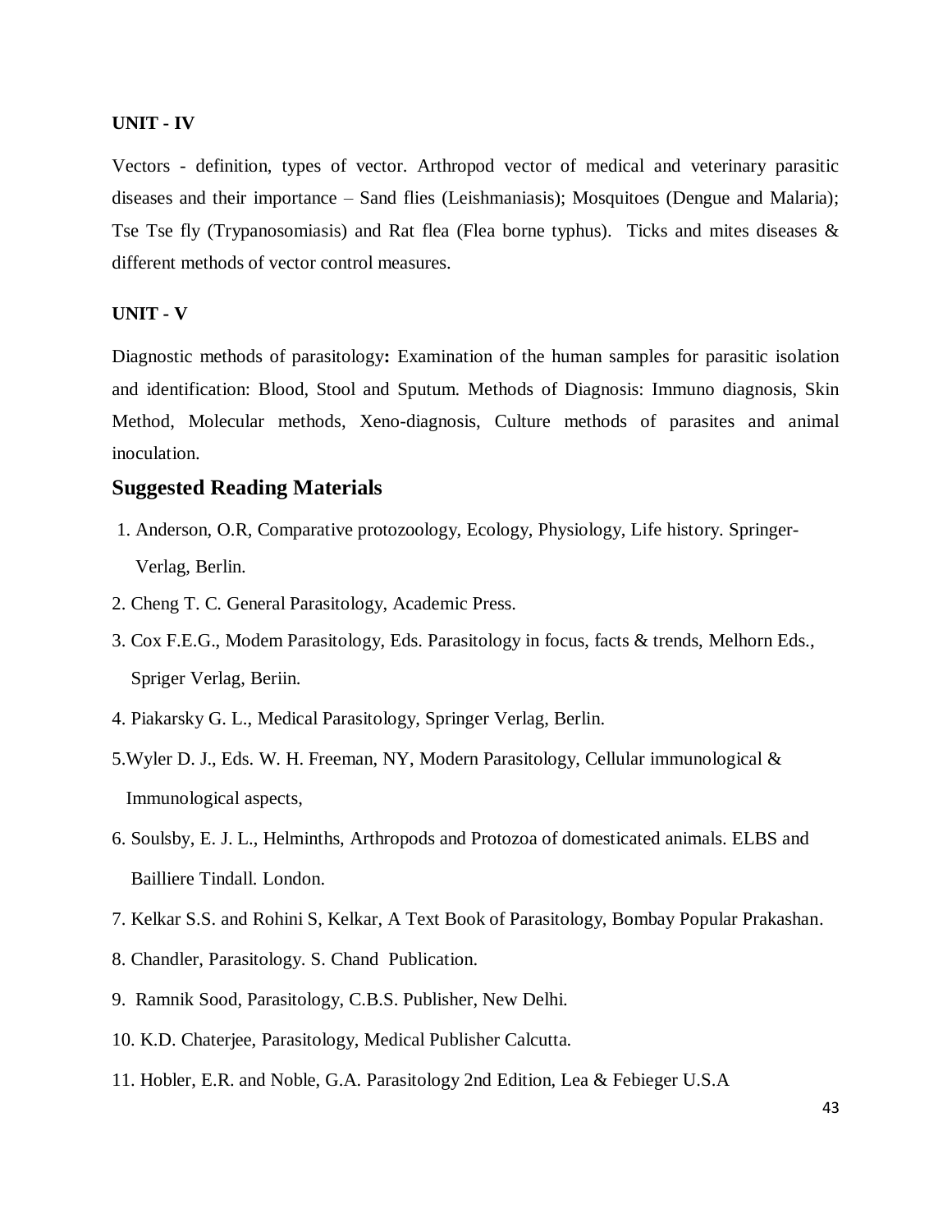**UNIT - IV**

Vectors - definition, types of vector. Arthropod vector of medical and veterinary parasitic diseases and their importance – Sand flies (Leishmaniasis); Mosquitoes (Dengue and Malaria); Tse Tse fly (Trypanosomiasis) and Rat flea (Flea borne typhus). Ticks and mites diseases & different methods of vector control measures.

**UNIT - V**

Diagnostic methods of parasitology**:** Examination of the human samples for parasitic isolation and identification: Blood, Stool and Sputum. Methods of Diagnosis: Immuno diagnosis, Skin Method, Molecular methods, Xeno-diagnosis, Culture methods of parasites and animal inoculation.

## Suggested Reading Materials

1. Anderson, O.R, Comparative protozoology, Ecology, Physiology, Life history. Springer-Verlag, Berlin.
2. Cheng T. C. General Parasitology, Academic Press.
3. Cox F.E.G., Modem Parasitology, Eds. Parasitology in focus, facts & trends, Melhorn Eds., Spriger Verlag, Beriin.
4. Piakarsky G. L., Medical Parasitology, Springer Verlag, Berlin.
5. Wyler D. J., Eds. W. H. Freeman, NY, Modern Parasitology, Cellular immunological & Immunological aspects,
6. Soulsby, E. J. L., Helminths, Arthropods and Protozoa of domesticated animals. ELBS and Bailliere Tindall. London.
7. Kelkar S.S. and Rohini S, Kelkar, A Text Book of Parasitology, Bombay Popular Prakashan.
8. Chandler, Parasitology. S. Chand Publication.
9. Ramnik Sood, Parasitology, C.B.S. Publisher, New Delhi.
10. K.D. Chaterjee, Parasitology, Medical Publisher Calcutta.
11. Hobler, E.R. and Noble, G.A. Parasitology 2nd Edition, Lea & Febieger U.S.A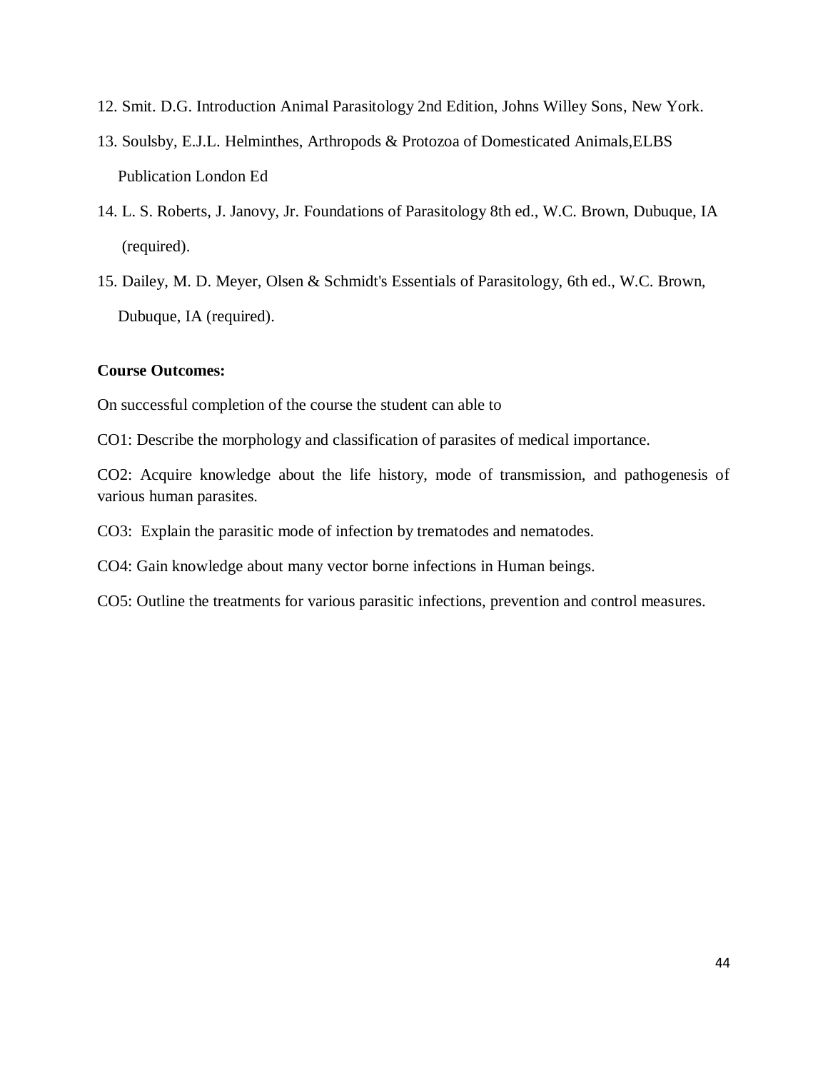12. Smit. D.G. Introduction Animal Parasitology 2nd Edition, Johns Willey Sons, New York.
13. Soulsby, E.J.L. Helminthes, Arthropods & Protozoa of Domesticated Animals,ELBS Publication London Ed
14. L. S. Roberts, J. Janovy, Jr. Foundations of Parasitology 8th ed., W.C. Brown, Dubuque, IA (required).
15. Dailey, M. D. Meyer, Olsen & Schmidt's Essentials of Parasitology, 6th ed., W.C. Brown, Dubuque, IA (required).

**Course Outcomes:**

On successful completion of the course the student can able to

CO1: Describe the morphology and classification of parasites of medical importance.

CO2: Acquire knowledge about the life history, mode of transmission, and pathogenesis of various human parasites.

CO3: Explain the parasitic mode of infection by trematodes and nematodes.

CO4: Gain knowledge about many vector borne infections in Human beings.

CO5: Outline the treatments for various parasitic infections, prevention and control measures.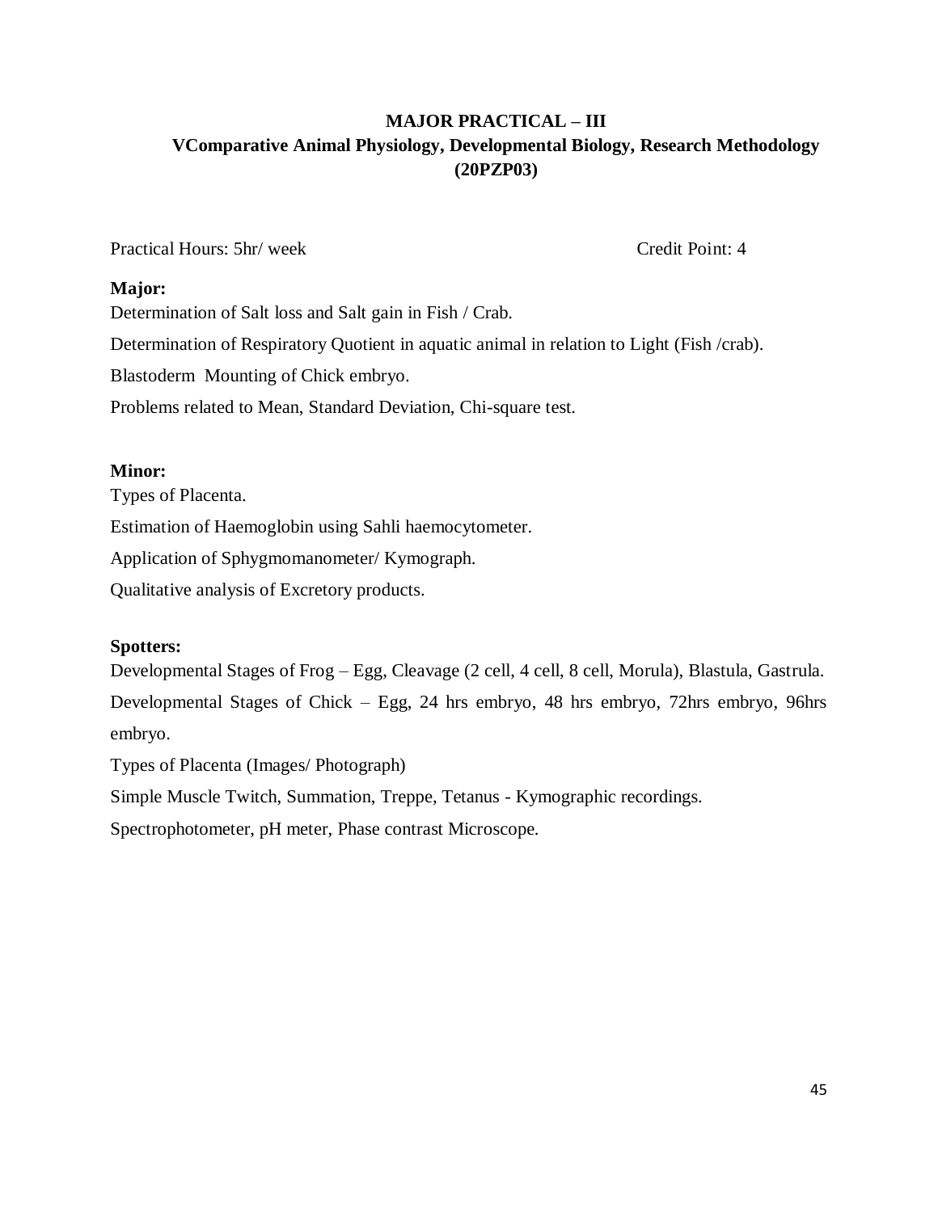# MAJOR PRACTICAL – III
## VComparative Animal Physiology, Developmental Biology, Research Methodology (20PZP03)

Practical Hours: 5hr/ week Credit Point: 4

**Major:**

Determination of Salt loss and Salt gain in Fish / Crab.

Determination of Respiratory Quotient in aquatic animal in relation to Light (Fish /crab).

Blastoderm Mounting of Chick embryo.

Problems related to Mean, Standard Deviation, Chi-square test.

**Minor:**

Types of Placenta.

Estimation of Haemoglobin using Sahli haemocytometer.

Application of Sphygmomanometer/ Kymograph.

Qualitative analysis of Excretory products.

**Spotters:**

Developmental Stages of Frog – Egg, Cleavage (2 cell, 4 cell, 8 cell, Morula), Blastula, Gastrula.

Developmental Stages of Chick – Egg, 24 hrs embryo, 48 hrs embryo, 72hrs embryo, 96hrs embryo.

Types of Placenta (Images/ Photograph)

Simple Muscle Twitch, Summation, Treppe, Tetanus - Kymographic recordings.

Spectrophotometer, pH meter, Phase contrast Microscope.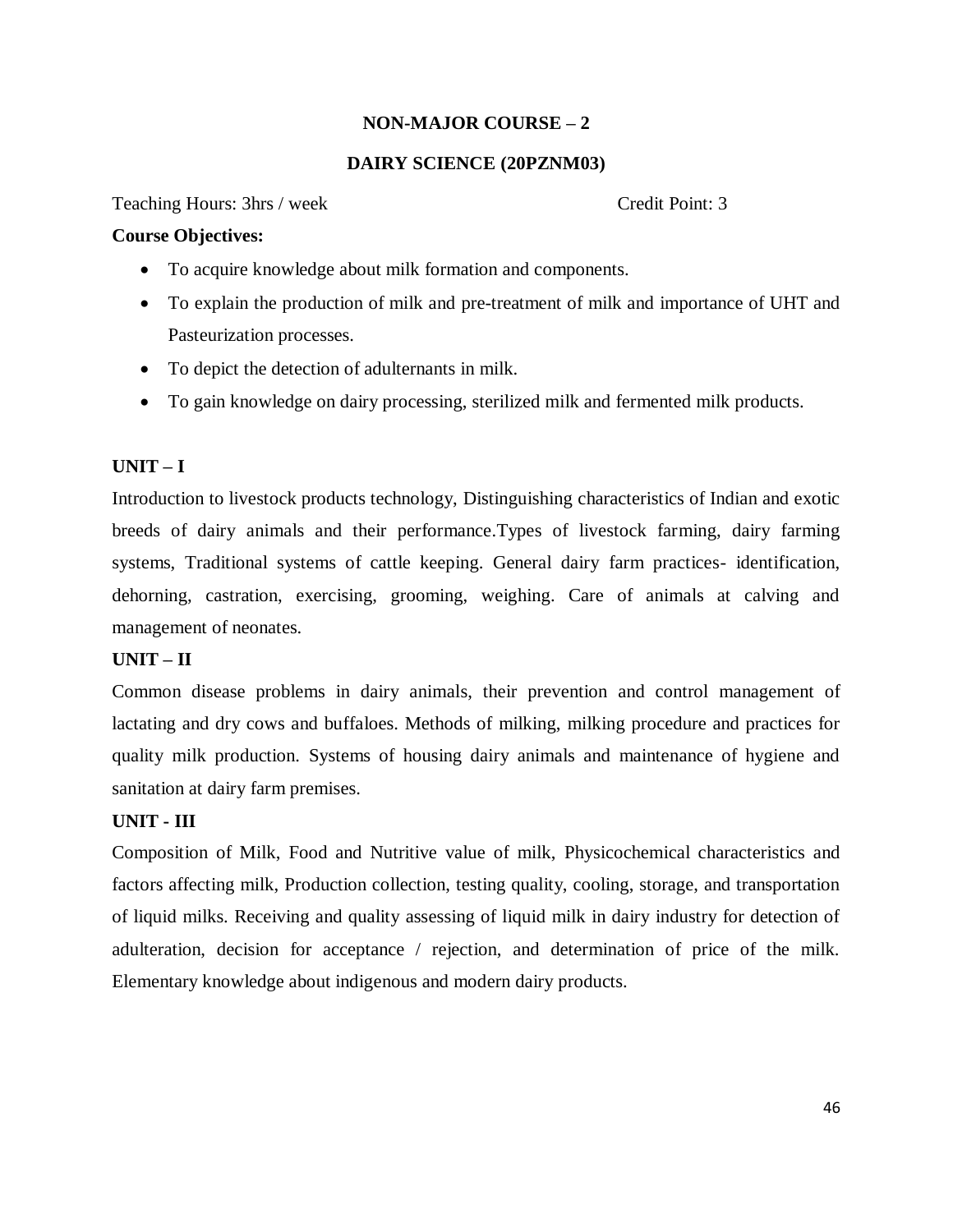## NON-MAJOR COURSE – 2

## DAIRY SCIENCE (20PZNM03)

Teaching Hours: 3hrs / week                                                    Credit Point: 3

**Course Objectives:**

- To acquire knowledge about milk formation and components.
- To explain the production of milk and pre-treatment of milk and importance of UHT and Pasteurization processes.
- To depict the detection of adulternants in milk.
- To gain knowledge on dairy processing, sterilized milk and fermented milk products.

**UNIT – I**

Introduction to livestock products technology, Distinguishing characteristics of Indian and exotic breeds of dairy animals and their performance.Types of livestock farming, dairy farming systems, Traditional systems of cattle keeping. General dairy farm practices- identification, dehorning, castration, exercising, grooming, weighing. Care of animals at calving and management of neonates.

**UNIT – II**

Common disease problems in dairy animals, their prevention and control management of lactating and dry cows and buffaloes. Methods of milking, milking procedure and practices for quality milk production. Systems of housing dairy animals and maintenance of hygiene and sanitation at dairy farm premises.

**UNIT - III**

Composition of Milk, Food and Nutritive value of milk, Physicochemical characteristics and factors affecting milk, Production collection, testing quality, cooling, storage, and transportation of liquid milks. Receiving and quality assessing of liquid milk in dairy industry for detection of adulteration, decision for acceptance / rejection, and determination of price of the milk. Elementary knowledge about indigenous and modern dairy products.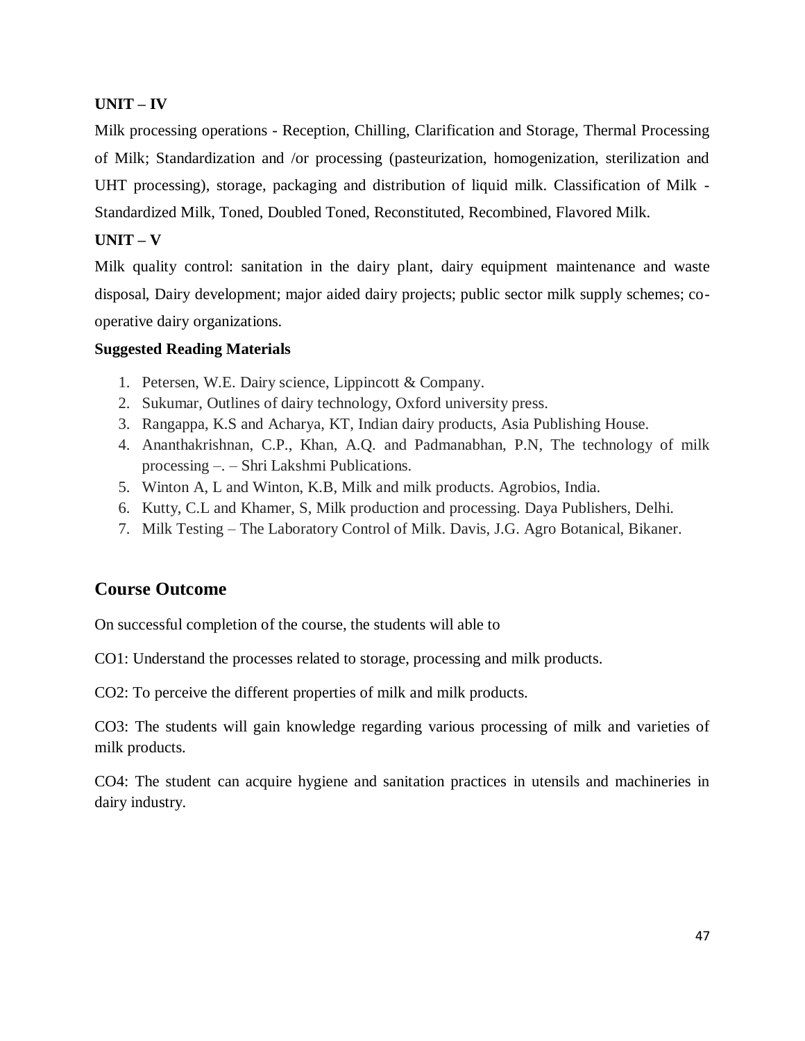**UNIT – IV**

Milk processing operations - Reception, Chilling, Clarification and Storage, Thermal Processing of Milk; Standardization and /or processing (pasteurization, homogenization, sterilization and UHT processing), storage, packaging and distribution of liquid milk. Classification of Milk - Standardized Milk, Toned, Doubled Toned, Reconstituted, Recombined, Flavored Milk.

**UNIT – V**

Milk quality control: sanitation in the dairy plant, dairy equipment maintenance and waste disposal, Dairy development; major aided dairy projects; public sector milk supply schemes; co-operative dairy organizations.

**Suggested Reading Materials**

1. Petersen, W.E. Dairy science, Lippincott & Company.
2. Sukumar, Outlines of dairy technology, Oxford university press.
3. Rangappa, K.S and Acharya, KT, Indian dairy products, Asia Publishing House.
4. Ananthakrishnan, C.P., Khan, A.Q. and Padmanabhan, P.N, The technology of milk processing –. – Shri Lakshmi Publications.
5. Winton A, L and Winton, K.B, Milk and milk products. Agrobios, India.
6. Kutty, C.L and Khamer, S, Milk production and processing. Daya Publishers, Delhi.
7. Milk Testing – The Laboratory Control of Milk. Davis, J.G. Agro Botanical, Bikaner.

## Course Outcome

On successful completion of the course, the students will able to

CO1: Understand the processes related to storage, processing and milk products.

CO2: To perceive the different properties of milk and milk products.

CO3: The students will gain knowledge regarding various processing of milk and varieties of milk products.

CO4: The student can acquire hygiene and sanitation practices in utensils and machineries in dairy industry.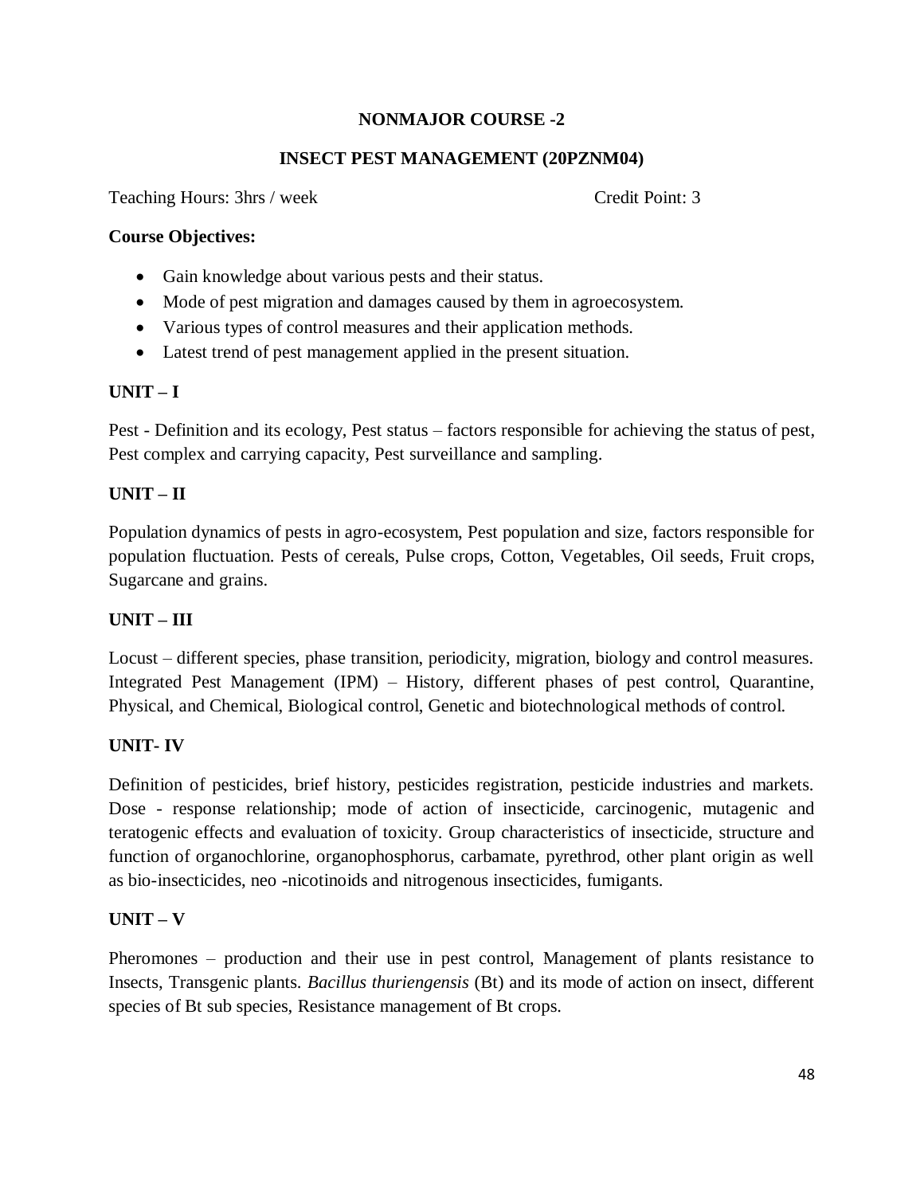## NONMAJOR COURSE -2

## INSECT PEST MANAGEMENT (20PZNM04)

Teaching Hours: 3hrs / week Credit Point: 3

**Course Objectives:**

- Gain knowledge about various pests and their status.
- Mode of pest migration and damages caused by them in agroecosystem.
- Various types of control measures and their application methods.
- Latest trend of pest management applied in the present situation.

### UNIT – I

Pest - Definition and its ecology, Pest status – factors responsible for achieving the status of pest, Pest complex and carrying capacity, Pest surveillance and sampling.

### UNIT – II

Population dynamics of pests in agro-ecosystem, Pest population and size, factors responsible for population fluctuation. Pests of cereals, Pulse crops, Cotton, Vegetables, Oil seeds, Fruit crops, Sugarcane and grains.

### UNIT – III

Locust – different species, phase transition, periodicity, migration, biology and control measures. Integrated Pest Management (IPM) – History, different phases of pest control, Quarantine, Physical, and Chemical, Biological control, Genetic and biotechnological methods of control.

### UNIT- IV

Definition of pesticides, brief history, pesticides registration, pesticide industries and markets. Dose - response relationship; mode of action of insecticide, carcinogenic, mutagenic and teratogenic effects and evaluation of toxicity. Group characteristics of insecticide, structure and function of organochlorine, organophosphorus, carbamate, pyrethrod, other plant origin as well as bio-insecticides, neo -nicotinoids and nitrogenous insecticides, fumigants.

### UNIT – V

Pheromones – production and their use in pest control, Management of plants resistance to Insects, Transgenic plants. *Bacillus thuriengensis* (Bt) and its mode of action on insect, different species of Bt sub species, Resistance management of Bt crops.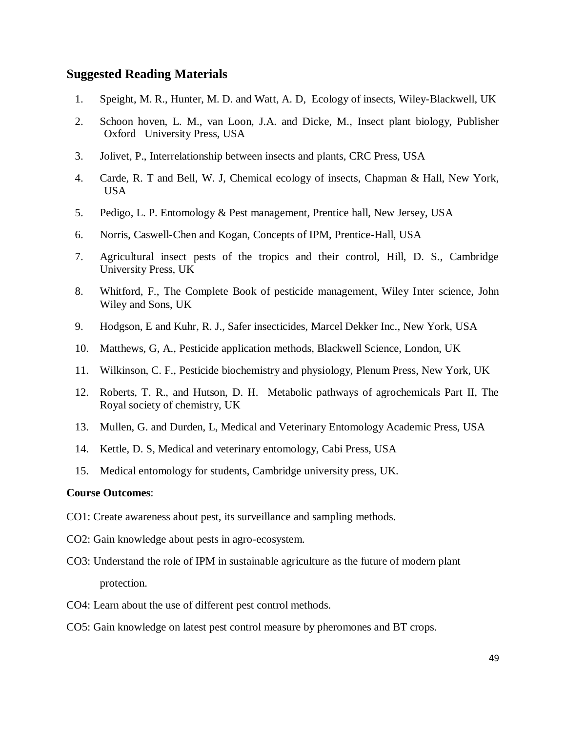## Suggested Reading Materials

1. Speight, M. R., Hunter, M. D. and Watt, A. D, Ecology of insects, Wiley-Blackwell, UK
2. Schoon hoven, L. M., van Loon, J.A. and Dicke, M., Insect plant biology, Publisher Oxford University Press, USA
3. Jolivet, P., Interrelationship between insects and plants, CRC Press, USA
4. Carde, R. T and Bell, W. J, Chemical ecology of insects, Chapman & Hall, New York, USA
5. Pedigo, L. P. Entomology & Pest management, Prentice hall, New Jersey, USA
6. Norris, Caswell-Chen and Kogan, Concepts of IPM, Prentice-Hall, USA
7. Agricultural insect pests of the tropics and their control, Hill, D. S., Cambridge University Press, UK
8. Whitford, F., The Complete Book of pesticide management, Wiley Inter science, John Wiley and Sons, UK
9. Hodgson, E and Kuhr, R. J., Safer insecticides, Marcel Dekker Inc., New York, USA
10. Matthews, G, A., Pesticide application methods, Blackwell Science, London, UK
11. Wilkinson, C. F., Pesticide biochemistry and physiology, Plenum Press, New York, UK
12. Roberts, T. R., and Hutson, D. H. Metabolic pathways of agrochemicals Part II, The Royal society of chemistry, UK
13. Mullen, G. and Durden, L, Medical and Veterinary Entomology Academic Press, USA
14. Kettle, D. S, Medical and veterinary entomology, Cabi Press, USA
15. Medical entomology for students, Cambridge university press, UK.

**Course Outcomes**:

CO1: Create awareness about pest, its surveillance and sampling methods.

CO2: Gain knowledge about pests in agro-ecosystem.

CO3: Understand the role of IPM in sustainable agriculture as the future of modern plant protection.

CO4: Learn about the use of different pest control methods.

CO5: Gain knowledge on latest pest control measure by pheromones and BT crops.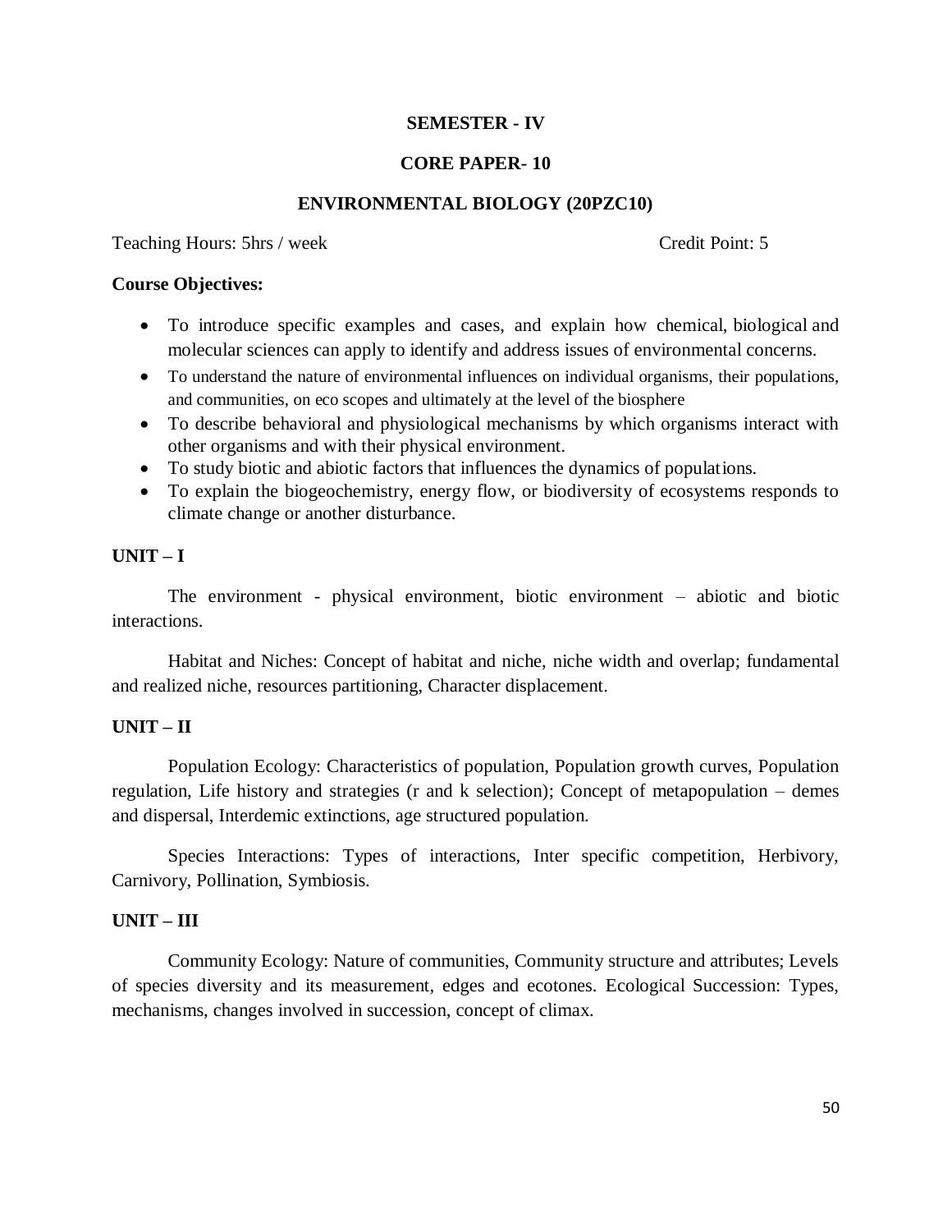**SEMESTER - IV**

**CORE PAPER- 10**

**ENVIRONMENTAL BIOLOGY (20PZC10)**

Teaching Hours: 5hrs / week Credit Point: 5

**Course Objectives:**

- To introduce specific examples and cases, and explain how chemical, biological and molecular sciences can apply to identify and address issues of environmental concerns.
- To understand the nature of environmental influences on individual organisms, their populations, and communities, on eco scopes and ultimately at the level of the biosphere
- To describe behavioral and physiological mechanisms by which organisms interact with other organisms and with their physical environment.
- To study biotic and abiotic factors that influences the dynamics of populations.
- To explain the biogeochemistry, energy flow, or biodiversity of ecosystems responds to climate change or another disturbance.

**UNIT – I**

The environment - physical environment, biotic environment – abiotic and biotic interactions.

Habitat and Niches: Concept of habitat and niche, niche width and overlap; fundamental and realized niche, resources partitioning, Character displacement.

**UNIT – II**

Population Ecology: Characteristics of population, Population growth curves, Population regulation, Life history and strategies (r and k selection); Concept of metapopulation – demes and dispersal, Interdemic extinctions, age structured population.

Species Interactions: Types of interactions, Inter specific competition, Herbivory, Carnivory, Pollination, Symbiosis.

**UNIT – III**

Community Ecology: Nature of communities, Community structure and attributes; Levels of species diversity and its measurement, edges and ecotones. Ecological Succession: Types, mechanisms, changes involved in succession, concept of climax.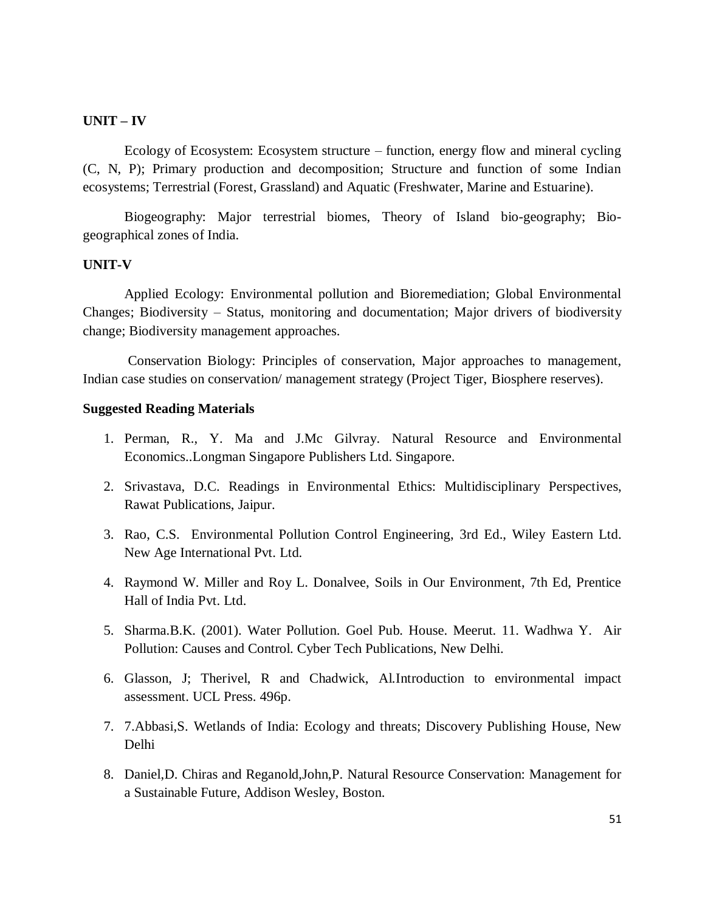**UNIT – IV**

Ecology of Ecosystem: Ecosystem structure – function, energy flow and mineral cycling (C, N, P); Primary production and decomposition; Structure and function of some Indian ecosystems; Terrestrial (Forest, Grassland) and Aquatic (Freshwater, Marine and Estuarine).

Biogeography: Major terrestrial biomes, Theory of Island bio-geography; Bio-geographical zones of India.

**UNIT-V**

Applied Ecology: Environmental pollution and Bioremediation; Global Environmental Changes; Biodiversity – Status, monitoring and documentation; Major drivers of biodiversity change; Biodiversity management approaches.

Conservation Biology: Principles of conservation, Major approaches to management, Indian case studies on conservation/ management strategy (Project Tiger, Biosphere reserves).

**Suggested Reading Materials**

1. Perman, R., Y. Ma and J.Mc Gilvray. Natural Resource and Environmental Economics..Longman Singapore Publishers Ltd. Singapore.
2. Srivastava, D.C. Readings in Environmental Ethics: Multidisciplinary Perspectives, Rawat Publications, Jaipur.
3. Rao, C.S. Environmental Pollution Control Engineering, 3rd Ed., Wiley Eastern Ltd. New Age International Pvt. Ltd.
4. Raymond W. Miller and Roy L. Donalvee, Soils in Our Environment, 7th Ed, Prentice Hall of India Pvt. Ltd.
5. Sharma.B.K. (2001). Water Pollution. Goel Pub. House. Meerut. 11. Wadhwa Y. Air Pollution: Causes and Control. Cyber Tech Publications, New Delhi.
6. Glasson, J; Therivel, R and Chadwick, Al.Introduction to environmental impact assessment. UCL Press. 496p.
7. 7.Abbasi,S. Wetlands of India: Ecology and threats; Discovery Publishing House, New Delhi
8. Daniel,D. Chiras and Reganold,John,P. Natural Resource Conservation: Management for a Sustainable Future, Addison Wesley, Boston.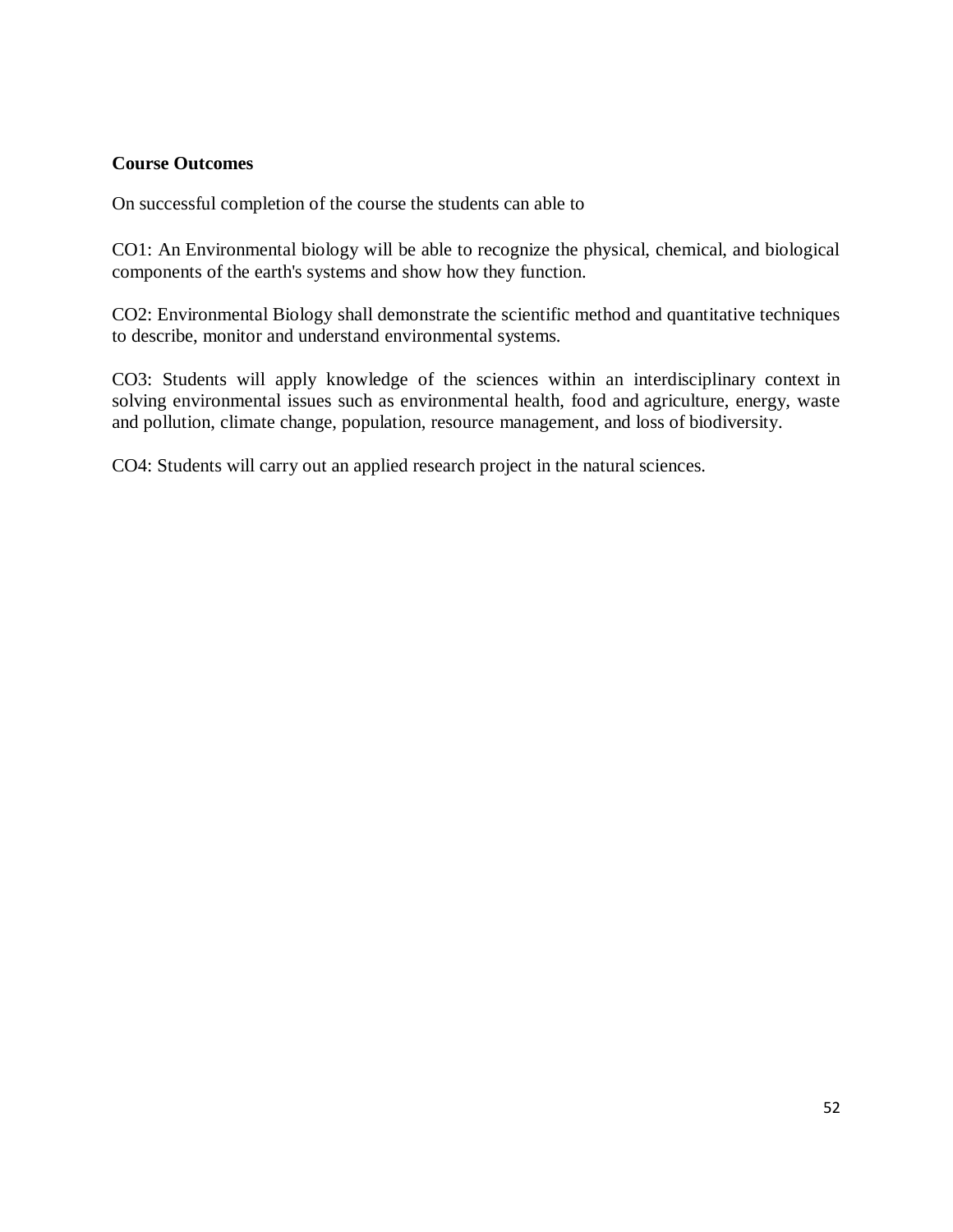**Course Outcomes**

On successful completion of the course the students can able to

CO1: An Environmental biology will be able to recognize the physical, chemical, and biological components of the earth's systems and show how they function.

CO2: Environmental Biology shall demonstrate the scientific method and quantitative techniques to describe, monitor and understand environmental systems.

CO3: Students will apply knowledge of the sciences within an interdisciplinary context in solving environmental issues such as environmental health, food and agriculture, energy, waste and pollution, climate change, population, resource management, and loss of biodiversity.

CO4: Students will carry out an applied research project in the natural sciences.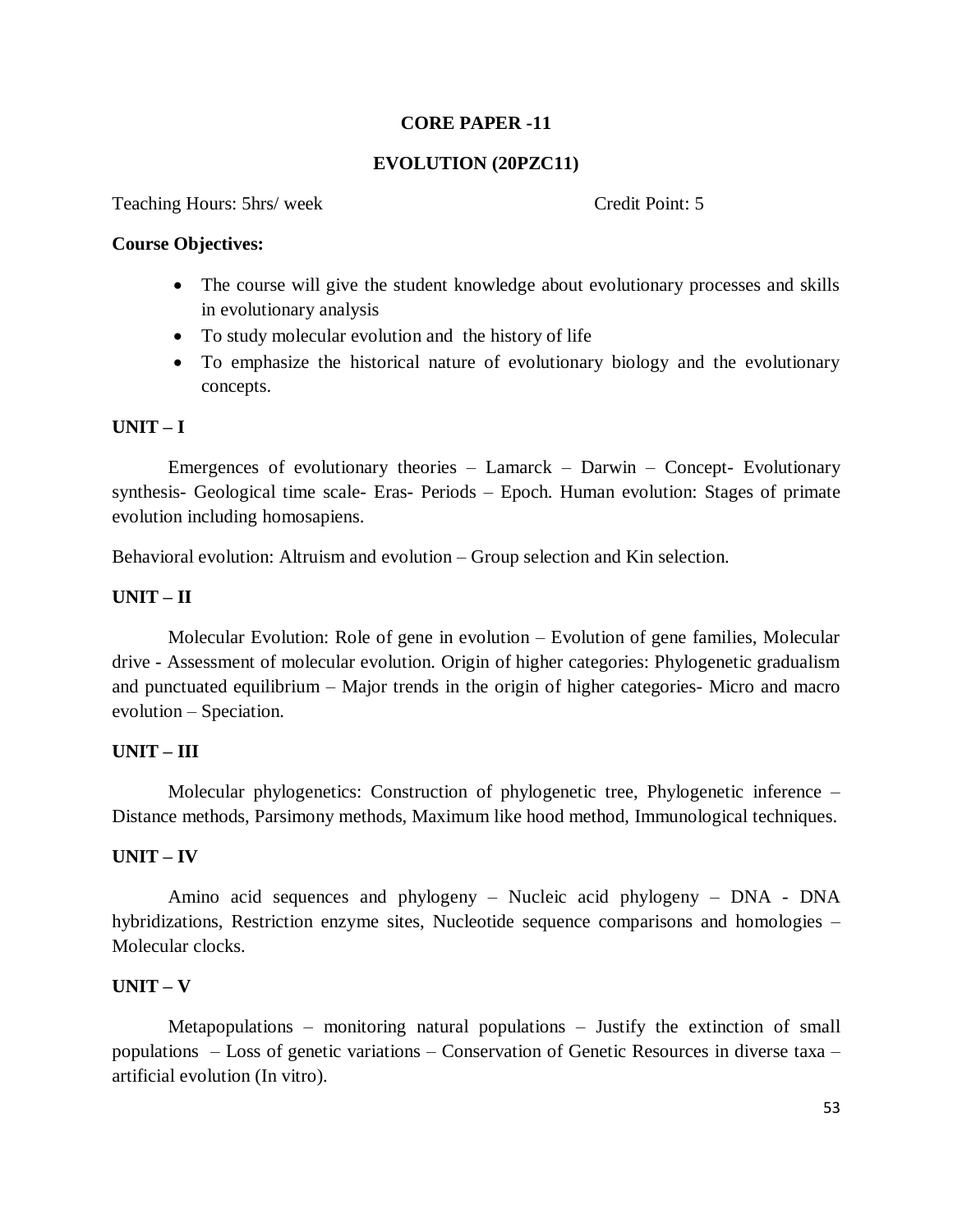## CORE PAPER -11

## EVOLUTION (20PZC11)

Teaching Hours: 5hrs/ week Credit Point: 5

**Course Objectives:**

- The course will give the student knowledge about evolutionary processes and skills in evolutionary analysis
- To study molecular evolution and the history of life
- To emphasize the historical nature of evolutionary biology and the evolutionary concepts.

**UNIT – I**

Emergences of evolutionary theories – Lamarck – Darwin – Concept- Evolutionary synthesis- Geological time scale- Eras- Periods – Epoch. Human evolution: Stages of primate evolution including homosapiens.

Behavioral evolution: Altruism and evolution – Group selection and Kin selection.

**UNIT – II**

Molecular Evolution: Role of gene in evolution – Evolution of gene families, Molecular drive - Assessment of molecular evolution. Origin of higher categories: Phylogenetic gradualism and punctuated equilibrium – Major trends in the origin of higher categories- Micro and macro evolution – Speciation.

**UNIT – III**

Molecular phylogenetics: Construction of phylogenetic tree, Phylogenetic inference – Distance methods, Parsimony methods, Maximum like hood method, Immunological techniques.

**UNIT – IV**

Amino acid sequences and phylogeny – Nucleic acid phylogeny – DNA - DNA hybridizations, Restriction enzyme sites, Nucleotide sequence comparisons and homologies – Molecular clocks.

**UNIT – V**

Metapopulations – monitoring natural populations – Justify the extinction of small populations – Loss of genetic variations – Conservation of Genetic Resources in diverse taxa – artificial evolution (In vitro).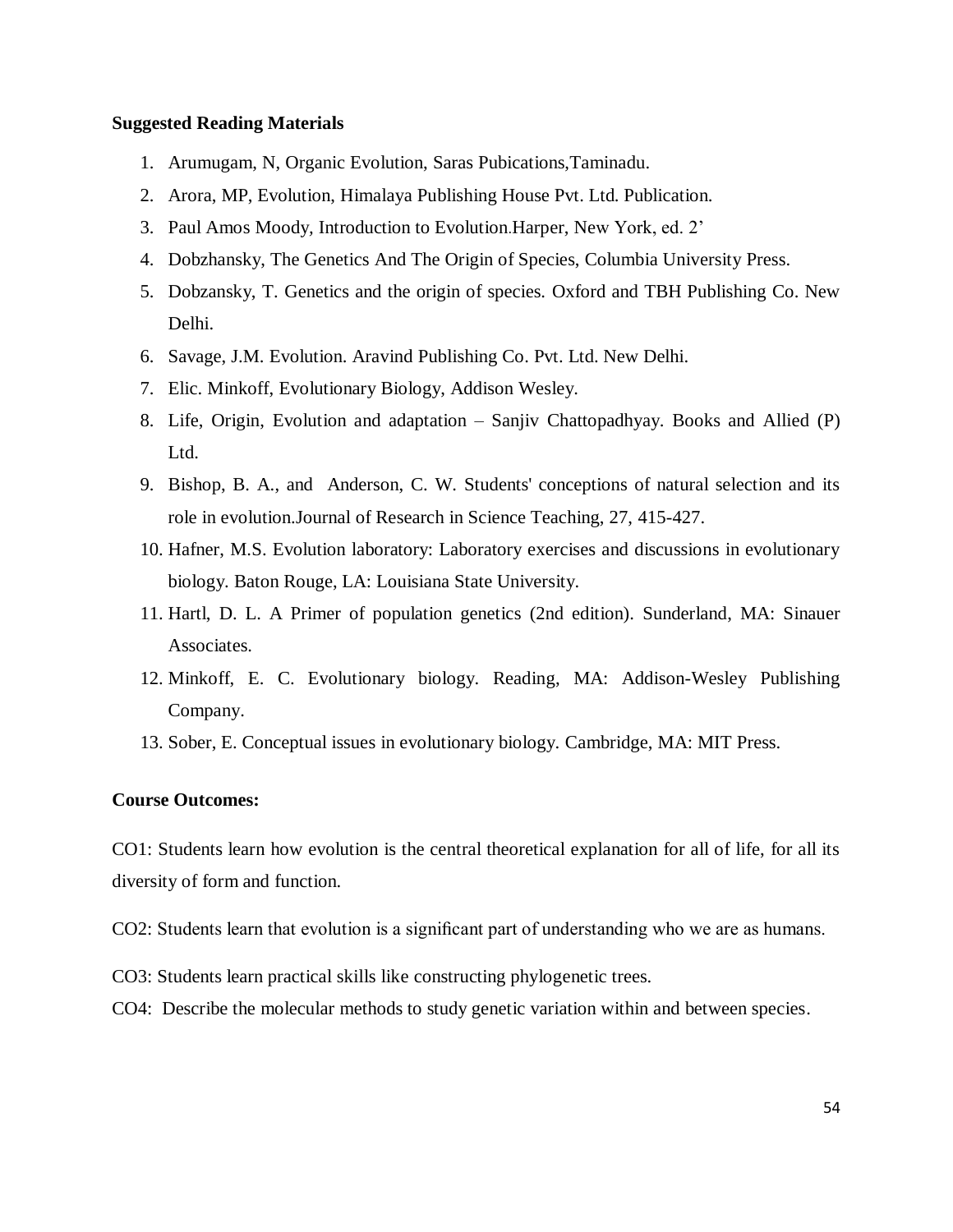**Suggested Reading Materials**

1. Arumugam, N, Organic Evolution, Saras Pubications,Taminadu.
2. Arora, MP, Evolution, Himalaya Publishing House Pvt. Ltd. Publication.
3. Paul Amos Moody, Introduction to Evolution.Harper, New York, ed. 2’
4. Dobzhansky, The Genetics And The Origin of Species, Columbia University Press.
5. Dobzansky, T. Genetics and the origin of species. Oxford and TBH Publishing Co. New Delhi.
6. Savage, J.M. Evolution. Aravind Publishing Co. Pvt. Ltd. New Delhi.
7. Elic. Minkoff, Evolutionary Biology, Addison Wesley.
8. Life, Origin, Evolution and adaptation – Sanjiv Chattopadhyay. Books and Allied (P) Ltd.
9. Bishop, B. A., and Anderson, C. W. Students' conceptions of natural selection and its role in evolution.Journal of Research in Science Teaching, 27, 415-427.
10. Hafner, M.S. Evolution laboratory: Laboratory exercises and discussions in evolutionary biology. Baton Rouge, LA: Louisiana State University.
11. Hartl, D. L. A Primer of population genetics (2nd edition). Sunderland, MA: Sinauer Associates.
12. Minkoff, E. C. Evolutionary biology. Reading, MA: Addison-Wesley Publishing Company.
13. Sober, E. Conceptual issues in evolutionary biology. Cambridge, MA: MIT Press.

**Course Outcomes:**

CO1: Students learn how evolution is the central theoretical explanation for all of life, for all its diversity of form and function.

CO2: Students learn that evolution is a significant part of understanding who we are as humans.

CO3: Students learn practical skills like constructing phylogenetic trees.

CO4: Describe the molecular methods to study genetic variation within and between species.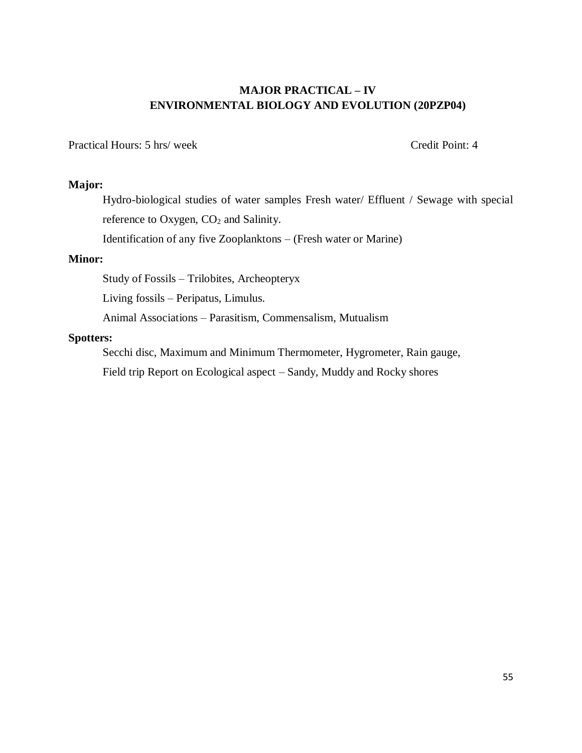## MAJOR PRACTICAL – IV
## ENVIRONMENTAL BIOLOGY AND EVOLUTION (20PZP04)

Practical Hours: 5 hrs/ week    Credit Point: 4

**Major:**

Hydro-biological studies of water samples Fresh water/ Effluent / Sewage with special reference to Oxygen, $CO_2$ and Salinity.

Identification of any five Zooplanktons – (Fresh water or Marine)

**Minor:**

Study of Fossils – Trilobites, Archeopteryx

Living fossils – Peripatus, Limulus.

Animal Associations – Parasitism, Commensalism, Mutualism

**Spotters:**

Secchi disc, Maximum and Minimum Thermometer, Hygrometer, Rain gauge,

Field trip Report on Ecological aspect – Sandy, Muddy and Rocky shores